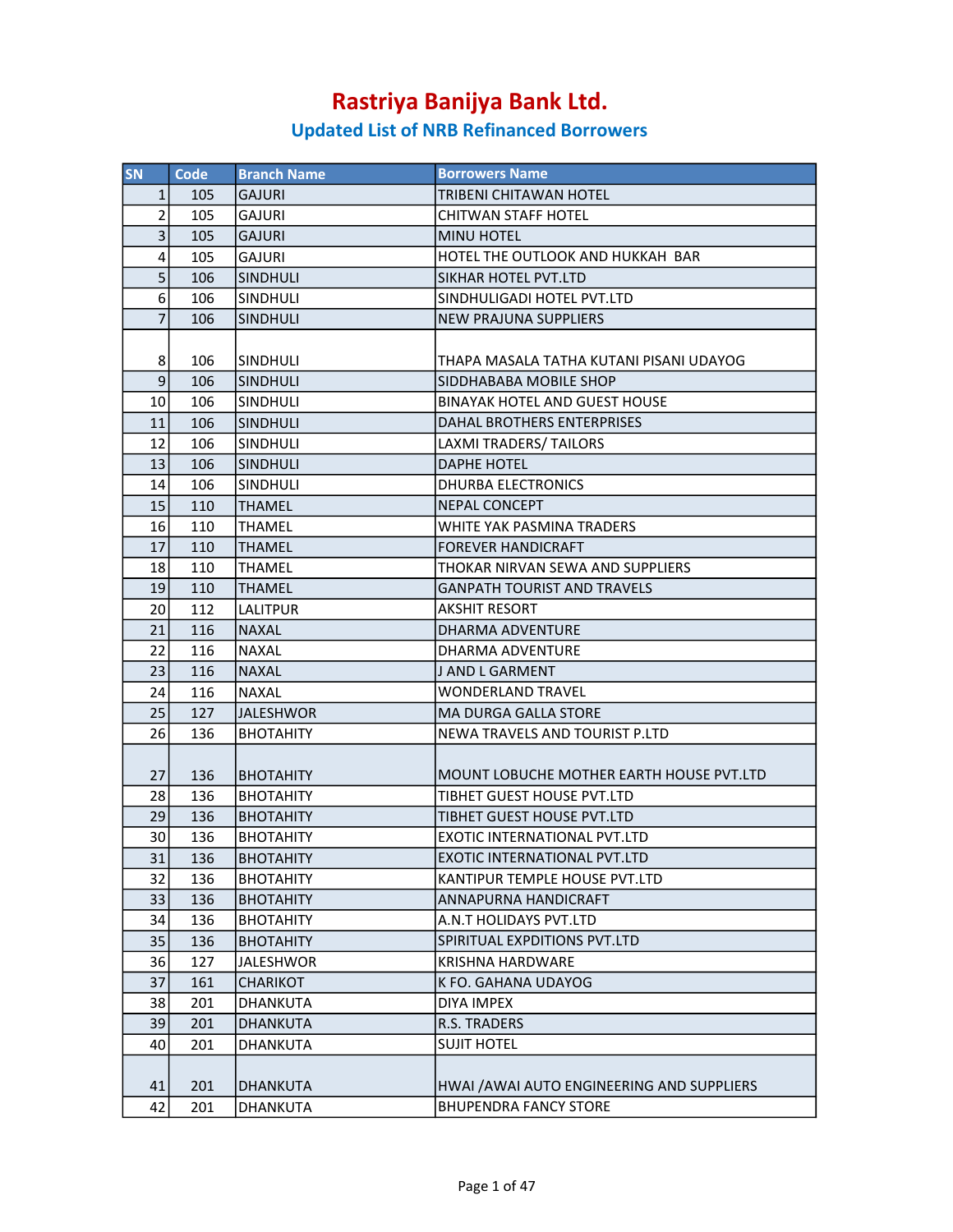# Rastriya Banijya Bank Ltd.

## Updated List of NRB Refinanced Borrowers

| SN | Code | Branch Name | Borrowers Name |
|---|---|---|---|
| 1 | 105 | GAJURI | TRIBENI CHITAWAN HOTEL |
| 2 | 105 | GAJURI | CHITWAN STAFF HOTEL |
| 3 | 105 | GAJURI | MINU HOTEL |
| 4 | 105 | GAJURI | HOTEL THE OUTLOOK AND HUKKAH BAR |
| 5 | 106 | SINDHULI | SIKHAR HOTEL PVT.LTD |
| 6 | 106 | SINDHULI | SINDHULIGADI HOTEL PVT.LTD |
| 7 | 106 | SINDHULI | NEW PRAJUNA SUPPLIERS |
| 8 | 106 | SINDHULI | THAPA MASALA TATHA KUTANI PISANI UDAYOG |
| 9 | 106 | SINDHULI | SIDDHABABA MOBILE SHOP |
| 10 | 106 | SINDHULI | BINAYAK HOTEL AND GUEST HOUSE |
| 11 | 106 | SINDHULI | DAHAL BROTHERS ENTERPRISES |
| 12 | 106 | SINDHULI | LAXMI TRADERS/ TAILORS |
| 13 | 106 | SINDHULI | DAPHE HOTEL |
| 14 | 106 | SINDHULI | DHURBA ELECTRONICS |
| 15 | 110 | THAMEL | NEPAL CONCEPT |
| 16 | 110 | THAMEL | WHITE YAK PASMINA TRADERS |
| 17 | 110 | THAMEL | FOREVER HANDICRAFT |
| 18 | 110 | THAMEL | THOKAR NIRVAN SEWA AND SUPPLIERS |
| 19 | 110 | THAMEL | GANPATH TOURIST AND TRAVELS |
| 20 | 112 | LALITPUR | AKSHIT RESORT |
| 21 | 116 | NAXAL | DHARMA ADVENTURE |
| 22 | 116 | NAXAL | DHARMA ADVENTURE |
| 23 | 116 | NAXAL | J AND L GARMENT |
| 24 | 116 | NAXAL | WONDERLAND TRAVEL |
| 25 | 127 | JALESHWOR | MA DURGA GALLA STORE |
| 26 | 136 | BHOTAHITY | NEWA TRAVELS AND TOURIST P.LTD |
| 27 | 136 | BHOTAHITY | MOUNT LOBUCHE MOTHER EARTH HOUSE PVT.LTD |
| 28 | 136 | BHOTAHITY | TIBHET GUEST HOUSE PVT.LTD |
| 29 | 136 | BHOTAHITY | TIBHET GUEST HOUSE PVT.LTD |
| 30 | 136 | BHOTAHITY | EXOTIC INTERNATIONAL PVT.LTD |
| 31 | 136 | BHOTAHITY | EXOTIC INTERNATIONAL PVT.LTD |
| 32 | 136 | BHOTAHITY | KANTIPUR TEMPLE HOUSE PVT.LTD |
| 33 | 136 | BHOTAHITY | ANNAPURNA HANDICRAFT |
| 34 | 136 | BHOTAHITY | A.N.T HOLIDAYS PVT.LTD |
| 35 | 136 | BHOTAHITY | SPIRITUAL EXPDITIONS PVT.LTD |
| 36 | 127 | JALESHWOR | KRISHNA HARDWARE |
| 37 | 161 | CHARIKOT | K FO. GAHANA UDAYOG |
| 38 | 201 | DHANKUTA | DIYA IMPEX |
| 39 | 201 | DHANKUTA | R.S. TRADERS |
| 40 | 201 | DHANKUTA | SUJIT HOTEL |
| 41 | 201 | DHANKUTA | HWAI /AWAI AUTO ENGINEERING AND SUPPLIERS |
| 42 | 201 | DHANKUTA | BHUPENDRA FANCY STORE |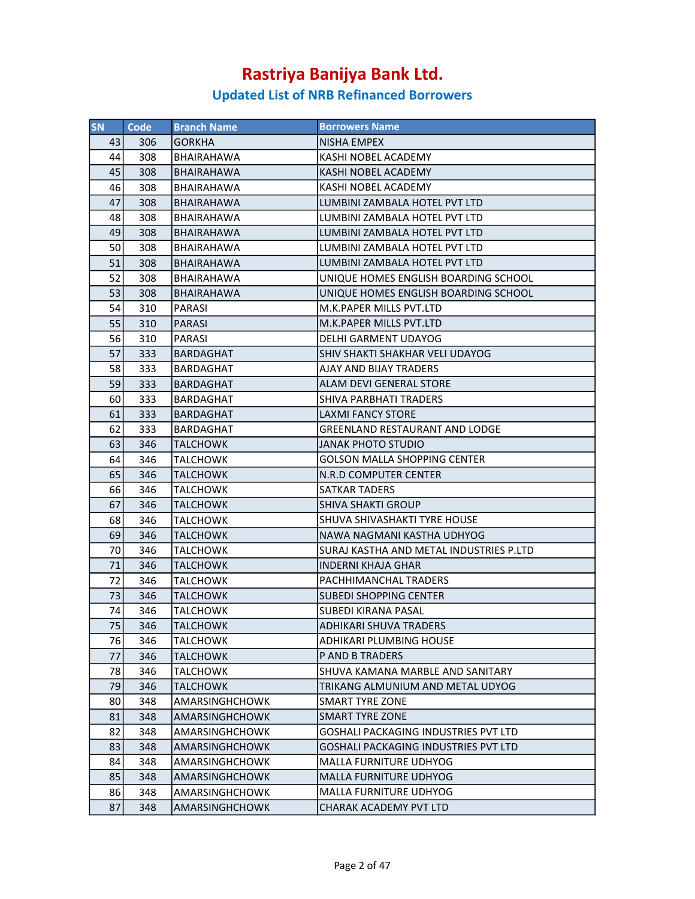# Rastriya Banijya Bank Ltd.

## Updated List of NRB Refinanced Borrowers

| SN | Code | Branch Name | Borrowers Name |
|---|---|---|---|
| 43 | 306 | GORKHA | NISHA EMPEX |
| 44 | 308 | BHAIRAHAWA | KASHI NOBEL ACADEMY |
| 45 | 308 | BHAIRAHAWA | KASHI NOBEL ACADEMY |
| 46 | 308 | BHAIRAHAWA | KASHI NOBEL ACADEMY |
| 47 | 308 | BHAIRAHAWA | LUMBINI ZAMBALA HOTEL PVT LTD |
| 48 | 308 | BHAIRAHAWA | LUMBINI ZAMBALA HOTEL PVT LTD |
| 49 | 308 | BHAIRAHAWA | LUMBINI ZAMBALA HOTEL PVT LTD |
| 50 | 308 | BHAIRAHAWA | LUMBINI ZAMBALA HOTEL PVT LTD |
| 51 | 308 | BHAIRAHAWA | LUMBINI ZAMBALA HOTEL PVT LTD |
| 52 | 308 | BHAIRAHAWA | UNIQUE HOMES ENGLISH BOARDING SCHOOL |
| 53 | 308 | BHAIRAHAWA | UNIQUE HOMES ENGLISH BOARDING SCHOOL |
| 54 | 310 | PARASI | M.K.PAPER MILLS PVT.LTD |
| 55 | 310 | PARASI | M.K.PAPER MILLS PVT.LTD |
| 56 | 310 | PARASI | DELHI GARMENT UDAYOG |
| 57 | 333 | BARDAGHAT | SHIV SHAKTI SHAKHAR VELI UDAYOG |
| 58 | 333 | BARDAGHAT | AJAY AND BIJAY TRADERS |
| 59 | 333 | BARDAGHAT | ALAM DEVI GENERAL STORE |
| 60 | 333 | BARDAGHAT | SHIVA PARBHATI TRADERS |
| 61 | 333 | BARDAGHAT | LAXMI FANCY STORE |
| 62 | 333 | BARDAGHAT | GREENLAND RESTAURANT AND LODGE |
| 63 | 346 | TALCHOWK | JANAK PHOTO STUDIO |
| 64 | 346 | TALCHOWK | GOLSON MALLA SHOPPING CENTER |
| 65 | 346 | TALCHOWK | N.R.D COMPUTER CENTER |
| 66 | 346 | TALCHOWK | SATKAR TADERS |
| 67 | 346 | TALCHOWK | SHIVA SHAKTI GROUP |
| 68 | 346 | TALCHOWK | SHUVA SHIVASHAKTI TYRE HOUSE |
| 69 | 346 | TALCHOWK | NAWA NAGMANI KASTHA UDHYOG |
| 70 | 346 | TALCHOWK | SURAJ KASTHA AND METAL INDUSTRIES P.LTD |
| 71 | 346 | TALCHOWK | INDERNI KHAJA GHAR |
| 72 | 346 | TALCHOWK | PACHHIMANCHAL TRADERS |
| 73 | 346 | TALCHOWK | SUBEDI SHOPPING CENTER |
| 74 | 346 | TALCHOWK | SUBEDI KIRANA PASAL |
| 75 | 346 | TALCHOWK | ADHIKARI SHUVA TRADERS |
| 76 | 346 | TALCHOWK | ADHIKARI PLUMBING HOUSE |
| 77 | 346 | TALCHOWK | P AND B TRADERS |
| 78 | 346 | TALCHOWK | SHUVA KAMANA MARBLE AND SANITARY |
| 79 | 346 | TALCHOWK | TRIKANG ALMUNIUM AND METAL UDYOG |
| 80 | 348 | AMARSINGHCHOWK | SMART TYRE ZONE |
| 81 | 348 | AMARSINGHCHOWK | SMART TYRE ZONE |
| 82 | 348 | AMARSINGHCHOWK | GOSHALI PACKAGING INDUSTRIES PVT LTD |
| 83 | 348 | AMARSINGHCHOWK | GOSHALI PACKAGING INDUSTRIES PVT LTD |
| 84 | 348 | AMARSINGHCHOWK | MALLA FURNITURE UDHYOG |
| 85 | 348 | AMARSINGHCHOWK | MALLA FURNITURE UDHYOG |
| 86 | 348 | AMARSINGHCHOWK | MALLA FURNITURE UDHYOG |
| 87 | 348 | AMARSINGHCHOWK | CHARAK ACADEMY PVT LTD |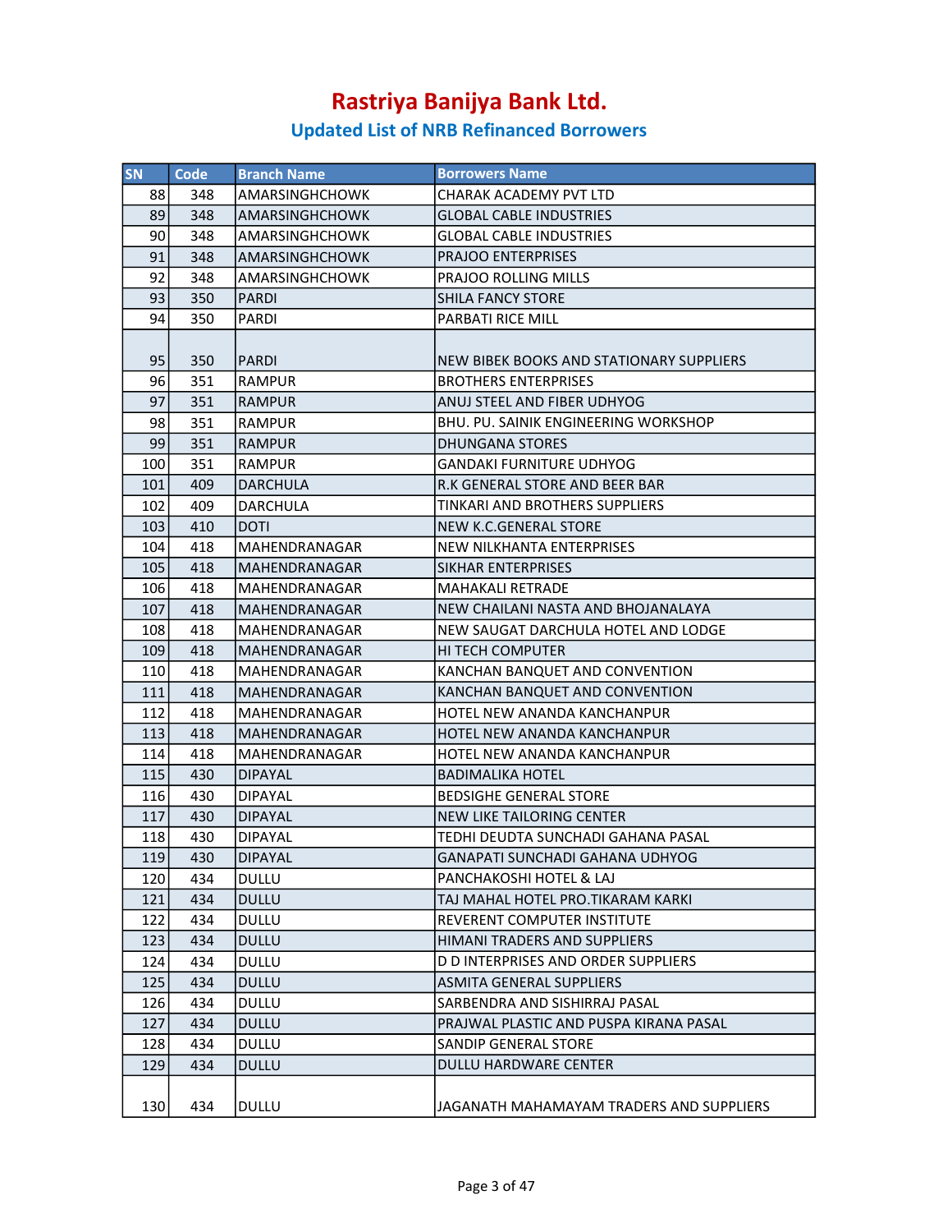# Rastriya Banijya Bank Ltd.

## Updated List of NRB Refinanced Borrowers

| SN | Code | Branch Name | Borrowers Name |
|---|---|---|---|
| 88 | 348 | AMARSINGHCHOWK | CHARAK ACADEMY PVT LTD |
| 89 | 348 | AMARSINGHCHOWK | GLOBAL CABLE INDUSTRIES |
| 90 | 348 | AMARSINGHCHOWK | GLOBAL CABLE INDUSTRIES |
| 91 | 348 | AMARSINGHCHOWK | PRAJOO ENTERPRISES |
| 92 | 348 | AMARSINGHCHOWK | PRAJOO ROLLING MILLS |
| 93 | 350 | PARDI | SHILA FANCY STORE |
| 94 | 350 | PARDI | PARBATI RICE MILL |
| 95 | 350 | PARDI | NEW BIBEK BOOKS AND STATIONARY SUPPLIERS |
| 96 | 351 | RAMPUR | BROTHERS ENTERPRISES |
| 97 | 351 | RAMPUR | ANUJ STEEL AND FIBER UDHYOG |
| 98 | 351 | RAMPUR | BHU. PU. SAINIK ENGINEERING WORKSHOP |
| 99 | 351 | RAMPUR | DHUNGANA STORES |
| 100 | 351 | RAMPUR | GANDAKI FURNITURE UDHYOG |
| 101 | 409 | DARCHULA | R.K GENERAL STORE AND BEER BAR |
| 102 | 409 | DARCHULA | TINKARI AND BROTHERS SUPPLIERS |
| 103 | 410 | DOTI | NEW K.C.GENERAL STORE |
| 104 | 418 | MAHENDRANAGAR | NEW NILKHANTA ENTERPRISES |
| 105 | 418 | MAHENDRANAGAR | SIKHAR ENTERPRISES |
| 106 | 418 | MAHENDRANAGAR | MAHAKALI RETRADE |
| 107 | 418 | MAHENDRANAGAR | NEW CHAILANI NASTA AND BHOJANALAYA |
| 108 | 418 | MAHENDRANAGAR | NEW SAUGAT DARCHULA HOTEL AND LODGE |
| 109 | 418 | MAHENDRANAGAR | HI TECH COMPUTER |
| 110 | 418 | MAHENDRANAGAR | KANCHAN BANQUET AND CONVENTION |
| 111 | 418 | MAHENDRANAGAR | KANCHAN BANQUET AND CONVENTION |
| 112 | 418 | MAHENDRANAGAR | HOTEL NEW ANANDA KANCHANPUR |
| 113 | 418 | MAHENDRANAGAR | HOTEL NEW ANANDA KANCHANPUR |
| 114 | 418 | MAHENDRANAGAR | HOTEL NEW ANANDA KANCHANPUR |
| 115 | 430 | DIPAYAL | BADIMALIKA HOTEL |
| 116 | 430 | DIPAYAL | BEDSIGHE GENERAL STORE |
| 117 | 430 | DIPAYAL | NEW LIKE TAILORING CENTER |
| 118 | 430 | DIPAYAL | TEDHI DEUDTA SUNCHADI GAHANA PASAL |
| 119 | 430 | DIPAYAL | GANAPATI SUNCHADI GAHANA UDHYOG |
| 120 | 434 | DULLU | PANCHAKOSHI HOTEL & LAJ |
| 121 | 434 | DULLU | TAJ MAHAL HOTEL PRO.TIKARAM KARKI |
| 122 | 434 | DULLU | REVERENT COMPUTER INSTITUTE |
| 123 | 434 | DULLU | HIMANI TRADERS AND SUPPLIERS |
| 124 | 434 | DULLU | D D INTERPRISES AND ORDER SUPPLIERS |
| 125 | 434 | DULLU | ASMITA GENERAL SUPPLIERS |
| 126 | 434 | DULLU | SARBENDRA AND SISHIRRAJ PASAL |
| 127 | 434 | DULLU | PRAJWAL PLASTIC AND PUSPA KIRANA PASAL |
| 128 | 434 | DULLU | SANDIP GENERAL STORE |
| 129 | 434 | DULLU | DULLU HARDWARE CENTER |
| 130 | 434 | DULLU | JAGANATH MAHAMAYAM TRADERS AND SUPPLIERS |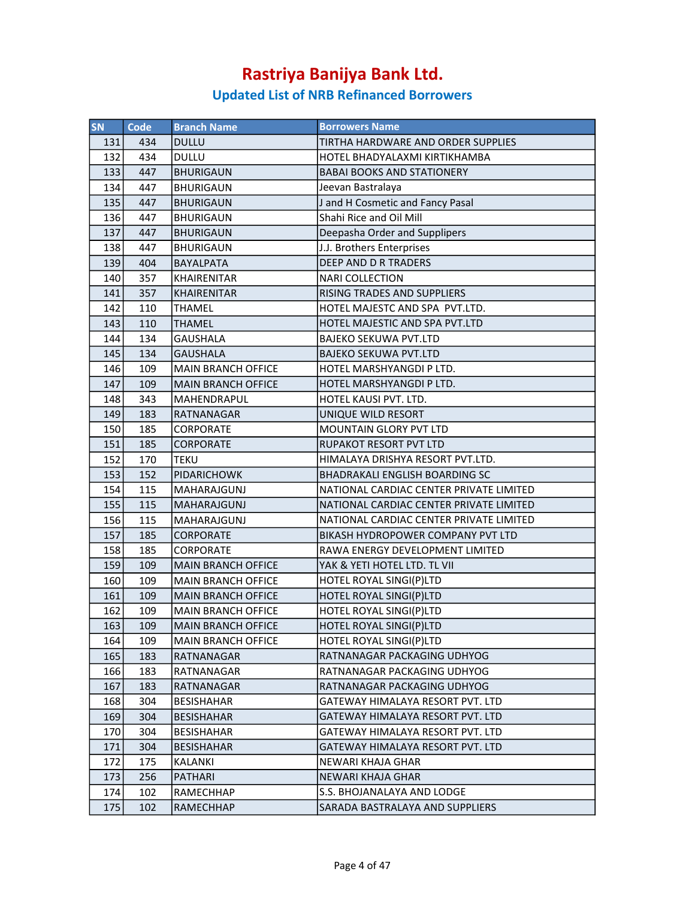# Rastriya Banijya Bank Ltd.

## Updated List of NRB Refinanced Borrowers

| SN | Code | Branch Name | Borrowers Name |
|---|---|---|---|
| 131 | 434 | DULLU | TIRTHA HARDWARE AND ORDER SUPPLIES |
| 132 | 434 | DULLU | HOTEL BHADYALAXMI KIRTIKHAMBA |
| 133 | 447 | BHURIGAUN | BABAI BOOKS AND STATIONERY |
| 134 | 447 | BHURIGAUN | Jeevan Bastralaya |
| 135 | 447 | BHURIGAUN | J and H Cosmetic and Fancy Pasal |
| 136 | 447 | BHURIGAUN | Shahi Rice and Oil Mill |
| 137 | 447 | BHURIGAUN | Deepasha Order and Supplipers |
| 138 | 447 | BHURIGAUN | J.J. Brothers Enterprises |
| 139 | 404 | BAYALPATA | DEEP AND D R TRADERS |
| 140 | 357 | KHAIRENITAR | NARI COLLECTION |
| 141 | 357 | KHAIRENITAR | RISING TRADES AND SUPPLIERS |
| 142 | 110 | THAMEL | HOTEL MAJESTC AND SPA PVT.LTD. |
| 143 | 110 | THAMEL | HOTEL MAJESTIC AND SPA PVT.LTD |
| 144 | 134 | GAUSHALA | BAJEKO SEKUWA PVT.LTD |
| 145 | 134 | GAUSHALA | BAJEKO SEKUWA PVT.LTD |
| 146 | 109 | MAIN BRANCH OFFICE | HOTEL MARSHYANGDI P LTD. |
| 147 | 109 | MAIN BRANCH OFFICE | HOTEL MARSHYANGDI P LTD. |
| 148 | 343 | MAHENDRAPUL | HOTEL KAUSI PVT. LTD. |
| 149 | 183 | RATNANAGAR | UNIQUE WILD RESORT |
| 150 | 185 | CORPORATE | MOUNTAIN GLORY PVT LTD |
| 151 | 185 | CORPORATE | RUPAKOT RESORT PVT LTD |
| 152 | 170 | TEKU | HIMALAYA DRISHYA RESORT PVT.LTD. |
| 153 | 152 | PIDARICHOWK | BHADRAKALI ENGLISH BOARDING SC |
| 154 | 115 | MAHARAJGUNJ | NATIONAL CARDIAC CENTER PRIVATE LIMITED |
| 155 | 115 | MAHARAJGUNJ | NATIONAL CARDIAC CENTER PRIVATE LIMITED |
| 156 | 115 | MAHARAJGUNJ | NATIONAL CARDIAC CENTER PRIVATE LIMITED |
| 157 | 185 | CORPORATE | BIKASH HYDROPOWER COMPANY PVT LTD |
| 158 | 185 | CORPORATE | RAWA ENERGY DEVELOPMENT LIMITED |
| 159 | 109 | MAIN BRANCH OFFICE | YAK & YETI HOTEL LTD. TL VII |
| 160 | 109 | MAIN BRANCH OFFICE | HOTEL ROYAL SINGI(P)LTD |
| 161 | 109 | MAIN BRANCH OFFICE | HOTEL ROYAL SINGI(P)LTD |
| 162 | 109 | MAIN BRANCH OFFICE | HOTEL ROYAL SINGI(P)LTD |
| 163 | 109 | MAIN BRANCH OFFICE | HOTEL ROYAL SINGI(P)LTD |
| 164 | 109 | MAIN BRANCH OFFICE | HOTEL ROYAL SINGI(P)LTD |
| 165 | 183 | RATNANAGAR | RATNANAGAR PACKAGING UDHYOG |
| 166 | 183 | RATNANAGAR | RATNANAGAR PACKAGING UDHYOG |
| 167 | 183 | RATNANAGAR | RATNANAGAR PACKAGING UDHYOG |
| 168 | 304 | BESISHAHAR | GATEWAY HIMALAYA RESORT PVT. LTD |
| 169 | 304 | BESISHAHAR | GATEWAY HIMALAYA RESORT PVT. LTD |
| 170 | 304 | BESISHAHAR | GATEWAY HIMALAYA RESORT PVT. LTD |
| 171 | 304 | BESISHAHAR | GATEWAY HIMALAYA RESORT PVT. LTD |
| 172 | 175 | KALANKI | NEWARI KHAJA GHAR |
| 173 | 256 | PATHARI | NEWARI KHAJA GHAR |
| 174 | 102 | RAMECHHAP | S.S. BHOJANALAYA AND LODGE |
| 175 | 102 | RAMECHHAP | SARADA BASTRALAYA AND SUPPLIERS |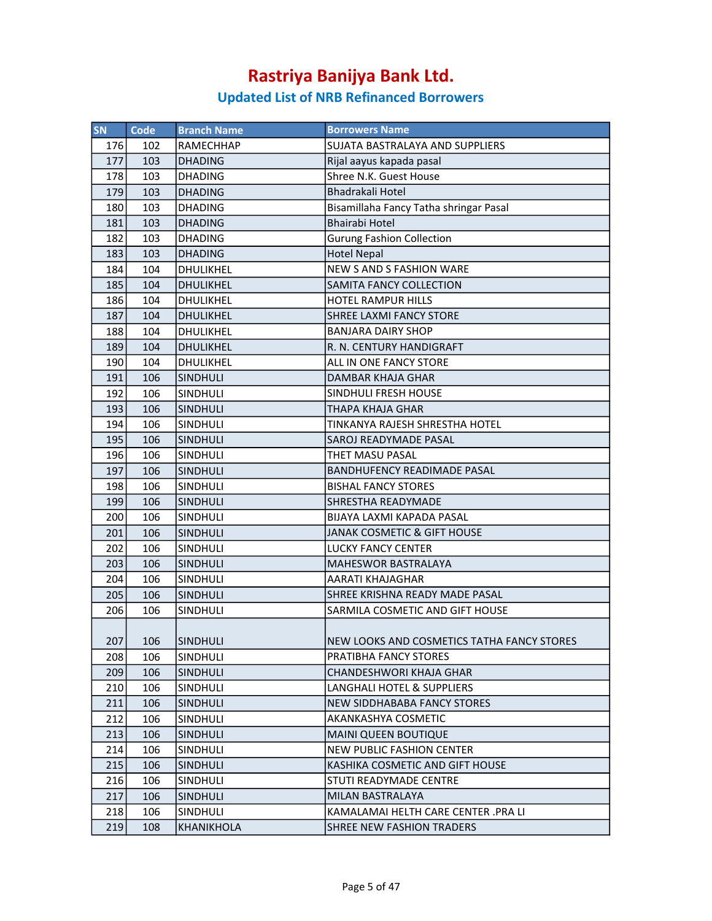# Rastriya Banijya Bank Ltd.

## Updated List of NRB Refinanced Borrowers

| SN | Code | Branch Name | Borrowers Name |
|---|---|---|---|
| 176 | 102 | RAMECHHAP | SUJATA BASTRALAYA AND SUPPLIERS |
| 177 | 103 | DHADING | Rijal aayus kapada pasal |
| 178 | 103 | DHADING | Shree N.K. Guest House |
| 179 | 103 | DHADING | Bhadrakali Hotel |
| 180 | 103 | DHADING | Bisamillaha Fancy Tatha shringar Pasal |
| 181 | 103 | DHADING | Bhairabi Hotel |
| 182 | 103 | DHADING | Gurung Fashion Collection |
| 183 | 103 | DHADING | Hotel Nepal |
| 184 | 104 | DHULIKHEL | NEW S AND S FASHION WARE |
| 185 | 104 | DHULIKHEL | SAMITA FANCY COLLECTION |
| 186 | 104 | DHULIKHEL | HOTEL RAMPUR HILLS |
| 187 | 104 | DHULIKHEL | SHREE LAXMI FANCY STORE |
| 188 | 104 | DHULIKHEL | BANJARA DAIRY SHOP |
| 189 | 104 | DHULIKHEL | R. N. CENTURY HANDIGRAFT |
| 190 | 104 | DHULIKHEL | ALL IN ONE FANCY STORE |
| 191 | 106 | SINDHULI | DAMBAR KHAJA GHAR |
| 192 | 106 | SINDHULI | SINDHULI FRESH HOUSE |
| 193 | 106 | SINDHULI | THAPA KHAJA GHAR |
| 194 | 106 | SINDHULI | TINKANYA RAJESH SHRESTHA HOTEL |
| 195 | 106 | SINDHULI | SAROJ READYMADE PASAL |
| 196 | 106 | SINDHULI | THET MASU PASAL |
| 197 | 106 | SINDHULI | BANDHUFENCY READIMADE PASAL |
| 198 | 106 | SINDHULI | BISHAL FANCY STORES |
| 199 | 106 | SINDHULI | SHRESTHA READYMADE |
| 200 | 106 | SINDHULI | BIJAYA LAXMI KAPADA PASAL |
| 201 | 106 | SINDHULI | JANAK COSMETIC & GIFT HOUSE |
| 202 | 106 | SINDHULI | LUCKY FANCY CENTER |
| 203 | 106 | SINDHULI | MAHESWOR BASTRALAYA |
| 204 | 106 | SINDHULI | AARATI KHAJAGHAR |
| 205 | 106 | SINDHULI | SHREE KRISHNA READY MADE PASAL |
| 206 | 106 | SINDHULI | SARMILA COSMETIC AND GIFT HOUSE |
| 207 | 106 | SINDHULI | NEW LOOKS AND COSMETICS TATHA FANCY STORES |
| 208 | 106 | SINDHULI | PRATIBHA FANCY STORES |
| 209 | 106 | SINDHULI | CHANDESHWORI KHAJA GHAR |
| 210 | 106 | SINDHULI | LANGHALI HOTEL & SUPPLIERS |
| 211 | 106 | SINDHULI | NEW SIDDHABABA FANCY STORES |
| 212 | 106 | SINDHULI | AKANKASHYA COSMETIC |
| 213 | 106 | SINDHULI | MAINI QUEEN BOUTIQUE |
| 214 | 106 | SINDHULI | NEW PUBLIC FASHION CENTER |
| 215 | 106 | SINDHULI | KASHIKA COSMETIC AND GIFT HOUSE |
| 216 | 106 | SINDHULI | STUTI READYMADE CENTRE |
| 217 | 106 | SINDHULI | MILAN BASTRALAYA |
| 218 | 106 | SINDHULI | KAMALAMAI HELTH CARE CENTER .PRA LI |
| 219 | 108 | KHANIKHOLA | SHREE NEW FASHION TRADERS |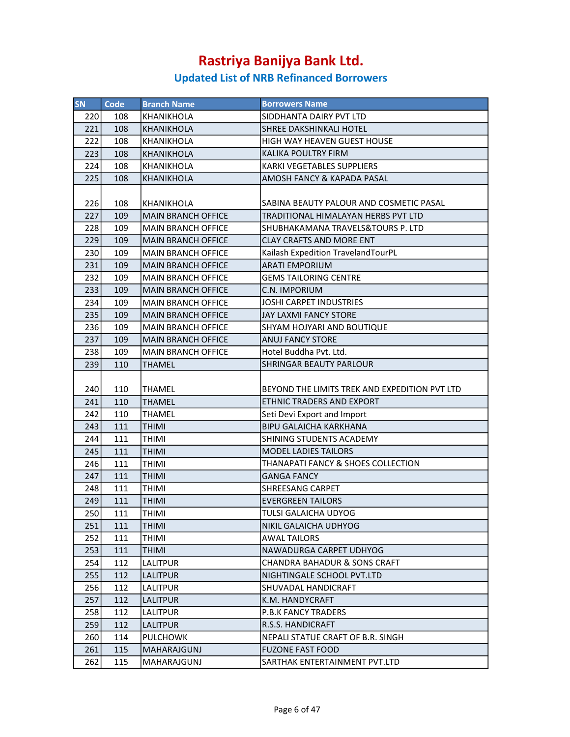# Rastriya Banijya Bank Ltd.

## Updated List of NRB Refinanced Borrowers

| SN | Code | Branch Name | Borrowers Name |
|---|---|---|---|
| 220 | 108 | KHANIKHOLA | SIDDHANTA DAIRY PVT LTD |
| 221 | 108 | KHANIKHOLA | SHREE DAKSHINKALI HOTEL |
| 222 | 108 | KHANIKHOLA | HIGH WAY HEAVEN GUEST HOUSE |
| 223 | 108 | KHANIKHOLA | KALIKA POULTRY FIRM |
| 224 | 108 | KHANIKHOLA | KARKI VEGETABLES SUPPLIERS |
| 225 | 108 | KHANIKHOLA | AMOSH FANCY & KAPADA PASAL |
| 226 | 108 | KHANIKHOLA | SABINA BEAUTY PALOUR AND COSMETIC PASAL |
| 227 | 109 | MAIN BRANCH OFFICE | TRADITIONAL HIMALAYAN HERBS PVT LTD |
| 228 | 109 | MAIN BRANCH OFFICE | SHUBHAKAMANA TRAVELS&TOURS P. LTD |
| 229 | 109 | MAIN BRANCH OFFICE | CLAY CRAFTS AND MORE ENT |
| 230 | 109 | MAIN BRANCH OFFICE | Kailash Expedition TravelandTourPL |
| 231 | 109 | MAIN BRANCH OFFICE | ARATI EMPORIUM |
| 232 | 109 | MAIN BRANCH OFFICE | GEMS TAILORING CENTRE |
| 233 | 109 | MAIN BRANCH OFFICE | C.N. IMPORIUM |
| 234 | 109 | MAIN BRANCH OFFICE | JOSHI CARPET INDUSTRIES |
| 235 | 109 | MAIN BRANCH OFFICE | JAY LAXMI FANCY STORE |
| 236 | 109 | MAIN BRANCH OFFICE | SHYAM HOJYARI AND BOUTIQUE |
| 237 | 109 | MAIN BRANCH OFFICE | ANUJ FANCY STORE |
| 238 | 109 | MAIN BRANCH OFFICE | Hotel Buddha Pvt. Ltd. |
| 239 | 110 | THAMEL | SHRINGAR BEAUTY PARLOUR |
| 240 | 110 | THAMEL | BEYOND THE LIMITS TREK AND EXPEDITION PVT LTD |
| 241 | 110 | THAMEL | ETHNIC TRADERS AND EXPORT |
| 242 | 110 | THAMEL | Seti Devi Export and Import |
| 243 | 111 | THIMI | BIPU GALAICHA KARKHANA |
| 244 | 111 | THIMI | SHINING STUDENTS ACADEMY |
| 245 | 111 | THIMI | MODEL LADIES TAILORS |
| 246 | 111 | THIMI | THANAPATI FANCY & SHOES COLLECTION |
| 247 | 111 | THIMI | GANGA FANCY |
| 248 | 111 | THIMI | SHREESANG CARPET |
| 249 | 111 | THIMI | EVERGREEN TAILORS |
| 250 | 111 | THIMI | TULSI GALAICHA UDYOG |
| 251 | 111 | THIMI | NIKIL GALAICHA UDHYOG |
| 252 | 111 | THIMI | AWAL TAILORS |
| 253 | 111 | THIMI | NAWADURGA CARPET UDHYOG |
| 254 | 112 | LALITPUR | CHANDRA BAHADUR & SONS CRAFT |
| 255 | 112 | LALITPUR | NIGHTINGALE SCHOOL PVT.LTD |
| 256 | 112 | LALITPUR | SHUVADAL HANDICRAFT |
| 257 | 112 | LALITPUR | K.M. HANDYCRAFT |
| 258 | 112 | LALITPUR | P.B.K FANCY TRADERS |
| 259 | 112 | LALITPUR | R.S.S. HANDICRAFT |
| 260 | 114 | PULCHOWK | NEPALI STATUE CRAFT OF B.R. SINGH |
| 261 | 115 | MAHARAJGUNJ | FUZONE FAST FOOD |
| 262 | 115 | MAHARAJGUNJ | SARTHAK ENTERTAINMENT PVT.LTD |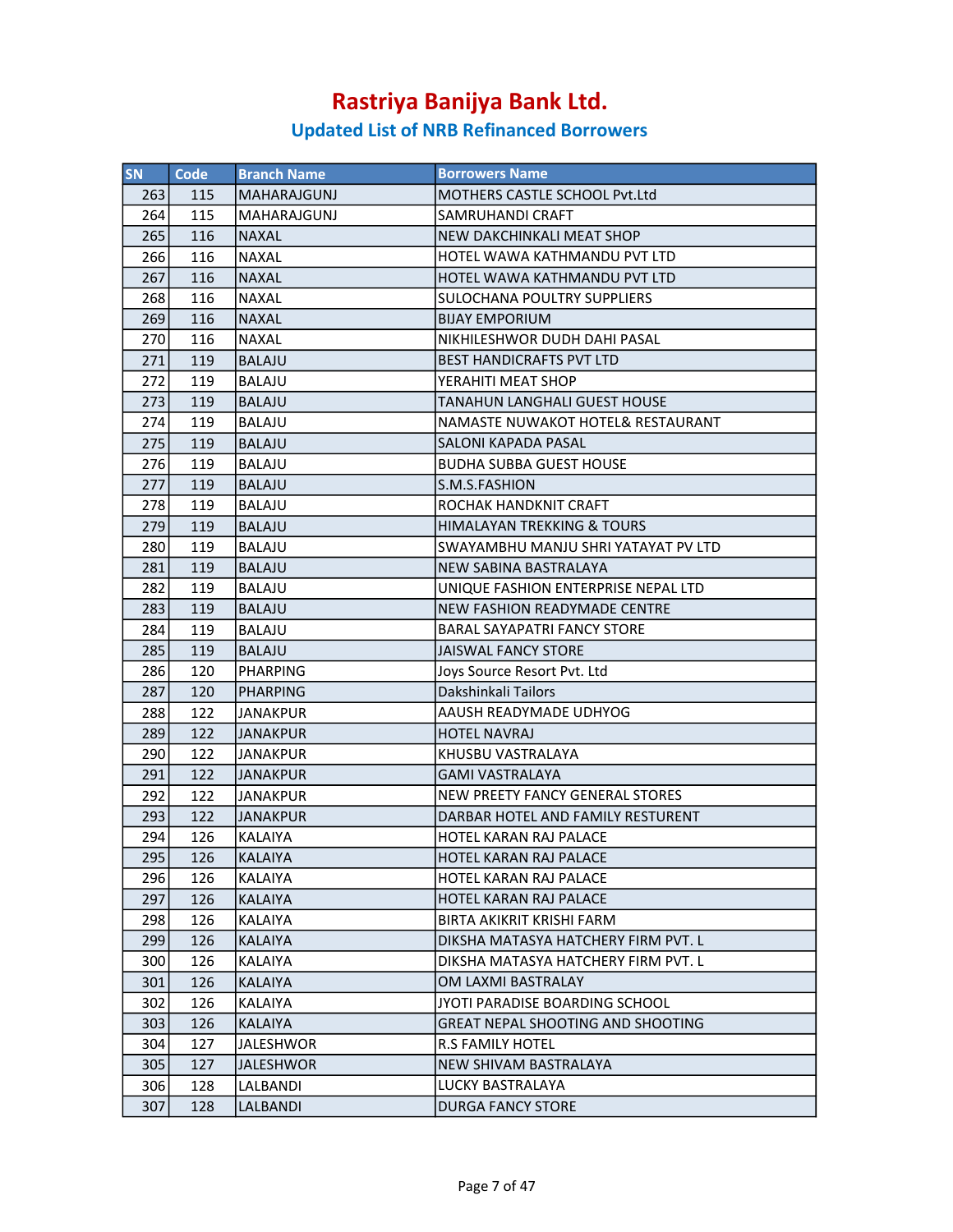# Rastriya Banijya Bank Ltd.

## Updated List of NRB Refinanced Borrowers

| SN | Code | Branch Name | Borrowers Name |
|---|---|---|---|
| 263 | 115 | MAHARAJGUNJ | MOTHERS CASTLE SCHOOL Pvt.Ltd |
| 264 | 115 | MAHARAJGUNJ | SAMRUHANDI CRAFT |
| 265 | 116 | NAXAL | NEW DAKCHINKALI MEAT SHOP |
| 266 | 116 | NAXAL | HOTEL WAWA KATHMANDU PVT LTD |
| 267 | 116 | NAXAL | HOTEL WAWA KATHMANDU PVT LTD |
| 268 | 116 | NAXAL | SULOCHANA POULTRY SUPPLIERS |
| 269 | 116 | NAXAL | BIJAY EMPORIUM |
| 270 | 116 | NAXAL | NIKHILESHWOR DUDH DAHI PASAL |
| 271 | 119 | BALAJU | BEST HANDICRAFTS PVT LTD |
| 272 | 119 | BALAJU | YERAHITI MEAT SHOP |
| 273 | 119 | BALAJU | TANAHUN LANGHALI GUEST HOUSE |
| 274 | 119 | BALAJU | NAMASTE NUWAKOT HOTEL& RESTAURANT |
| 275 | 119 | BALAJU | SALONI KAPADA PASAL |
| 276 | 119 | BALAJU | BUDHA SUBBA GUEST HOUSE |
| 277 | 119 | BALAJU | S.M.S.FASHION |
| 278 | 119 | BALAJU | ROCHAK HANDKNIT CRAFT |
| 279 | 119 | BALAJU | HIMALAYAN TREKKING & TOURS |
| 280 | 119 | BALAJU | SWAYAMBHU MANJU SHRI YATAYAT PV LTD |
| 281 | 119 | BALAJU | NEW SABINA BASTRALAYA |
| 282 | 119 | BALAJU | UNIQUE FASHION ENTERPRISE NEPAL LTD |
| 283 | 119 | BALAJU | NEW FASHION READYMADE CENTRE |
| 284 | 119 | BALAJU | BARAL SAYAPATRI FANCY STORE |
| 285 | 119 | BALAJU | JAISWAL FANCY STORE |
| 286 | 120 | PHARPING | Joys Source Resort Pvt. Ltd |
| 287 | 120 | PHARPING | Dakshinkali Tailors |
| 288 | 122 | JANAKPUR | AAUSH READYMADE UDHYOG |
| 289 | 122 | JANAKPUR | HOTEL NAVRAJ |
| 290 | 122 | JANAKPUR | KHUSBU VASTRALAYA |
| 291 | 122 | JANAKPUR | GAMI VASTRALAYA |
| 292 | 122 | JANAKPUR | NEW PREETY FANCY GENERAL STORES |
| 293 | 122 | JANAKPUR | DARBAR HOTEL AND FAMILY RESTURENT |
| 294 | 126 | KALAIYA | HOTEL KARAN RAJ PALACE |
| 295 | 126 | KALAIYA | HOTEL KARAN RAJ PALACE |
| 296 | 126 | KALAIYA | HOTEL KARAN RAJ PALACE |
| 297 | 126 | KALAIYA | HOTEL KARAN RAJ PALACE |
| 298 | 126 | KALAIYA | BIRTA AKIKRIT KRISHI FARM |
| 299 | 126 | KALAIYA | DIKSHA MATASYA HATCHERY FIRM PVT. L |
| 300 | 126 | KALAIYA | DIKSHA MATASYA HATCHERY FIRM PVT. L |
| 301 | 126 | KALAIYA | OM LAXMI BASTRALAY |
| 302 | 126 | KALAIYA | JYOTI PARADISE BOARDING SCHOOL |
| 303 | 126 | KALAIYA | GREAT NEPAL SHOOTING AND SHOOTING |
| 304 | 127 | JALESHWOR | R.S FAMILY HOTEL |
| 305 | 127 | JALESHWOR | NEW SHIVAM BASTRALAYA |
| 306 | 128 | LALBANDI | LUCKY BASTRALAYA |
| 307 | 128 | LALBANDI | DURGA FANCY STORE |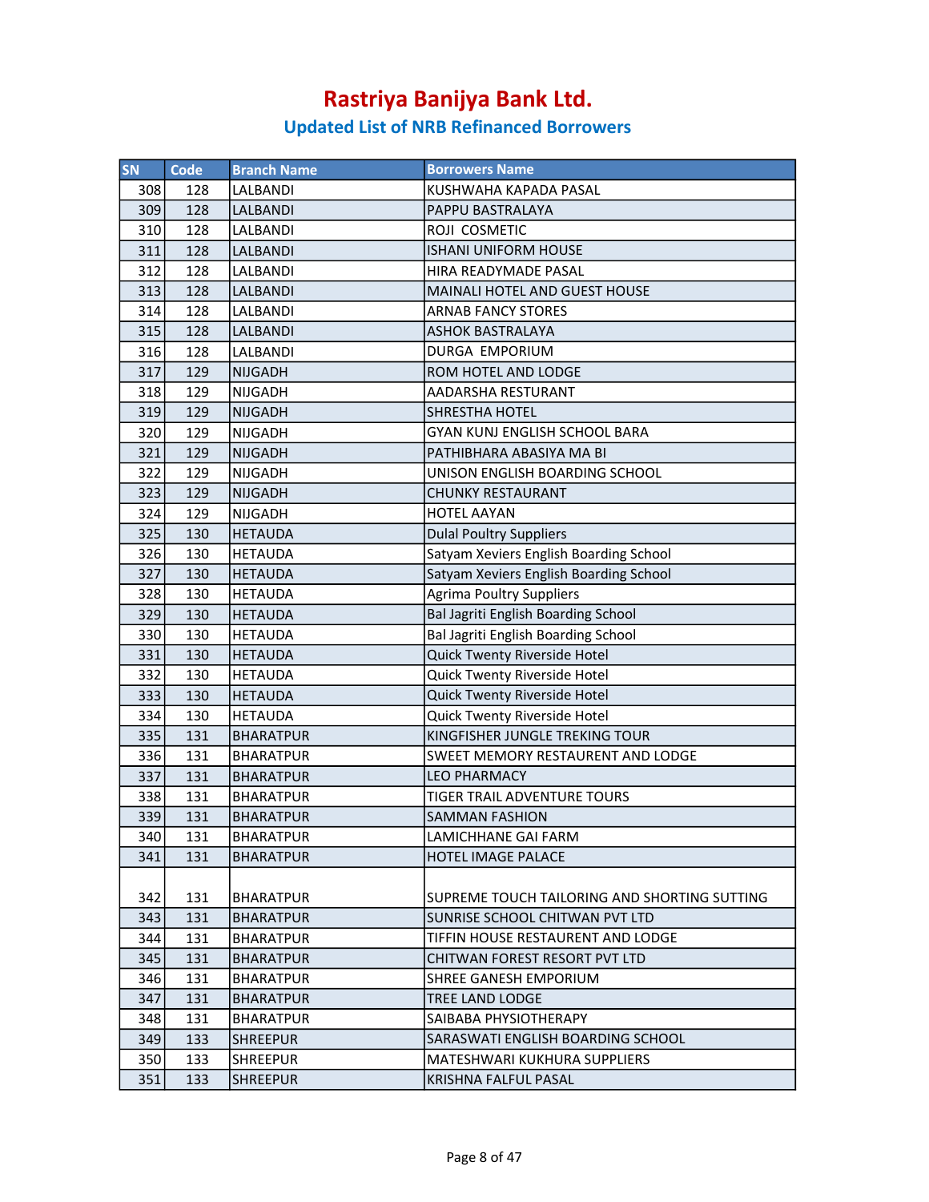# Rastriya Banijya Bank Ltd.

## Updated List of NRB Refinanced Borrowers

| SN | Code | Branch Name | Borrowers Name |
|---|---|---|---|
| 308 | 128 | LALBANDI | KUSHWAHA KAPADA PASAL |
| 309 | 128 | LALBANDI | PAPPU BASTRALAYA |
| 310 | 128 | LALBANDI | ROJI COSMETIC |
| 311 | 128 | LALBANDI | ISHANI UNIFORM HOUSE |
| 312 | 128 | LALBANDI | HIRA READYMADE PASAL |
| 313 | 128 | LALBANDI | MAINALI HOTEL AND GUEST HOUSE |
| 314 | 128 | LALBANDI | ARNAB FANCY STORES |
| 315 | 128 | LALBANDI | ASHOK BASTRALAYA |
| 316 | 128 | LALBANDI | DURGA EMPORIUM |
| 317 | 129 | NIJGADH | ROM HOTEL AND LODGE |
| 318 | 129 | NIJGADH | AADARSHA RESTURANT |
| 319 | 129 | NIJGADH | SHRESTHA HOTEL |
| 320 | 129 | NIJGADH | GYAN KUNJ ENGLISH SCHOOL BARA |
| 321 | 129 | NIJGADH | PATHIBHARA ABASIYA MA BI |
| 322 | 129 | NIJGADH | UNISON ENGLISH BOARDING SCHOOL |
| 323 | 129 | NIJGADH | CHUNKY RESTAURANT |
| 324 | 129 | NIJGADH | HOTEL AAYAN |
| 325 | 130 | HETAUDA | Dulal Poultry Suppliers |
| 326 | 130 | HETAUDA | Satyam Xeviers English Boarding School |
| 327 | 130 | HETAUDA | Satyam Xeviers English Boarding School |
| 328 | 130 | HETAUDA | Agrima Poultry Suppliers |
| 329 | 130 | HETAUDA | Bal Jagriti English Boarding School |
| 330 | 130 | HETAUDA | Bal Jagriti English Boarding School |
| 331 | 130 | HETAUDA | Quick Twenty Riverside Hotel |
| 332 | 130 | HETAUDA | Quick Twenty Riverside Hotel |
| 333 | 130 | HETAUDA | Quick Twenty Riverside Hotel |
| 334 | 130 | HETAUDA | Quick Twenty Riverside Hotel |
| 335 | 131 | BHARATPUR | KINGFISHER JUNGLE TREKING TOUR |
| 336 | 131 | BHARATPUR | SWEET MEMORY RESTAURENT AND LODGE |
| 337 | 131 | BHARATPUR | LEO PHARMACY |
| 338 | 131 | BHARATPUR | TIGER TRAIL ADVENTURE TOURS |
| 339 | 131 | BHARATPUR | SAMMAN FASHION |
| 340 | 131 | BHARATPUR | LAMICHHANE GAI FARM |
| 341 | 131 | BHARATPUR | HOTEL IMAGE PALACE |
| 342 | 131 | BHARATPUR | SUPREME TOUCH TAILORING AND SHORTING SUTTING |
| 343 | 131 | BHARATPUR | SUNRISE SCHOOL CHITWAN PVT LTD |
| 344 | 131 | BHARATPUR | TIFFIN HOUSE RESTAURENT AND LODGE |
| 345 | 131 | BHARATPUR | CHITWAN FOREST RESORT PVT LTD |
| 346 | 131 | BHARATPUR | SHREE GANESH EMPORIUM |
| 347 | 131 | BHARATPUR | TREE LAND LODGE |
| 348 | 131 | BHARATPUR | SAIBABA PHYSIOTHERAPY |
| 349 | 133 | SHREEPUR | SARASWATI ENGLISH BOARDING SCHOOL |
| 350 | 133 | SHREEPUR | MATESHWARI KUKHURA SUPPLIERS |
| 351 | 133 | SHREEPUR | KRISHNA FALFUL PASAL |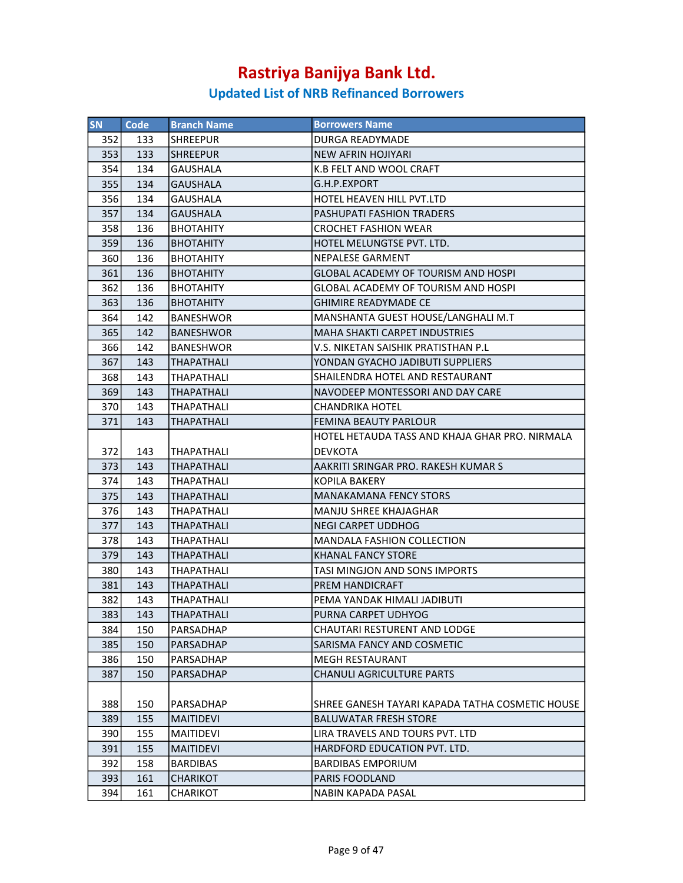# Rastriya Banijya Bank Ltd.

## Updated List of NRB Refinanced Borrowers

| SN | Code | Branch Name | Borrowers Name |
|---|---|---|---|
| 352 | 133 | SHREEPUR | DURGA READYMADE |
| 353 | 133 | SHREEPUR | NEW AFRIN HOJIYARI |
| 354 | 134 | GAUSHALA | K.B FELT AND WOOL CRAFT |
| 355 | 134 | GAUSHALA | G.H.P.EXPORT |
| 356 | 134 | GAUSHALA | HOTEL HEAVEN HILL PVT.LTD |
| 357 | 134 | GAUSHALA | PASHUPATI FASHION TRADERS |
| 358 | 136 | BHOTAHITY | CROCHET FASHION WEAR |
| 359 | 136 | BHOTAHITY | HOTEL MELUNGTSE PVT. LTD. |
| 360 | 136 | BHOTAHITY | NEPALESE GARMENT |
| 361 | 136 | BHOTAHITY | GLOBAL ACADEMY OF TOURISM AND HOSPI |
| 362 | 136 | BHOTAHITY | GLOBAL ACADEMY OF TOURISM AND HOSPI |
| 363 | 136 | BHOTAHITY | GHIMIRE READYMADE CE |
| 364 | 142 | BANESHWOR | MANSHANTA GUEST HOUSE/LANGHALI M.T |
| 365 | 142 | BANESHWOR | MAHA SHAKTI CARPET INDUSTRIES |
| 366 | 142 | BANESHWOR | V.S. NIKETAN SAISHIK PRATISTHAN P.L |
| 367 | 143 | THAPATHALI | YONDAN GYACHO JADIBUTI SUPPLIERS |
| 368 | 143 | THAPATHALI | SHAILENDRA HOTEL AND RESTAURANT |
| 369 | 143 | THAPATHALI | NAVODEEP MONTESSORI AND DAY CARE |
| 370 | 143 | THAPATHALI | CHANDRIKA HOTEL |
| 371 | 143 | THAPATHALI | FEMINA BEAUTY PARLOUR |
| 372 | 143 | THAPATHALI | HOTEL HETAUDA TASS AND KHAJA GHAR PRO. NIRMALA DEVKOTA |
| 373 | 143 | THAPATHALI | AAKRITI SRINGAR PRO. RAKESH KUMAR S |
| 374 | 143 | THAPATHALI | KOPILA BAKERY |
| 375 | 143 | THAPATHALI | MANAKAMANA FENCY STORS |
| 376 | 143 | THAPATHALI | MANJU SHREE KHAJAGHAR |
| 377 | 143 | THAPATHALI | NEGI CARPET UDDHOG |
| 378 | 143 | THAPATHALI | MANDALA FASHION COLLECTION |
| 379 | 143 | THAPATHALI | KHANAL FANCY STORE |
| 380 | 143 | THAPATHALI | TASI MINGJON AND SONS IMPORTS |
| 381 | 143 | THAPATHALI | PREM HANDICRAFT |
| 382 | 143 | THAPATHALI | PEMA YANDAK HIMALI JADIBUTI |
| 383 | 143 | THAPATHALI | PURNA CARPET UDHYOG |
| 384 | 150 | PARSADHAP | CHAUTARI RESTURENT AND LODGE |
| 385 | 150 | PARSADHAP | SARISMA FANCY AND COSMETIC |
| 386 | 150 | PARSADHAP | MEGH RESTAURANT |
| 387 | 150 | PARSADHAP | CHANULI AGRICULTURE PARTS |
| 388 | 150 | PARSADHAP | SHREE GANESH TAYARI KAPADA TATHA COSMETIC HOUSE |
| 389 | 155 | MAITIDEVI | BALUWATAR FRESH STORE |
| 390 | 155 | MAITIDEVI | LIRA TRAVELS AND TOURS PVT. LTD |
| 391 | 155 | MAITIDEVI | HARDFORD EDUCATION PVT. LTD. |
| 392 | 158 | BARDIBAS | BARDIBAS EMPORIUM |
| 393 | 161 | CHARIKOT | PARIS FOODLAND |
| 394 | 161 | CHARIKOT | NABIN KAPADA PASAL |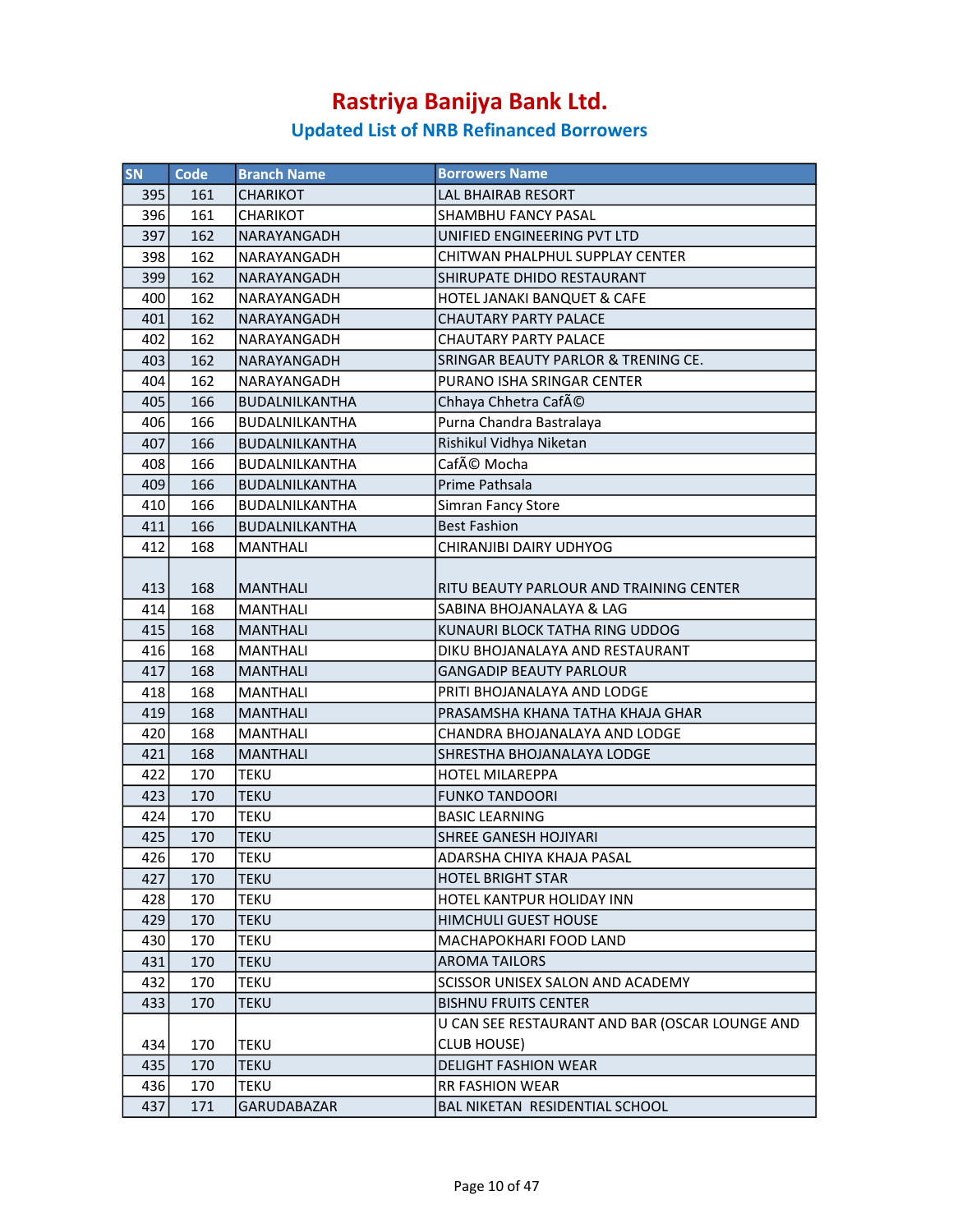# Rastriya Banijya Bank Ltd.

## Updated List of NRB Refinanced Borrowers

| SN | Code | Branch Name | Borrowers Name |
|---|---|---|---|
| 395 | 161 | CHARIKOT | LAL BHAIRAB RESORT |
| 396 | 161 | CHARIKOT | SHAMBHU FANCY PASAL |
| 397 | 162 | NARAYANGADH | UNIFIED ENGINEERING PVT LTD |
| 398 | 162 | NARAYANGADH | CHITWAN PHALPHUL SUPPLAY CENTER |
| 399 | 162 | NARAYANGADH | SHIRUPATE DHIDO RESTAURANT |
| 400 | 162 | NARAYANGADH | HOTEL JANAKI BANQUET & CAFE |
| 401 | 162 | NARAYANGADH | CHAUTARY PARTY PALACE |
| 402 | 162 | NARAYANGADH | CHAUTARY PARTY PALACE |
| 403 | 162 | NARAYANGADH | SRINGAR BEAUTY PARLOR & TRENING CE. |
| 404 | 162 | NARAYANGADH | PURANO ISHA SRINGAR CENTER |
| 405 | 166 | BUDALNILKANTHA | Chhaya Chhetra CafÃ© |
| 406 | 166 | BUDALNILKANTHA | Purna Chandra Bastralaya |
| 407 | 166 | BUDALNILKANTHA | Rishikul Vidhya Niketan |
| 408 | 166 | BUDALNILKANTHA | CafÃ© Mocha |
| 409 | 166 | BUDALNILKANTHA | Prime Pathsala |
| 410 | 166 | BUDALNILKANTHA | Simran Fancy Store |
| 411 | 166 | BUDALNILKANTHA | Best Fashion |
| 412 | 168 | MANTHALI | CHIRANJIBI DAIRY UDHYOG |
| 413 | 168 | MANTHALI | RITU BEAUTY PARLOUR AND TRAINING CENTER |
| 414 | 168 | MANTHALI | SABINA BHOJANALAYA & LAG |
| 415 | 168 | MANTHALI | KUNAURI BLOCK TATHA RING UDDOG |
| 416 | 168 | MANTHALI | DIKU BHOJANALAYA AND RESTAURANT |
| 417 | 168 | MANTHALI | GANGADIP BEAUTY PARLOUR |
| 418 | 168 | MANTHALI | PRITI BHOJANALAYA AND LODGE |
| 419 | 168 | MANTHALI | PRASAMSHA KHANA TATHA KHAJA GHAR |
| 420 | 168 | MANTHALI | CHANDRA BHOJANALAYA AND LODGE |
| 421 | 168 | MANTHALI | SHRESTHA BHOJANALAYA LODGE |
| 422 | 170 | TEKU | HOTEL MILAREPPA |
| 423 | 170 | TEKU | FUNKO TANDOORI |
| 424 | 170 | TEKU | BASIC LEARNING |
| 425 | 170 | TEKU | SHREE GANESH HOJIYARI |
| 426 | 170 | TEKU | ADARSHA CHIYA KHAJA PASAL |
| 427 | 170 | TEKU | HOTEL BRIGHT STAR |
| 428 | 170 | TEKU | HOTEL KANTPUR HOLIDAY INN |
| 429 | 170 | TEKU | HIMCHULI GUEST HOUSE |
| 430 | 170 | TEKU | MACHAPOKHARI FOOD LAND |
| 431 | 170 | TEKU | AROMA TAILORS |
| 432 | 170 | TEKU | SCISSOR UNISEX SALON AND ACADEMY |
| 433 | 170 | TEKU | BISHNU FRUITS CENTER |
| 434 | 170 | TEKU | U CAN SEE RESTAURANT AND BAR (OSCAR LOUNGE AND CLUB HOUSE) |
| 435 | 170 | TEKU | DELIGHT FASHION WEAR |
| 436 | 170 | TEKU | RR FASHION WEAR |
| 437 | 171 | GARUDABAZAR | BAL NIKETAN RESIDENTIAL SCHOOL |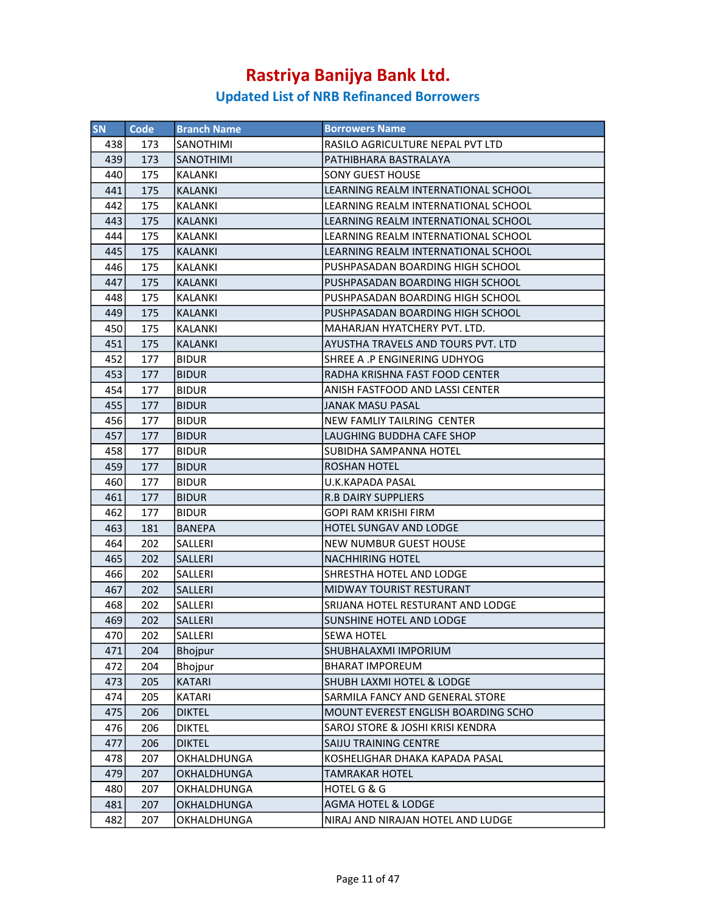# Rastriya Banijya Bank Ltd.

## Updated List of NRB Refinanced Borrowers

| SN | Code | Branch Name | Borrowers Name |
|---|---|---|---|
| 438 | 173 | SANOTHIMI | RASILO AGRICULTURE NEPAL PVT LTD |
| 439 | 173 | SANOTHIMI | PATHIBHARA BASTRALAYA |
| 440 | 175 | KALANKI | SONY GUEST HOUSE |
| 441 | 175 | KALANKI | LEARNING REALM INTERNATIONAL SCHOOL |
| 442 | 175 | KALANKI | LEARNING REALM INTERNATIONAL SCHOOL |
| 443 | 175 | KALANKI | LEARNING REALM INTERNATIONAL SCHOOL |
| 444 | 175 | KALANKI | LEARNING REALM INTERNATIONAL SCHOOL |
| 445 | 175 | KALANKI | LEARNING REALM INTERNATIONAL SCHOOL |
| 446 | 175 | KALANKI | PUSHPASADAN BOARDING HIGH SCHOOL |
| 447 | 175 | KALANKI | PUSHPASADAN BOARDING HIGH SCHOOL |
| 448 | 175 | KALANKI | PUSHPASADAN BOARDING HIGH SCHOOL |
| 449 | 175 | KALANKI | PUSHPASADAN BOARDING HIGH SCHOOL |
| 450 | 175 | KALANKI | MAHARJAN HYATCHERY PVT. LTD. |
| 451 | 175 | KALANKI | AYUSTHA TRAVELS AND TOURS PVT. LTD |
| 452 | 177 | BIDUR | SHREE A .P ENGINERING UDHYOG |
| 453 | 177 | BIDUR | RADHA KRISHNA FAST FOOD CENTER |
| 454 | 177 | BIDUR | ANISH FASTFOOD AND LASSI CENTER |
| 455 | 177 | BIDUR | JANAK MASU PASAL |
| 456 | 177 | BIDUR | NEW FAMLIY TAILRING CENTER |
| 457 | 177 | BIDUR | LAUGHING BUDDHA CAFE SHOP |
| 458 | 177 | BIDUR | SUBIDHA SAMPANNA HOTEL |
| 459 | 177 | BIDUR | ROSHAN HOTEL |
| 460 | 177 | BIDUR | U.K.KAPADA PASAL |
| 461 | 177 | BIDUR | R.B DAIRY SUPPLIERS |
| 462 | 177 | BIDUR | GOPI RAM KRISHI FIRM |
| 463 | 181 | BANEPA | HOTEL SUNGAV AND LODGE |
| 464 | 202 | SALLERI | NEW NUMBUR GUEST HOUSE |
| 465 | 202 | SALLERI | NACHHIRING HOTEL |
| 466 | 202 | SALLERI | SHRESTHA HOTEL AND LODGE |
| 467 | 202 | SALLERI | MIDWAY TOURIST RESTURANT |
| 468 | 202 | SALLERI | SRIJANA HOTEL RESTURANT AND LODGE |
| 469 | 202 | SALLERI | SUNSHINE HOTEL AND LODGE |
| 470 | 202 | SALLERI | SEWA HOTEL |
| 471 | 204 | Bhojpur | SHUBHALAXMI IMPORIUM |
| 472 | 204 | Bhojpur | BHARAT IMPOREUM |
| 473 | 205 | KATARI | SHUBH LAXMI HOTEL & LODGE |
| 474 | 205 | KATARI | SARMILA FANCY AND GENERAL STORE |
| 475 | 206 | DIKTEL | MOUNT EVEREST ENGLISH BOARDING SCHO |
| 476 | 206 | DIKTEL | SAROJ STORE & JOSHI KRISI KENDRA |
| 477 | 206 | DIKTEL | SAIJU TRAINING CENTRE |
| 478 | 207 | OKHALDHUNGA | KOSHELIGHAR DHAKA KAPADA PASAL |
| 479 | 207 | OKHALDHUNGA | TAMRAKAR HOTEL |
| 480 | 207 | OKHALDHUNGA | HOTEL G & G |
| 481 | 207 | OKHALDHUNGA | AGMA HOTEL & LODGE |
| 482 | 207 | OKHALDHUNGA | NIRAJ AND NIRAJAN HOTEL AND LUDGE |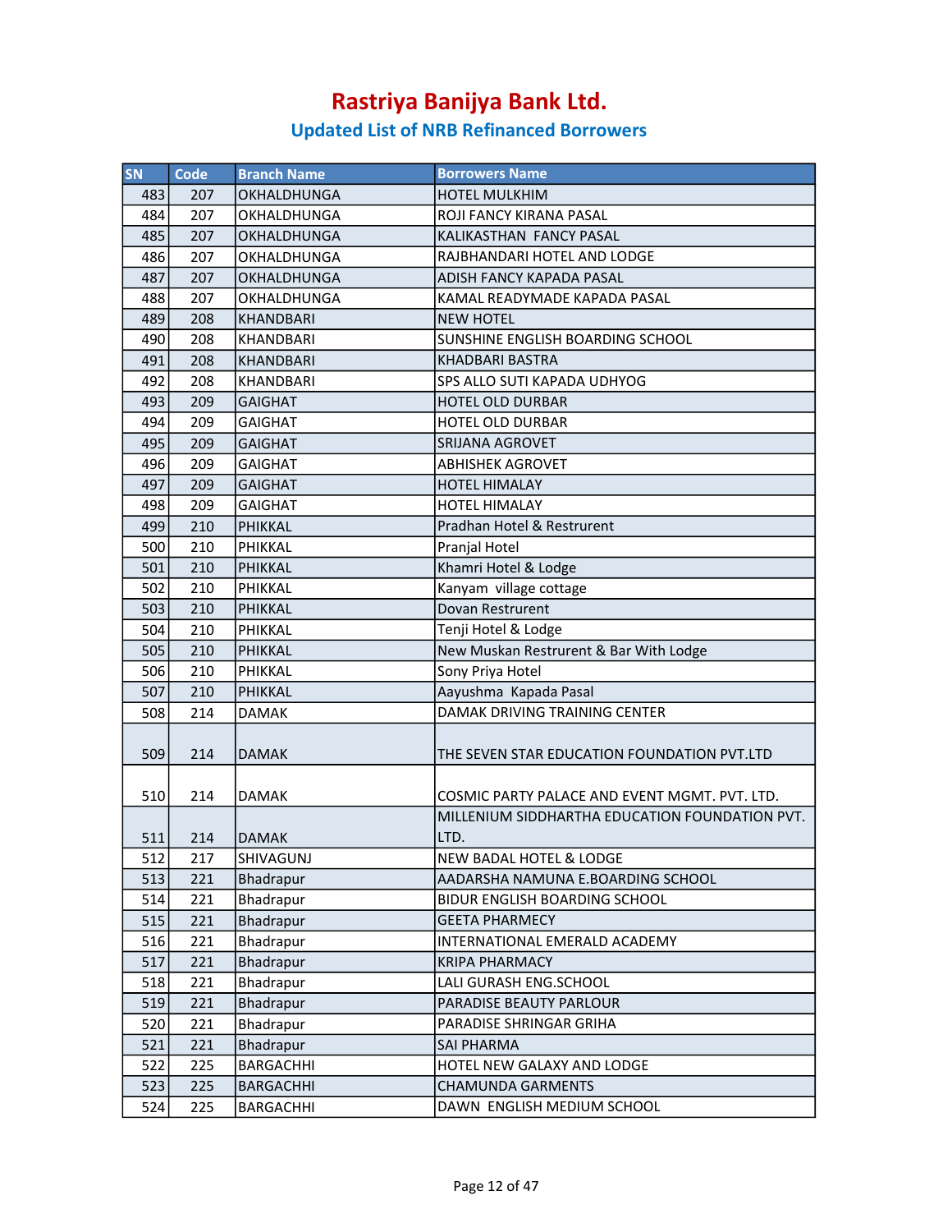# Rastriya Banijya Bank Ltd.

## Updated List of NRB Refinanced Borrowers

| SN | Code | Branch Name | Borrowers Name |
|---|---|---|---|
| 483 | 207 | OKHALDHUNGA | HOTEL MULKHIM |
| 484 | 207 | OKHALDHUNGA | ROJI FANCY KIRANA PASAL |
| 485 | 207 | OKHALDHUNGA | KALIKASTHAN  FANCY PASAL |
| 486 | 207 | OKHALDHUNGA | RAJBHANDARI HOTEL AND LODGE |
| 487 | 207 | OKHALDHUNGA | ADISH FANCY KAPADA PASAL |
| 488 | 207 | OKHALDHUNGA | KAMAL READYMADE KAPADA PASAL |
| 489 | 208 | KHANDBARI | NEW HOTEL |
| 490 | 208 | KHANDBARI | SUNSHINE ENGLISH BOARDING SCHOOL |
| 491 | 208 | KHANDBARI | KHADBARI BASTRA |
| 492 | 208 | KHANDBARI | SPS ALLO SUTI KAPADA UDHYOG |
| 493 | 209 | GAIGHAT | HOTEL OLD DURBAR |
| 494 | 209 | GAIGHAT | HOTEL OLD DURBAR |
| 495 | 209 | GAIGHAT | SRIJANA AGROVET |
| 496 | 209 | GAIGHAT | ABHISHEK AGROVET |
| 497 | 209 | GAIGHAT | HOTEL HIMALAY |
| 498 | 209 | GAIGHAT | HOTEL HIMALAY |
| 499 | 210 | PHIKKAL | Pradhan Hotel & Restrurent |
| 500 | 210 | PHIKKAL | Pranjal Hotel |
| 501 | 210 | PHIKKAL | Khamri Hotel & Lodge |
| 502 | 210 | PHIKKAL | Kanyam  village cottage |
| 503 | 210 | PHIKKAL | Dovan Restrurent |
| 504 | 210 | PHIKKAL | Tenji Hotel & Lodge |
| 505 | 210 | PHIKKAL | New Muskan Restrurent & Bar With Lodge |
| 506 | 210 | PHIKKAL | Sony Priya Hotel |
| 507 | 210 | PHIKKAL | Aayushma  Kapada Pasal |
| 508 | 214 | DAMAK | DAMAK DRIVING TRAINING CENTER |
| 509 | 214 | DAMAK | THE SEVEN STAR EDUCATION FOUNDATION PVT.LTD |
| 510 | 214 | DAMAK | COSMIC PARTY PALACE AND EVENT MGMT. PVT. LTD. |
| 511 | 214 | DAMAK | MILLENIUM SIDDHARTHA EDUCATION FOUNDATION PVT. LTD. |
| 512 | 217 | SHIVAGUNJ | NEW BADAL HOTEL & LODGE |
| 513 | 221 | Bhadrapur | AADARSHA NAMUNA E.BOARDING SCHOOL |
| 514 | 221 | Bhadrapur | BIDUR ENGLISH BOARDING SCHOOL |
| 515 | 221 | Bhadrapur | GEETA PHARMECY |
| 516 | 221 | Bhadrapur | INTERNATIONAL EMERALD ACADEMY |
| 517 | 221 | Bhadrapur | KRIPA PHARMACY |
| 518 | 221 | Bhadrapur | LALI GURASH ENG.SCHOOL |
| 519 | 221 | Bhadrapur | PARADISE BEAUTY PARLOUR |
| 520 | 221 | Bhadrapur | PARADISE SHRINGAR GRIHA |
| 521 | 221 | Bhadrapur | SAI PHARMA |
| 522 | 225 | BARGACHHI | HOTEL NEW GALAXY AND LODGE |
| 523 | 225 | BARGACHHI | CHAMUNDA GARMENTS |
| 524 | 225 | BARGACHHI | DAWN  ENGLISH MEDIUM SCHOOL |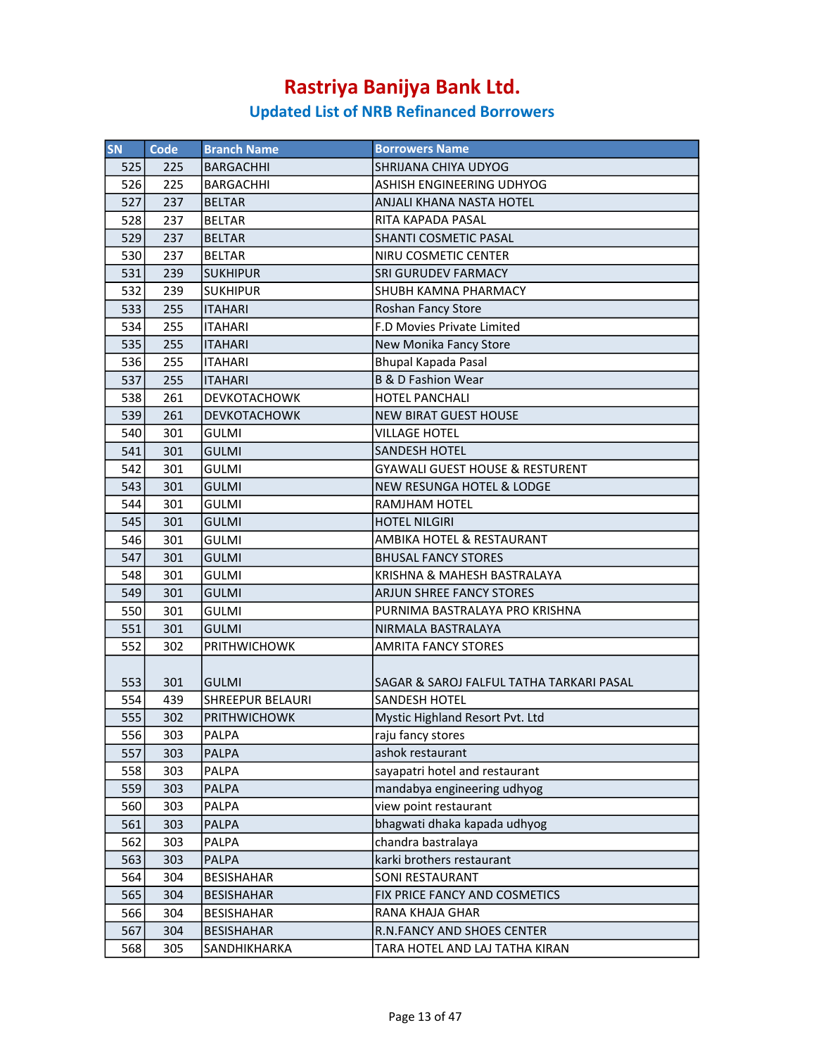# Rastriya Banijya Bank Ltd.

## Updated List of NRB Refinanced Borrowers

| SN | Code | Branch Name | Borrowers Name |
|---|---|---|---|
| 525 | 225 | BARGACHHI | SHRIJANA CHIYA UDYOG |
| 526 | 225 | BARGACHHI | ASHISH ENGINEERING UDHYOG |
| 527 | 237 | BELTAR | ANJALI KHANA NASTA HOTEL |
| 528 | 237 | BELTAR | RITA KAPADA PASAL |
| 529 | 237 | BELTAR | SHANTI COSMETIC PASAL |
| 530 | 237 | BELTAR | NIRU COSMETIC CENTER |
| 531 | 239 | SUKHIPUR | SRI GURUDEV FARMACY |
| 532 | 239 | SUKHIPUR | SHUBH KAMNA PHARMACY |
| 533 | 255 | ITAHARI | Roshan Fancy Store |
| 534 | 255 | ITAHARI | F.D Movies Private Limited |
| 535 | 255 | ITAHARI | New Monika Fancy Store |
| 536 | 255 | ITAHARI | Bhupal Kapada Pasal |
| 537 | 255 | ITAHARI | B & D Fashion Wear |
| 538 | 261 | DEVKOTACHOWK | HOTEL PANCHALI |
| 539 | 261 | DEVKOTACHOWK | NEW BIRAT GUEST HOUSE |
| 540 | 301 | GULMI | VILLAGE HOTEL |
| 541 | 301 | GULMI | SANDESH HOTEL |
| 542 | 301 | GULMI | GYAWALI GUEST HOUSE & RESTURENT |
| 543 | 301 | GULMI | NEW RESUNGA HOTEL & LODGE |
| 544 | 301 | GULMI | RAMJHAM HOTEL |
| 545 | 301 | GULMI | HOTEL NILGIRI |
| 546 | 301 | GULMI | AMBIKA HOTEL & RESTAURANT |
| 547 | 301 | GULMI | BHUSAL FANCY STORES |
| 548 | 301 | GULMI | KRISHNA & MAHESH BASTRALAYA |
| 549 | 301 | GULMI | ARJUN SHREE FANCY STORES |
| 550 | 301 | GULMI | PURNIMA BASTRALAYA PRO KRISHNA |
| 551 | 301 | GULMI | NIRMALA BASTRALAYA |
| 552 | 302 | PRITHWICHOWK | AMRITA FANCY STORES |
| 553 | 301 | GULMI | SAGAR & SAROJ FALFUL TATHA TARKARI PASAL |
| 554 | 439 | SHREEPUR BELAURI | SANDESH HOTEL |
| 555 | 302 | PRITHWICHOWK | Mystic Highland Resort Pvt. Ltd |
| 556 | 303 | PALPA | raju fancy stores |
| 557 | 303 | PALPA | ashok restaurant |
| 558 | 303 | PALPA | sayapatri hotel and restaurant |
| 559 | 303 | PALPA | mandabya engineering udhyog |
| 560 | 303 | PALPA | view point restaurant |
| 561 | 303 | PALPA | bhagwati dhaka kapada udhyog |
| 562 | 303 | PALPA | chandra bastralaya |
| 563 | 303 | PALPA | karki brothers restaurant |
| 564 | 304 | BESISHAHAR | SONI RESTAURANT |
| 565 | 304 | BESISHAHAR | FIX PRICE FANCY AND COSMETICS |
| 566 | 304 | BESISHAHAR | RANA KHAJA GHAR |
| 567 | 304 | BESISHAHAR | R.N.FANCY AND SHOES CENTER |
| 568 | 305 | SANDHIKHARKA | TARA HOTEL AND LAJ TATHA KIRAN |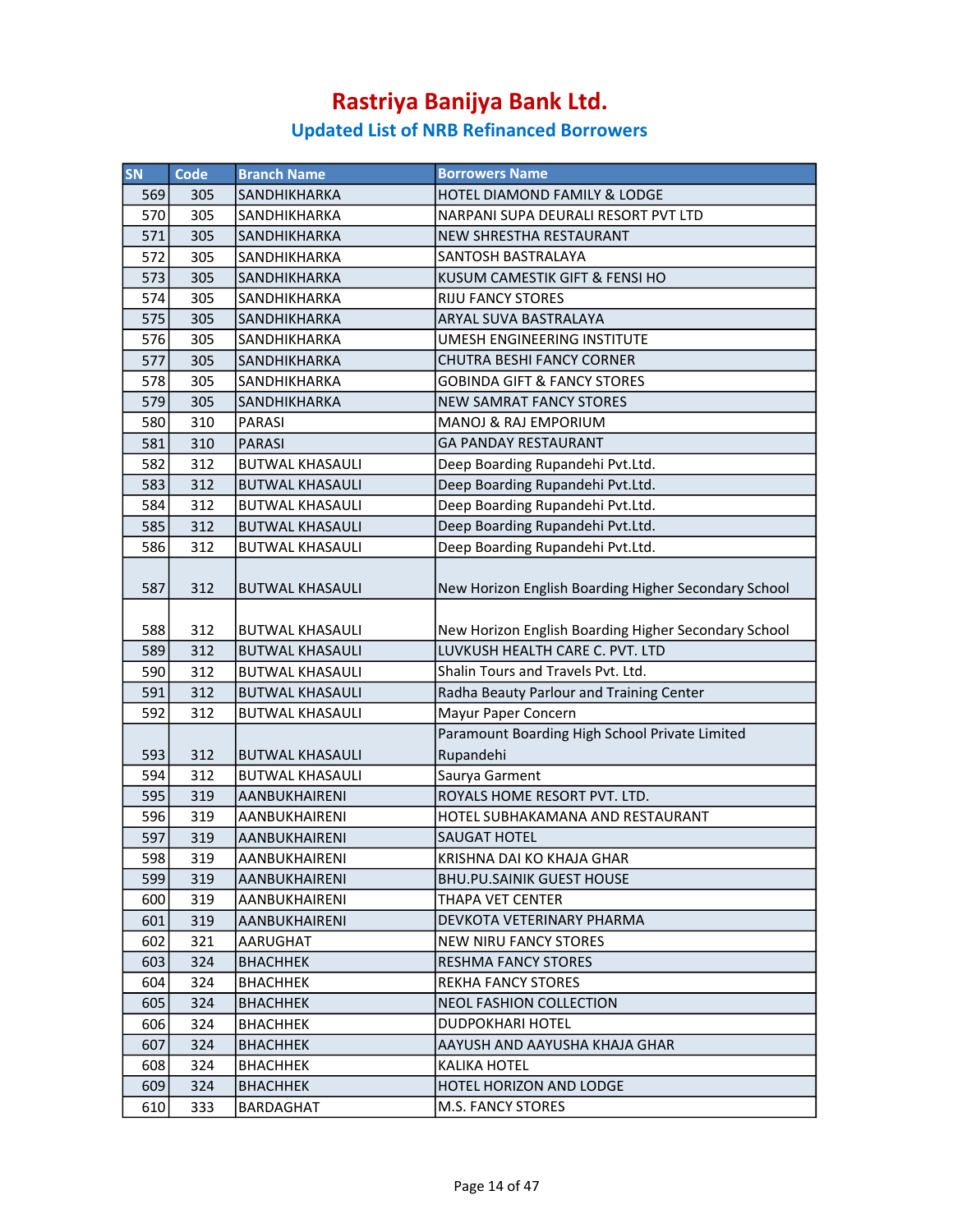# Rastriya Banijya Bank Ltd.

## Updated List of NRB Refinanced Borrowers

| SN | Code | Branch Name | Borrowers Name |
|---|---|---|---|
| 569 | 305 | SANDHIKHARKA | HOTEL DIAMOND FAMILY & LODGE |
| 570 | 305 | SANDHIKHARKA | NARPANI SUPA DEURALI RESORT PVT LTD |
| 571 | 305 | SANDHIKHARKA | NEW SHRESTHA RESTAURANT |
| 572 | 305 | SANDHIKHARKA | SANTOSH BASTRALAYA |
| 573 | 305 | SANDHIKHARKA | KUSUM CAMESTIK GIFT & FENSI HO |
| 574 | 305 | SANDHIKHARKA | RIJU FANCY STORES |
| 575 | 305 | SANDHIKHARKA | ARYAL SUVA BASTRALAYA |
| 576 | 305 | SANDHIKHARKA | UMESH ENGINEERING INSTITUTE |
| 577 | 305 | SANDHIKHARKA | CHUTRA BESHI FANCY CORNER |
| 578 | 305 | SANDHIKHARKA | GOBINDA GIFT & FANCY STORES |
| 579 | 305 | SANDHIKHARKA | NEW SAMRAT FANCY STORES |
| 580 | 310 | PARASI | MANOJ & RAJ EMPORIUM |
| 581 | 310 | PARASI | GA PANDAY RESTAURANT |
| 582 | 312 | BUTWAL KHASAULI | Deep Boarding Rupandehi Pvt.Ltd. |
| 583 | 312 | BUTWAL KHASAULI | Deep Boarding Rupandehi Pvt.Ltd. |
| 584 | 312 | BUTWAL KHASAULI | Deep Boarding Rupandehi Pvt.Ltd. |
| 585 | 312 | BUTWAL KHASAULI | Deep Boarding Rupandehi Pvt.Ltd. |
| 586 | 312 | BUTWAL KHASAULI | Deep Boarding Rupandehi Pvt.Ltd. |
| 587 | 312 | BUTWAL KHASAULI | New Horizon English Boarding Higher Secondary School |
| 588 | 312 | BUTWAL KHASAULI | New Horizon English Boarding Higher Secondary School |
| 589 | 312 | BUTWAL KHASAULI | LUVKUSH HEALTH CARE C. PVT. LTD |
| 590 | 312 | BUTWAL KHASAULI | Shalin Tours and Travels Pvt. Ltd. |
| 591 | 312 | BUTWAL KHASAULI | Radha Beauty Parlour and Training Center |
| 592 | 312 | BUTWAL KHASAULI | Mayur Paper Concern |
| 593 | 312 | BUTWAL KHASAULI | Paramount Boarding High School Private Limited Rupandehi |
| 594 | 312 | BUTWAL KHASAULI | Saurya Garment |
| 595 | 319 | AANBUKHAIRENI | ROYALS HOME RESORT PVT. LTD. |
| 596 | 319 | AANBUKHAIRENI | HOTEL SUBHAKAMANA AND RESTAURANT |
| 597 | 319 | AANBUKHAIRENI | SAUGAT HOTEL |
| 598 | 319 | AANBUKHAIRENI | KRISHNA DAI KO KHAJA GHAR |
| 599 | 319 | AANBUKHAIRENI | BHU.PU.SAINIK GUEST HOUSE |
| 600 | 319 | AANBUKHAIRENI | THAPA VET CENTER |
| 601 | 319 | AANBUKHAIRENI | DEVKOTA VETERINARY PHARMA |
| 602 | 321 | AARUGHAT | NEW NIRU FANCY STORES |
| 603 | 324 | BHACHHEK | RESHMA FANCY STORES |
| 604 | 324 | BHACHHEK | REKHA FANCY STORES |
| 605 | 324 | BHACHHEK | NEOL FASHION COLLECTION |
| 606 | 324 | BHACHHEK | DUDPOKHARI HOTEL |
| 607 | 324 | BHACHHEK | AAYUSH AND AAYUSHA KHAJA GHAR |
| 608 | 324 | BHACHHEK | KALIKA HOTEL |
| 609 | 324 | BHACHHEK | HOTEL HORIZON AND LODGE |
| 610 | 333 | BARDAGHAT | M.S. FANCY STORES |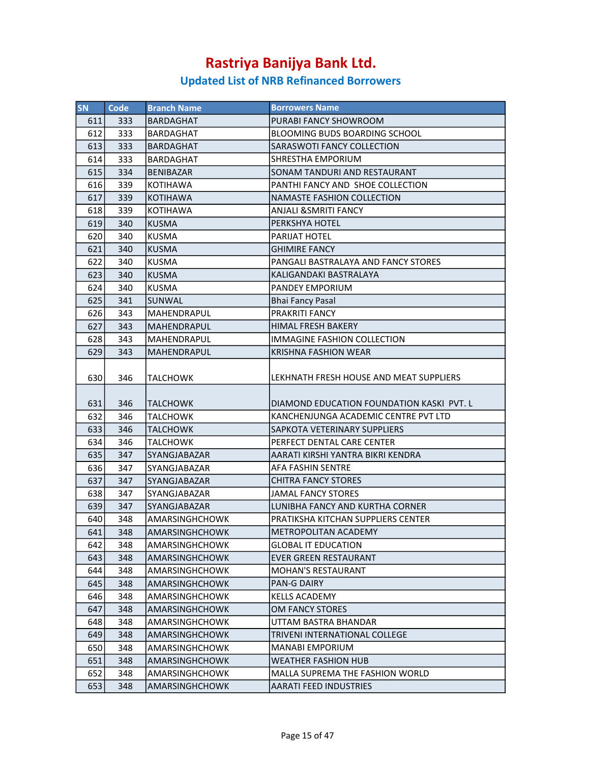# Rastriya Banijya Bank Ltd.

## Updated List of NRB Refinanced Borrowers

| SN | Code | Branch Name | Borrowers Name |
|---|---|---|---|
| 611 | 333 | BARDAGHAT | PURABI FANCY SHOWROOM |
| 612 | 333 | BARDAGHAT | BLOOMING BUDS BOARDING SCHOOL |
| 613 | 333 | BARDAGHAT | SARASWOTI FANCY COLLECTION |
| 614 | 333 | BARDAGHAT | SHRESTHA EMPORIUM |
| 615 | 334 | BENIBAZAR | SONAM TANDURI AND RESTAURANT |
| 616 | 339 | KOTIHAWA | PANTHI FANCY AND SHOE COLLECTION |
| 617 | 339 | KOTIHAWA | NAMASTE FASHION COLLECTION |
| 618 | 339 | KOTIHAWA | ANJALI &SMRITI FANCY |
| 619 | 340 | KUSMA | PERKSHYA HOTEL |
| 620 | 340 | KUSMA | PARIJAT HOTEL |
| 621 | 340 | KUSMA | GHIMIRE FANCY |
| 622 | 340 | KUSMA | PANGALI BASTRALAYA AND FANCY STORES |
| 623 | 340 | KUSMA | KALIGANDAKI BASTRALAYA |
| 624 | 340 | KUSMA | PANDEY EMPORIUM |
| 625 | 341 | SUNWAL | Bhai Fancy Pasal |
| 626 | 343 | MAHENDRAPUL | PRAKRITI FANCY |
| 627 | 343 | MAHENDRAPUL | HIMAL FRESH BAKERY |
| 628 | 343 | MAHENDRAPUL | IMMAGINE FASHION COLLECTION |
| 629 | 343 | MAHENDRAPUL | KRISHNA FASHION WEAR |
| 630 | 346 | TALCHOWK | LEKHNATH FRESH HOUSE AND MEAT SUPPLIERS |
| 631 | 346 | TALCHOWK | DIAMOND EDUCATION FOUNDATION KASKI PVT. L |
| 632 | 346 | TALCHOWK | KANCHENJUNGA ACADEMIC CENTRE PVT LTD |
| 633 | 346 | TALCHOWK | SAPKOTA VETERINARY SUPPLIERS |
| 634 | 346 | TALCHOWK | PERFECT DENTAL CARE CENTER |
| 635 | 347 | SYANGJABAZAR | AARATI KIRSHI YANTRA BIKRI KENDRA |
| 636 | 347 | SYANGJABAZAR | AFA FASHIN SENTRE |
| 637 | 347 | SYANGJABAZAR | CHITRA FANCY STORES |
| 638 | 347 | SYANGJABAZAR | JAMAL FANCY STORES |
| 639 | 347 | SYANGJABAZAR | LUNIBHA FANCY AND KURTHA CORNER |
| 640 | 348 | AMARSINGHCHOWK | PRATIKSHA KITCHAN SUPPLIERS CENTER |
| 641 | 348 | AMARSINGHCHOWK | METROPOLITAN ACADEMY |
| 642 | 348 | AMARSINGHCHOWK | GLOBAL IT EDUCATION |
| 643 | 348 | AMARSINGHCHOWK | EVER GREEN RESTAURANT |
| 644 | 348 | AMARSINGHCHOWK | MOHAN'S RESTAURANT |
| 645 | 348 | AMARSINGHCHOWK | PAN-G DAIRY |
| 646 | 348 | AMARSINGHCHOWK | KELLS ACADEMY |
| 647 | 348 | AMARSINGHCHOWK | OM FANCY STORES |
| 648 | 348 | AMARSINGHCHOWK | UTTAM BASTRA BHANDAR |
| 649 | 348 | AMARSINGHCHOWK | TRIVENI INTERNATIONAL COLLEGE |
| 650 | 348 | AMARSINGHCHOWK | MANABI EMPORIUM |
| 651 | 348 | AMARSINGHCHOWK | WEATHER FASHION HUB |
| 652 | 348 | AMARSINGHCHOWK | MALLA SUPREMA THE FASHION WORLD |
| 653 | 348 | AMARSINGHCHOWK | AARATI FEED INDUSTRIES |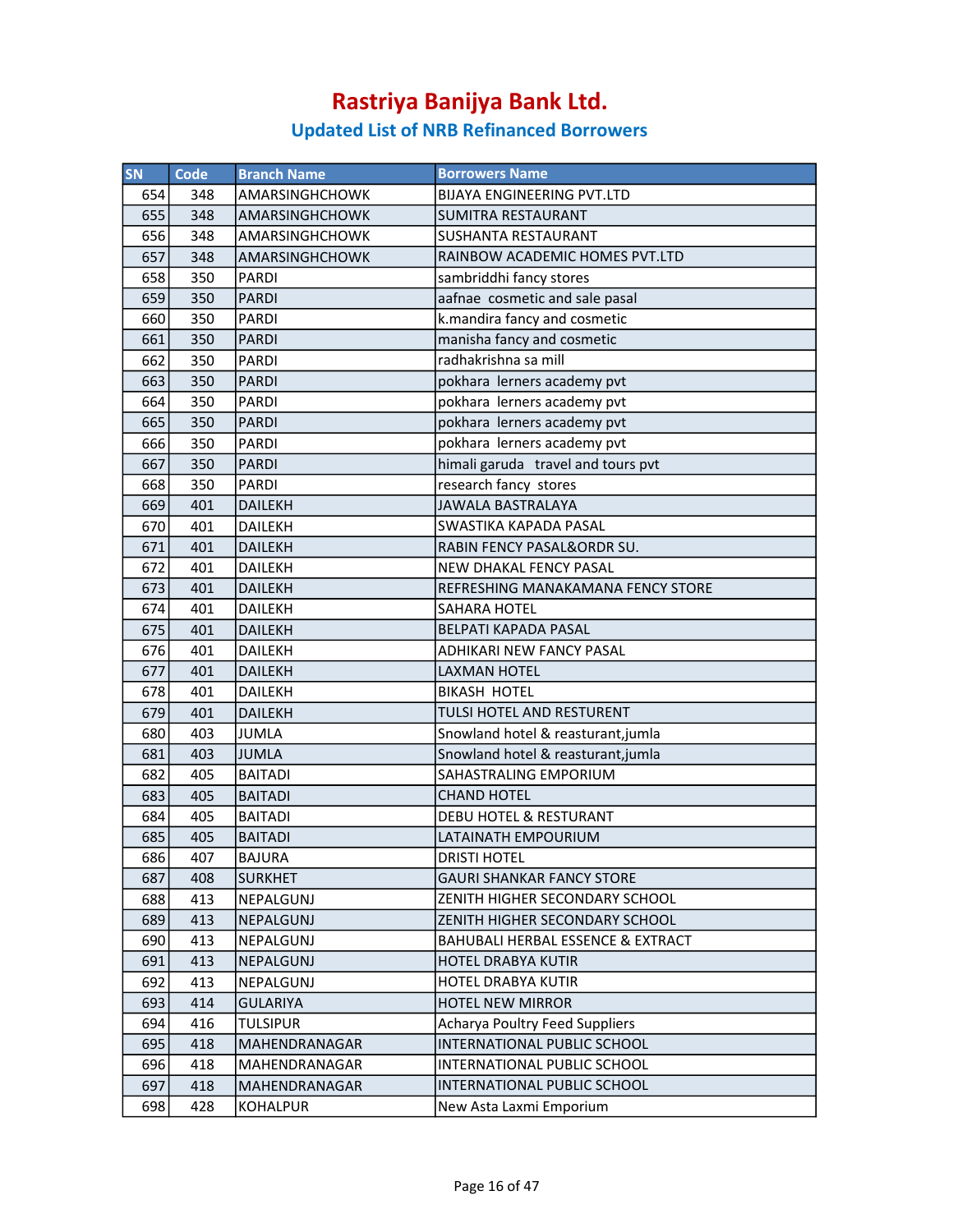# Rastriya Banijya Bank Ltd.

## Updated List of NRB Refinanced Borrowers

| SN | Code | Branch Name | Borrowers Name |
|---|---|---|---|
| 654 | 348 | AMARSINGHCHOWK | BIJAYA ENGINEERING PVT.LTD |
| 655 | 348 | AMARSINGHCHOWK | SUMITRA RESTAURANT |
| 656 | 348 | AMARSINGHCHOWK | SUSHANTA RESTAURANT |
| 657 | 348 | AMARSINGHCHOWK | RAINBOW ACADEMIC HOMES PVT.LTD |
| 658 | 350 | PARDI | sambriddhi fancy stores |
| 659 | 350 | PARDI | aafnae cosmetic and sale pasal |
| 660 | 350 | PARDI | k.mandira fancy and cosmetic |
| 661 | 350 | PARDI | manisha fancy and cosmetic |
| 662 | 350 | PARDI | radhakrishna sa mill |
| 663 | 350 | PARDI | pokhara lerners academy pvt |
| 664 | 350 | PARDI | pokhara lerners academy pvt |
| 665 | 350 | PARDI | pokhara lerners academy pvt |
| 666 | 350 | PARDI | pokhara lerners academy pvt |
| 667 | 350 | PARDI | himali garuda travel and tours pvt |
| 668 | 350 | PARDI | research fancy stores |
| 669 | 401 | DAILEKH | JAWALA BASTRALAYA |
| 670 | 401 | DAILEKH | SWASTIKA KAPADA PASAL |
| 671 | 401 | DAILEKH | RABIN FENCY PASAL&ORDR SU. |
| 672 | 401 | DAILEKH | NEW DHAKAL FENCY PASAL |
| 673 | 401 | DAILEKH | REFRESHING MANAKAMANA FENCY STORE |
| 674 | 401 | DAILEKH | SAHARA HOTEL |
| 675 | 401 | DAILEKH | BELPATI KAPADA PASAL |
| 676 | 401 | DAILEKH | ADHIKARI NEW FANCY PASAL |
| 677 | 401 | DAILEKH | LAXMAN HOTEL |
| 678 | 401 | DAILEKH | BIKASH HOTEL |
| 679 | 401 | DAILEKH | TULSI HOTEL AND RESTURENT |
| 680 | 403 | JUMLA | Snowland hotel & reasturant,jumla |
| 681 | 403 | JUMLA | Snowland hotel & reasturant,jumla |
| 682 | 405 | BAITADI | SAHASTRALING EMPORIUM |
| 683 | 405 | BAITADI | CHAND HOTEL |
| 684 | 405 | BAITADI | DEBU HOTEL & RESTURANT |
| 685 | 405 | BAITADI | LATAINATH EMPOURIUM |
| 686 | 407 | BAJURA | DRISTI HOTEL |
| 687 | 408 | SURKHET | GAURI SHANKAR FANCY STORE |
| 688 | 413 | NEPALGUNJ | ZENITH HIGHER SECONDARY SCHOOL |
| 689 | 413 | NEPALGUNJ | ZENITH HIGHER SECONDARY SCHOOL |
| 690 | 413 | NEPALGUNJ | BAHUBALI HERBAL ESSENCE & EXTRACT |
| 691 | 413 | NEPALGUNJ | HOTEL DRABYA KUTIR |
| 692 | 413 | NEPALGUNJ | HOTEL DRABYA KUTIR |
| 693 | 414 | GULARIYA | HOTEL NEW MIRROR |
| 694 | 416 | TULSIPUR | Acharya Poultry Feed Suppliers |
| 695 | 418 | MAHENDRANAGAR | INTERNATIONAL PUBLIC SCHOOL |
| 696 | 418 | MAHENDRANAGAR | INTERNATIONAL PUBLIC SCHOOL |
| 697 | 418 | MAHENDRANAGAR | INTERNATIONAL PUBLIC SCHOOL |
| 698 | 428 | KOHALPUR | New Asta Laxmi Emporium |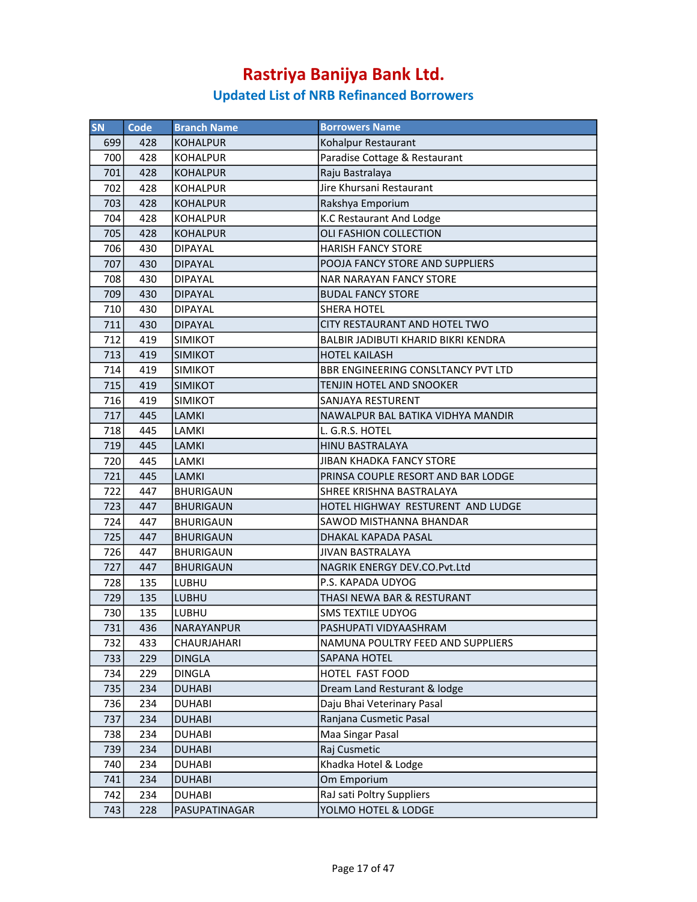# Rastriya Banijya Bank Ltd.

## Updated List of NRB Refinanced Borrowers

| SN | Code | Branch Name | Borrowers Name |
|---|---|---|---|
| 699 | 428 | KOHALPUR | Kohalpur Restaurant |
| 700 | 428 | KOHALPUR | Paradise Cottage & Restaurant |
| 701 | 428 | KOHALPUR | Raju Bastralaya |
| 702 | 428 | KOHALPUR | Jire Khursani Restaurant |
| 703 | 428 | KOHALPUR | Rakshya Emporium |
| 704 | 428 | KOHALPUR | K.C Restaurant And Lodge |
| 705 | 428 | KOHALPUR | OLI FASHION COLLECTION |
| 706 | 430 | DIPAYAL | HARISH FANCY STORE |
| 707 | 430 | DIPAYAL | POOJA FANCY STORE AND SUPPLIERS |
| 708 | 430 | DIPAYAL | NAR NARAYAN FANCY STORE |
| 709 | 430 | DIPAYAL | BUDAL FANCY STORE |
| 710 | 430 | DIPAYAL | SHERA HOTEL |
| 711 | 430 | DIPAYAL | CITY RESTAURANT AND HOTEL TWO |
| 712 | 419 | SIMIKOT | BALBIR JADIBUTI KHARID BIKRI KENDRA |
| 713 | 419 | SIMIKOT | HOTEL KAILASH |
| 714 | 419 | SIMIKOT | BBR ENGINEERING CONSLTANCY PVT LTD |
| 715 | 419 | SIMIKOT | TENJIN HOTEL AND SNOOKER |
| 716 | 419 | SIMIKOT | SANJAYA RESTURENT |
| 717 | 445 | LAMKI | NAWALPUR BAL BATIKA VIDHYA MANDIR |
| 718 | 445 | LAMKI | L. G.R.S. HOTEL |
| 719 | 445 | LAMKI | HINU BASTRALAYA |
| 720 | 445 | LAMKI | JIBAN KHADKA FANCY STORE |
| 721 | 445 | LAMKI | PRINSA COUPLE RESORT AND BAR LODGE |
| 722 | 447 | BHURIGAUN | SHREE KRISHNA BASTRALAYA |
| 723 | 447 | BHURIGAUN | HOTEL HIGHWAY RESTURENT AND LUDGE |
| 724 | 447 | BHURIGAUN | SAWOD MISTHANNA BHANDAR |
| 725 | 447 | BHURIGAUN | DHAKAL KAPADA PASAL |
| 726 | 447 | BHURIGAUN | JIVAN BASTRALAYA |
| 727 | 447 | BHURIGAUN | NAGRIK ENERGY DEV.CO.Pvt.Ltd |
| 728 | 135 | LUBHU | P.S. KAPADA UDYOG |
| 729 | 135 | LUBHU | THASI NEWA BAR & RESTURANT |
| 730 | 135 | LUBHU | SMS TEXTILE UDYOG |
| 731 | 436 | NARAYANPUR | PASHUPATI VIDYAASHRAM |
| 732 | 433 | CHAURJAHARI | NAMUNA POULTRY FEED AND SUPPLIERS |
| 733 | 229 | DINGLA | SAPANA HOTEL |
| 734 | 229 | DINGLA | HOTEL FAST FOOD |
| 735 | 234 | DUHABI | Dream Land Resturant & lodge |
| 736 | 234 | DUHABI | Daju Bhai Veterinary Pasal |
| 737 | 234 | DUHABI | Ranjana Cusmetic Pasal |
| 738 | 234 | DUHABI | Maa Singar Pasal |
| 739 | 234 | DUHABI | Raj Cusmetic |
| 740 | 234 | DUHABI | Khadka Hotel & Lodge |
| 741 | 234 | DUHABI | Om Emporium |
| 742 | 234 | DUHABI | RaJ sati Poltry Suppliers |
| 743 | 228 | PASUPATINAGAR | YOLMO HOTEL & LODGE |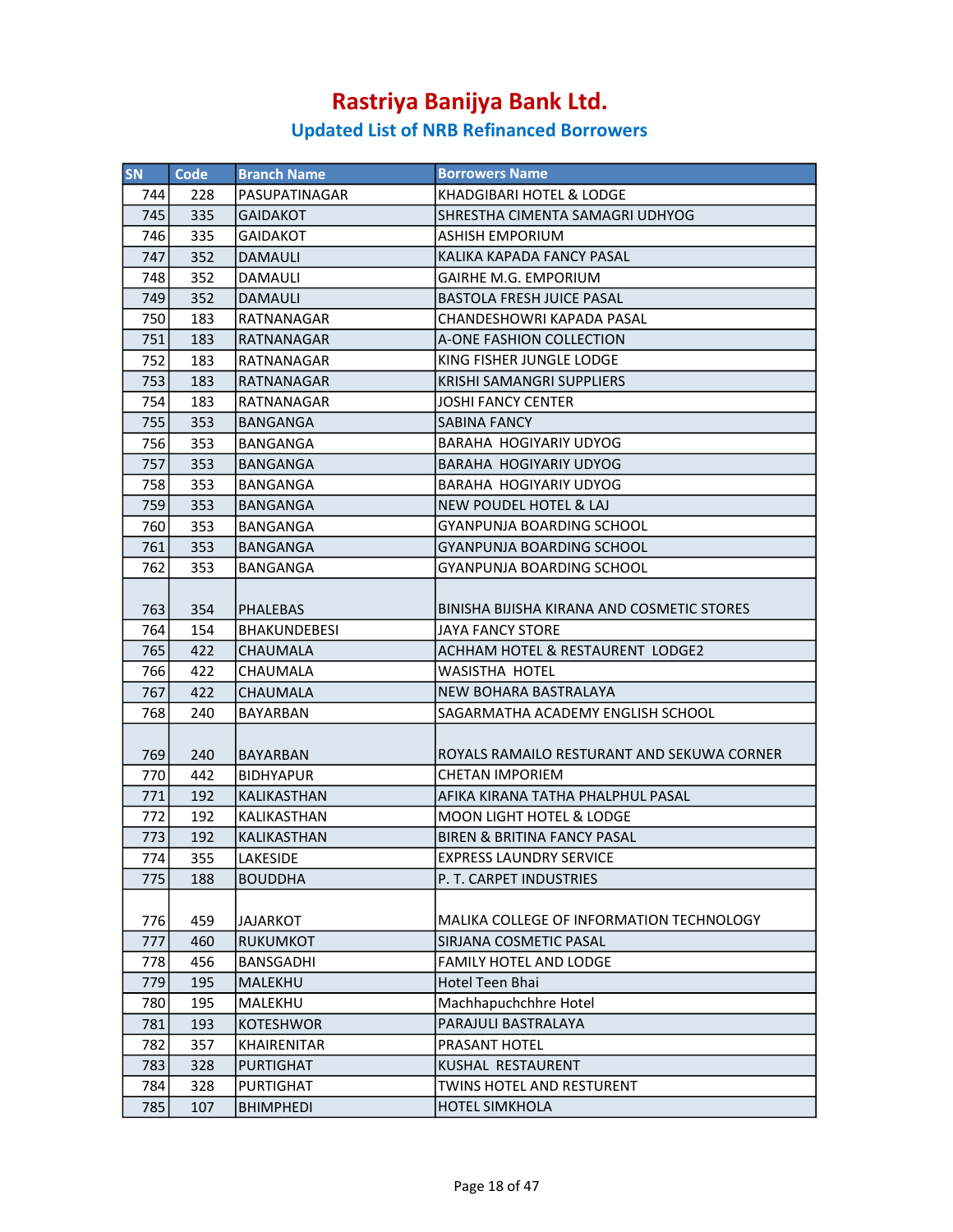# Rastriya Banijya Bank Ltd.

## Updated List of NRB Refinanced Borrowers

| SN | Code | Branch Name | Borrowers Name |
|---|---|---|---|
| 744 | 228 | PASUPATINAGAR | KHADGIBARI HOTEL & LODGE |
| 745 | 335 | GAIDAKOT | SHRESTHA CIMENTA SAMAGRI UDHYOG |
| 746 | 335 | GAIDAKOT | ASHISH EMPORIUM |
| 747 | 352 | DAMAULI | KALIKA KAPADA FANCY PASAL |
| 748 | 352 | DAMAULI | GAIRHE M.G. EMPORIUM |
| 749 | 352 | DAMAULI | BASTOLA FRESH JUICE PASAL |
| 750 | 183 | RATNANAGAR | CHANDESHOWRI KAPADA PASAL |
| 751 | 183 | RATNANAGAR | A-ONE FASHION COLLECTION |
| 752 | 183 | RATNANAGAR | KING FISHER JUNGLE LODGE |
| 753 | 183 | RATNANAGAR | KRISHI SAMANGRI SUPPLIERS |
| 754 | 183 | RATNANAGAR | JOSHI FANCY CENTER |
| 755 | 353 | BANGANGA | SABINA FANCY |
| 756 | 353 | BANGANGA | BARAHA HOGIYARIY UDYOG |
| 757 | 353 | BANGANGA | BARAHA HOGIYARIY UDYOG |
| 758 | 353 | BANGANGA | BARAHA HOGIYARIY UDYOG |
| 759 | 353 | BANGANGA | NEW POUDEL HOTEL & LAJ |
| 760 | 353 | BANGANGA | GYANPUNJA BOARDING SCHOOL |
| 761 | 353 | BANGANGA | GYANPUNJA BOARDING SCHOOL |
| 762 | 353 | BANGANGA | GYANPUNJA BOARDING SCHOOL |
| 763 | 354 | PHALEBAS | BINISHA BIJISHA KIRANA AND COSMETIC STORES |
| 764 | 154 | BHAKUNDEBESI | JAYA FANCY STORE |
| 765 | 422 | CHAUMALA | ACHHAM HOTEL & RESTAURENT LODGE2 |
| 766 | 422 | CHAUMALA | WASISTHA HOTEL |
| 767 | 422 | CHAUMALA | NEW BOHARA BASTRALAYA |
| 768 | 240 | BAYARBAN | SAGARMATHA ACADEMY ENGLISH SCHOOL |
| 769 | 240 | BAYARBAN | ROYALS RAMAILO RESTURANT AND SEKUWA CORNER |
| 770 | 442 | BIDHYAPUR | CHETAN IMPORIEM |
| 771 | 192 | KALIKASTHAN | AFIKA KIRANA TATHA PHALPHUL PASAL |
| 772 | 192 | KALIKASTHAN | MOON LIGHT HOTEL & LODGE |
| 773 | 192 | KALIKASTHAN | BIREN & BRITINA FANCY PASAL |
| 774 | 355 | LAKESIDE | EXPRESS LAUNDRY SERVICE |
| 775 | 188 | BOUDDHA | P. T. CARPET INDUSTRIES |
| 776 | 459 | JAJARKOT | MALIKA COLLEGE OF INFORMATION TECHNOLOGY |
| 777 | 460 | RUKUMKOT | SIRJANA COSMETIC PASAL |
| 778 | 456 | BANSGADHI | FAMILY HOTEL AND LODGE |
| 779 | 195 | MALEKHU | Hotel Teen Bhai |
| 780 | 195 | MALEKHU | Machhapuchchhre Hotel |
| 781 | 193 | KOTESHWOR | PARAJULI BASTRALAYA |
| 782 | 357 | KHAIRENITAR | PRASANT HOTEL |
| 783 | 328 | PURTIGHAT | KUSHAL RESTAURENT |
| 784 | 328 | PURTIGHAT | TWINS HOTEL AND RESTURENT |
| 785 | 107 | BHIMPHEDI | HOTEL SIMKHOLA |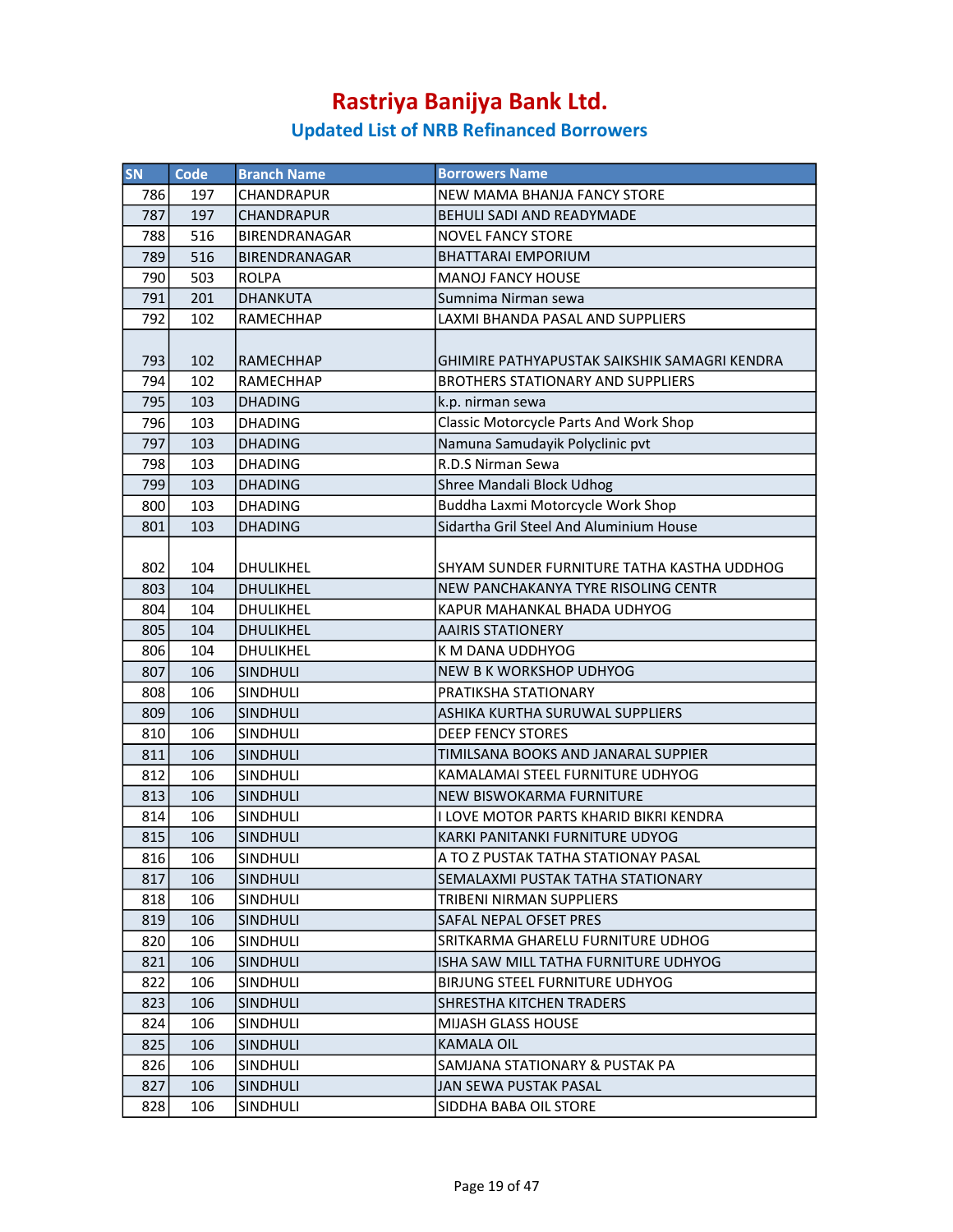# Rastriya Banijya Bank Ltd.

## Updated List of NRB Refinanced Borrowers

| SN | Code | Branch Name | Borrowers Name |
|---|---|---|---|
| 786 | 197 | CHANDRAPUR | NEW MAMA BHANJA FANCY STORE |
| 787 | 197 | CHANDRAPUR | BEHULI SADI AND READYMADE |
| 788 | 516 | BIRENDRANAGAR | NOVEL FANCY STORE |
| 789 | 516 | BIRENDRANAGAR | BHATTARAI EMPORIUM |
| 790 | 503 | ROLPA | MANOJ FANCY HOUSE |
| 791 | 201 | DHANKUTA | Sumnima Nirman sewa |
| 792 | 102 | RAMECHHAP | LAXMI BHANDA PASAL AND SUPPLIERS |
| 793 | 102 | RAMECHHAP | GHIMIRE PATHYAPUSTAK SAIKSHIK SAMAGRI KENDRA |
| 794 | 102 | RAMECHHAP | BROTHERS STATIONARY AND SUPPLIERS |
| 795 | 103 | DHADING | k.p. nirman sewa |
| 796 | 103 | DHADING | Classic Motorcycle Parts And Work Shop |
| 797 | 103 | DHADING | Namuna Samudayik Polyclinic pvt |
| 798 | 103 | DHADING | R.D.S Nirman Sewa |
| 799 | 103 | DHADING | Shree Mandali Block Udhog |
| 800 | 103 | DHADING | Buddha Laxmi Motorcycle Work Shop |
| 801 | 103 | DHADING | Sidartha Gril Steel And Aluminium House |
| 802 | 104 | DHULIKHEL | SHYAM SUNDER FURNITURE TATHA KASTHA UDDHOG |
| 803 | 104 | DHULIKHEL | NEW PANCHAKANYA TYRE RISOLING CENTR |
| 804 | 104 | DHULIKHEL | KAPUR MAHANKAL BHADA UDHYOG |
| 805 | 104 | DHULIKHEL | AAIRIS STATIONERY |
| 806 | 104 | DHULIKHEL | K M DANA UDDHYOG |
| 807 | 106 | SINDHULI | NEW B K WORKSHOP UDHYOG |
| 808 | 106 | SINDHULI | PRATIKSHA STATIONARY |
| 809 | 106 | SINDHULI | ASHIKA KURTHA SURUWAL SUPPLIERS |
| 810 | 106 | SINDHULI | DEEP FENCY STORES |
| 811 | 106 | SINDHULI | TIMILSANA BOOKS AND JANARAL SUPPIER |
| 812 | 106 | SINDHULI | KAMALAMAI STEEL FURNITURE UDHYOG |
| 813 | 106 | SINDHULI | NEW BISWOKARMA FURNITURE |
| 814 | 106 | SINDHULI | I LOVE MOTOR PARTS KHARID BIKRI KENDRA |
| 815 | 106 | SINDHULI | KARKI PANITANKI FURNITURE UDYOG |
| 816 | 106 | SINDHULI | A TO Z PUSTAK TATHA STATIONAY PASAL |
| 817 | 106 | SINDHULI | SEMALAXMI PUSTAK TATHA STATIONARY |
| 818 | 106 | SINDHULI | TRIBENI NIRMAN SUPPLIERS |
| 819 | 106 | SINDHULI | SAFAL NEPAL OFSET PRES |
| 820 | 106 | SINDHULI | SRITKARMA GHARELU FURNITURE UDHOG |
| 821 | 106 | SINDHULI | ISHA SAW MILL TATHA FURNITURE UDHYOG |
| 822 | 106 | SINDHULI | BIRJUNG STEEL FURNITURE UDHYOG |
| 823 | 106 | SINDHULI | SHRESTHA KITCHEN TRADERS |
| 824 | 106 | SINDHULI | MIJASH GLASS HOUSE |
| 825 | 106 | SINDHULI | KAMALA OIL |
| 826 | 106 | SINDHULI | SAMJANA STATIONARY & PUSTAK PA |
| 827 | 106 | SINDHULI | JAN SEWA PUSTAK PASAL |
| 828 | 106 | SINDHULI | SIDDHA BABA OIL STORE |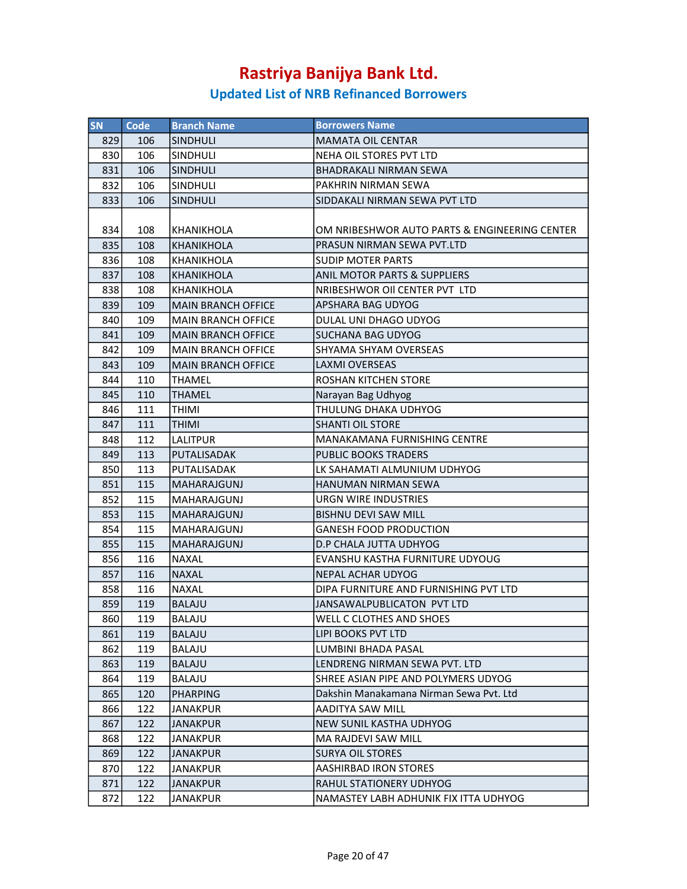# Rastriya Banijya Bank Ltd.

## Updated List of NRB Refinanced Borrowers

| SN | Code | Branch Name | Borrowers Name |
|---|---|---|---|
| 829 | 106 | SINDHULI | MAMATA OIL CENTAR |
| 830 | 106 | SINDHULI | NEHA OIL STORES PVT LTD |
| 831 | 106 | SINDHULI | BHADRAKALI NIRMAN SEWA |
| 832 | 106 | SINDHULI | PAKHRIN NIRMAN SEWA |
| 833 | 106 | SINDHULI | SIDDAKALI NIRMAN SEWA PVT LTD |
| 834 | 108 | KHANIKHOLA | OM NRIBESHWOR AUTO PARTS & ENGINEERING CENTER |
| 835 | 108 | KHANIKHOLA | PRASUN NIRMAN SEWA PVT.LTD |
| 836 | 108 | KHANIKHOLA | SUDIP MOTER PARTS |
| 837 | 108 | KHANIKHOLA | ANIL MOTOR PARTS & SUPPLIERS |
| 838 | 108 | KHANIKHOLA | NRIBESHWOR OIl CENTER PVT LTD |
| 839 | 109 | MAIN BRANCH OFFICE | APSHARA BAG UDYOG |
| 840 | 109 | MAIN BRANCH OFFICE | DULAL UNI DHAGO UDYOG |
| 841 | 109 | MAIN BRANCH OFFICE | SUCHANA BAG UDYOG |
| 842 | 109 | MAIN BRANCH OFFICE | SHYAMA SHYAM OVERSEAS |
| 843 | 109 | MAIN BRANCH OFFICE | LAXMI OVERSEAS |
| 844 | 110 | THAMEL | ROSHAN KITCHEN STORE |
| 845 | 110 | THAMEL | Narayan Bag Udhyog |
| 846 | 111 | THIMI | THULUNG DHAKA UDHYOG |
| 847 | 111 | THIMI | SHANTI OIL STORE |
| 848 | 112 | LALITPUR | MANAKAMANA FURNISHING CENTRE |
| 849 | 113 | PUTALISADAK | PUBLIC BOOKS TRADERS |
| 850 | 113 | PUTALISADAK | LK SAHAMATI ALMUNIUM UDHYOG |
| 851 | 115 | MAHARAJGUNJ | HANUMAN NIRMAN SEWA |
| 852 | 115 | MAHARAJGUNJ | URGN WIRE INDUSTRIES |
| 853 | 115 | MAHARAJGUNJ | BISHNU DEVI SAW MILL |
| 854 | 115 | MAHARAJGUNJ | GANESH FOOD PRODUCTION |
| 855 | 115 | MAHARAJGUNJ | D.P CHALA JUTTA UDHYOG |
| 856 | 116 | NAXAL | EVANSHU KASTHA FURNITURE UDYOUG |
| 857 | 116 | NAXAL | NEPAL ACHAR UDYOG |
| 858 | 116 | NAXAL | DIPA FURNITURE AND FURNISHING PVT LTD |
| 859 | 119 | BALAJU | JANSAWALPUBLICATON PVT LTD |
| 860 | 119 | BALAJU | WELL C CLOTHES AND SHOES |
| 861 | 119 | BALAJU | LIPI BOOKS PVT LTD |
| 862 | 119 | BALAJU | LUMBINI BHADA PASAL |
| 863 | 119 | BALAJU | LENDRENG NIRMAN SEWA PVT. LTD |
| 864 | 119 | BALAJU | SHREE ASIAN PIPE AND POLYMERS UDYOG |
| 865 | 120 | PHARPING | Dakshin Manakamana Nirman Sewa Pvt. Ltd |
| 866 | 122 | JANAKPUR | AADITYA SAW MILL |
| 867 | 122 | JANAKPUR | NEW SUNIL KASTHA UDHYOG |
| 868 | 122 | JANAKPUR | MA RAJDEVI SAW MILL |
| 869 | 122 | JANAKPUR | SURYA OIL STORES |
| 870 | 122 | JANAKPUR | AASHIRBAD IRON STORES |
| 871 | 122 | JANAKPUR | RAHUL STATIONERY UDHYOG |
| 872 | 122 | JANAKPUR | NAMASTEY LABH ADHUNIK FIX ITTA UDHYOG |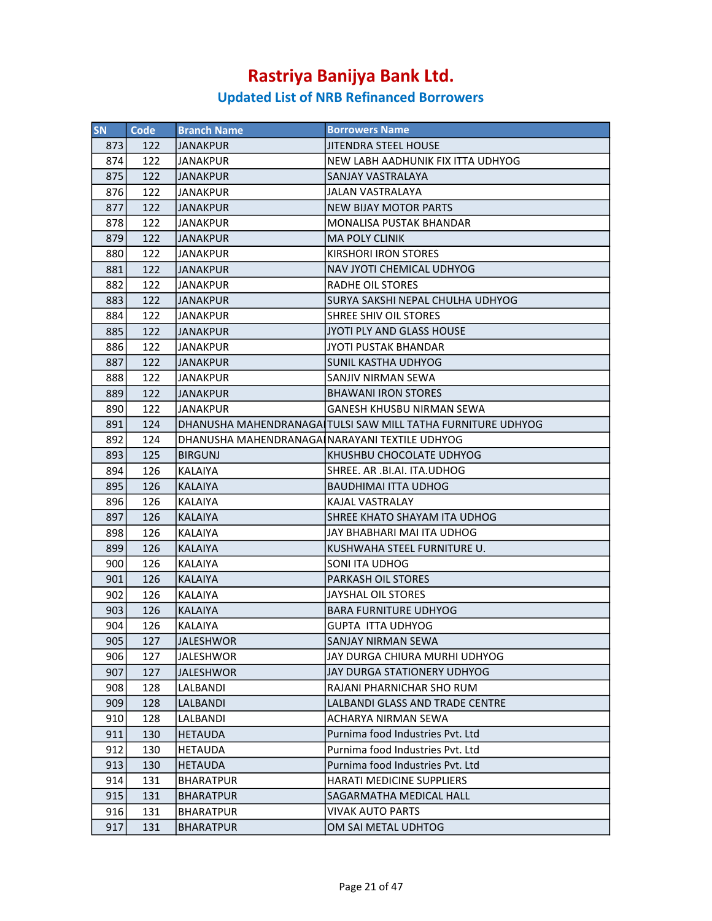# Rastriya Banijya Bank Ltd.

## Updated List of NRB Refinanced Borrowers

| SN | Code | Branch Name | Borrowers Name |
|---|---|---|---|
| 873 | 122 | JANAKPUR | JITENDRA STEEL HOUSE |
| 874 | 122 | JANAKPUR | NEW LABH AADHUNIK FIX ITTA UDHYOG |
| 875 | 122 | JANAKPUR | SANJAY VASTRALAYA |
| 876 | 122 | JANAKPUR | JALAN VASTRALAYA |
| 877 | 122 | JANAKPUR | NEW BIJAY MOTOR PARTS |
| 878 | 122 | JANAKPUR | MONALISA PUSTAK BHANDAR |
| 879 | 122 | JANAKPUR | MA POLY CLINIK |
| 880 | 122 | JANAKPUR | KIRSHORI IRON STORES |
| 881 | 122 | JANAKPUR | NAV JYOTI CHEMICAL UDHYOG |
| 882 | 122 | JANAKPUR | RADHE OIL STORES |
| 883 | 122 | JANAKPUR | SURYA SAKSHI NEPAL CHULHA UDHYOG |
| 884 | 122 | JANAKPUR | SHREE SHIV OIL STORES |
| 885 | 122 | JANAKPUR | JYOTI PLY AND GLASS HOUSE |
| 886 | 122 | JANAKPUR | JYOTI PUSTAK BHANDAR |
| 887 | 122 | JANAKPUR | SUNIL KASTHA UDHYOG |
| 888 | 122 | JANAKPUR | SANJIV NIRMAN SEWA |
| 889 | 122 | JANAKPUR | BHAWANI IRON STORES |
| 890 | 122 | JANAKPUR | GANESH KHUSBU NIRMAN SEWA |
| 891 | 124 | DHANUSHA MAHENDRANAGAI | TULSI SAW MILL TATHA FURNITURE UDHYOG |
| 892 | 124 | DHANUSHA MAHENDRANAGAI | NARAYANI TEXTILE UDHYOG |
| 893 | 125 | BIRGUNJ | KHUSHBU CHOCOLATE UDHYOG |
| 894 | 126 | KALAIYA | SHREE. AR .BI.AI. ITA.UDHOG |
| 895 | 126 | KALAIYA | BAUDHIMAI ITTA UDHOG |
| 896 | 126 | KALAIYA | KAJAL VASTRALAY |
| 897 | 126 | KALAIYA | SHREE KHATO SHAYAM ITA UDHOG |
| 898 | 126 | KALAIYA | JAY BHABHARI MAI ITA UDHOG |
| 899 | 126 | KALAIYA | KUSHWAHA STEEL FURNITURE U. |
| 900 | 126 | KALAIYA | SONI ITA UDHOG |
| 901 | 126 | KALAIYA | PARKASH OIL STORES |
| 902 | 126 | KALAIYA | JAYSHAL OIL STORES |
| 903 | 126 | KALAIYA | BARA FURNITURE UDHYOG |
| 904 | 126 | KALAIYA | GUPTA ITTA UDHYOG |
| 905 | 127 | JALESHWOR | SANJAY NIRMAN SEWA |
| 906 | 127 | JALESHWOR | JAY DURGA CHIURA MURHI UDHYOG |
| 907 | 127 | JALESHWOR | JAY DURGA STATIONERY UDHYOG |
| 908 | 128 | LALBANDI | RAJANI PHARNICHAR SHO RUM |
| 909 | 128 | LALBANDI | LALBANDI GLASS AND TRADE CENTRE |
| 910 | 128 | LALBANDI | ACHARYA NIRMAN SEWA |
| 911 | 130 | HETAUDA | Purnima food Industries Pvt. Ltd |
| 912 | 130 | HETAUDA | Purnima food Industries Pvt. Ltd |
| 913 | 130 | HETAUDA | Purnima food Industries Pvt. Ltd |
| 914 | 131 | BHARATPUR | HARATI MEDICINE SUPPLIERS |
| 915 | 131 | BHARATPUR | SAGARMATHA MEDICAL HALL |
| 916 | 131 | BHARATPUR | VIVAK AUTO PARTS |
| 917 | 131 | BHARATPUR | OM SAI METAL UDHTOG |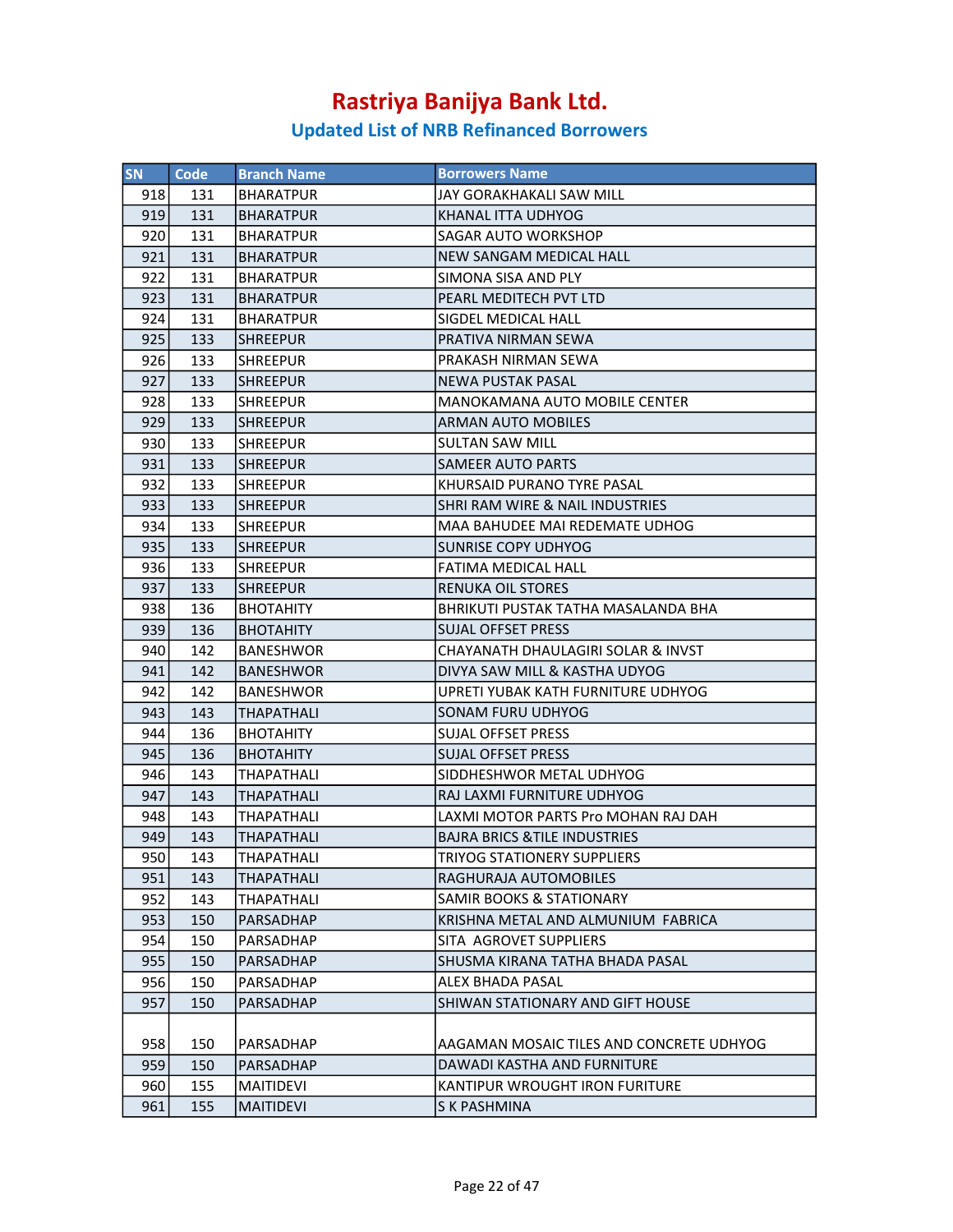# Rastriya Banijya Bank Ltd.

## Updated List of NRB Refinanced Borrowers

| SN | Code | Branch Name | Borrowers Name |
|---|---|---|---|
| 918 | 131 | BHARATPUR | JAY GORAKHAKALI SAW MILL |
| 919 | 131 | BHARATPUR | KHANAL ITTA UDHYOG |
| 920 | 131 | BHARATPUR | SAGAR AUTO WORKSHOP |
| 921 | 131 | BHARATPUR | NEW SANGAM MEDICAL HALL |
| 922 | 131 | BHARATPUR | SIMONA SISA AND PLY |
| 923 | 131 | BHARATPUR | PEARL MEDITECH PVT LTD |
| 924 | 131 | BHARATPUR | SIGDEL MEDICAL HALL |
| 925 | 133 | SHREEPUR | PRATIVA NIRMAN SEWA |
| 926 | 133 | SHREEPUR | PRAKASH NIRMAN SEWA |
| 927 | 133 | SHREEPUR | NEWA PUSTAK PASAL |
| 928 | 133 | SHREEPUR | MANOKAMANA AUTO MOBILE CENTER |
| 929 | 133 | SHREEPUR | ARMAN AUTO MOBILES |
| 930 | 133 | SHREEPUR | SULTAN SAW MILL |
| 931 | 133 | SHREEPUR | SAMEER AUTO PARTS |
| 932 | 133 | SHREEPUR | KHURSAID PURANO TYRE PASAL |
| 933 | 133 | SHREEPUR | SHRI RAM WIRE & NAIL INDUSTRIES |
| 934 | 133 | SHREEPUR | MAA BAHUDEE MAI REDEMATE UDHOG |
| 935 | 133 | SHREEPUR | SUNRISE COPY UDHYOG |
| 936 | 133 | SHREEPUR | FATIMA MEDICAL HALL |
| 937 | 133 | SHREEPUR | RENUKA OIL STORES |
| 938 | 136 | BHOTAHITY | BHRIKUTI PUSTAK TATHA MASALANDA BHA |
| 939 | 136 | BHOTAHITY | SUJAL OFFSET PRESS |
| 940 | 142 | BANESHWOR | CHAYANATH DHAULAGIRI SOLAR & INVST |
| 941 | 142 | BANESHWOR | DIVYA SAW MILL & KASTHA UDYOG |
| 942 | 142 | BANESHWOR | UPRETI YUBAK KATH FURNITURE UDHYOG |
| 943 | 143 | THAPATHALI | SONAM FURU UDHYOG |
| 944 | 136 | BHOTAHITY | SUJAL OFFSET PRESS |
| 945 | 136 | BHOTAHITY | SUJAL OFFSET PRESS |
| 946 | 143 | THAPATHALI | SIDDHESHWOR METAL UDHYOG |
| 947 | 143 | THAPATHALI | RAJ LAXMI FURNITURE UDHYOG |
| 948 | 143 | THAPATHALI | LAXMI MOTOR PARTS Pro MOHAN RAJ DAH |
| 949 | 143 | THAPATHALI | BAJRA BRICS &TILE INDUSTRIES |
| 950 | 143 | THAPATHALI | TRIYOG STATIONERY SUPPLIERS |
| 951 | 143 | THAPATHALI | RAGHURAJA AUTOMOBILES |
| 952 | 143 | THAPATHALI | SAMIR BOOKS & STATIONARY |
| 953 | 150 | PARSADHAP | KRISHNA METAL AND ALMUNIUM FABRICA |
| 954 | 150 | PARSADHAP | SITA AGROVET SUPPLIERS |
| 955 | 150 | PARSADHAP | SHUSMA KIRANA TATHA BHADA PASAL |
| 956 | 150 | PARSADHAP | ALEX BHADA PASAL |
| 957 | 150 | PARSADHAP | SHIWAN STATIONARY AND GIFT HOUSE |
| 958 | 150 | PARSADHAP | AAGAMAN MOSAIC TILES AND CONCRETE UDHYOG |
| 959 | 150 | PARSADHAP | DAWADI KASTHA AND FURNITURE |
| 960 | 155 | MAITIDEVI | KANTIPUR WROUGHT IRON FURITURE |
| 961 | 155 | MAITIDEVI | S K PASHMINA |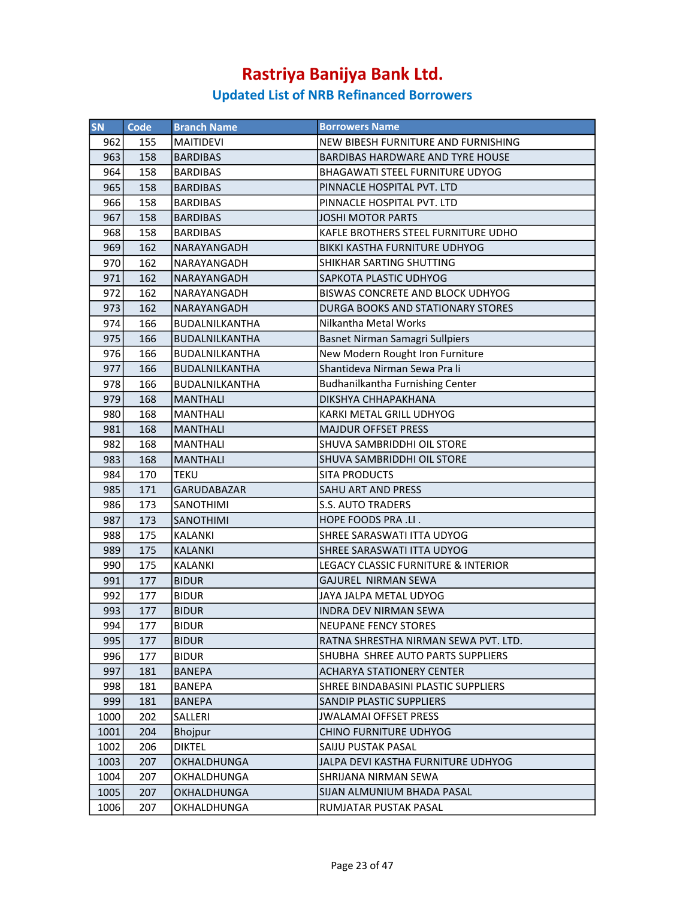# Rastriya Banijya Bank Ltd.

## Updated List of NRB Refinanced Borrowers

| SN | Code | Branch Name | Borrowers Name |
|---|---|---|---|
| 962 | 155 | MAITIDEVI | NEW BIBESH FURNITURE AND FURNISHING |
| 963 | 158 | BARDIBAS | BARDIBAS HARDWARE AND TYRE HOUSE |
| 964 | 158 | BARDIBAS | BHAGAWATI STEEL FURNITURE UDYOG |
| 965 | 158 | BARDIBAS | PINNACLE HOSPITAL PVT. LTD |
| 966 | 158 | BARDIBAS | PINNACLE HOSPITAL PVT. LTD |
| 967 | 158 | BARDIBAS | JOSHI MOTOR PARTS |
| 968 | 158 | BARDIBAS | KAFLE BROTHERS STEEL FURNITURE UDHO |
| 969 | 162 | NARAYANGADH | BIKKI KASTHA FURNITURE UDHYOG |
| 970 | 162 | NARAYANGADH | SHIKHAR SARTING SHUTTING |
| 971 | 162 | NARAYANGADH | SAPKOTA PLASTIC UDHYOG |
| 972 | 162 | NARAYANGADH | BISWAS CONCRETE AND BLOCK UDHYOG |
| 973 | 162 | NARAYANGADH | DURGA BOOKS AND STATIONARY STORES |
| 974 | 166 | BUDALNILKANTHA | Nilkantha Metal Works |
| 975 | 166 | BUDALNILKANTHA | Basnet Nirman Samagri Sullpiers |
| 976 | 166 | BUDALNILKANTHA | New Modern Rought Iron Furniture |
| 977 | 166 | BUDALNILKANTHA | Shantideva Nirman Sewa Pra li |
| 978 | 166 | BUDALNILKANTHA | Budhanilkantha Furnishing Center |
| 979 | 168 | MANTHALI | DIKSHYA CHHAPAKHANA |
| 980 | 168 | MANTHALI | KARKI METAL GRILL UDHYOG |
| 981 | 168 | MANTHALI | MAJDUR OFFSET PRESS |
| 982 | 168 | MANTHALI | SHUVA SAMBRIDDHI OIL STORE |
| 983 | 168 | MANTHALI | SHUVA SAMBRIDDHI OIL STORE |
| 984 | 170 | TEKU | SITA PRODUCTS |
| 985 | 171 | GARUDABAZAR | SAHU ART AND PRESS |
| 986 | 173 | SANOTHIMI | S.S. AUTO TRADERS |
| 987 | 173 | SANOTHIMI | HOPE FOODS PRA .LI . |
| 988 | 175 | KALANKI | SHREE SARASWATI ITTA UDYOG |
| 989 | 175 | KALANKI | SHREE SARASWATI ITTA UDYOG |
| 990 | 175 | KALANKI | LEGACY CLASSIC FURNITURE & INTERIOR |
| 991 | 177 | BIDUR | GAJUREL NIRMAN SEWA |
| 992 | 177 | BIDUR | JAYA JALPA METAL UDYOG |
| 993 | 177 | BIDUR | INDRA DEV NIRMAN SEWA |
| 994 | 177 | BIDUR | NEUPANE FENCY STORES |
| 995 | 177 | BIDUR | RATNA SHRESTHA NIRMAN SEWA PVT. LTD. |
| 996 | 177 | BIDUR | SHUBHA SHREE AUTO PARTS SUPPLIERS |
| 997 | 181 | BANEPA | ACHARYA STATIONERY CENTER |
| 998 | 181 | BANEPA | SHREE BINDABASINI PLASTIC SUPPLIERS |
| 999 | 181 | BANEPA | SANDIP PLASTIC SUPPLIERS |
| 1000 | 202 | SALLERI | JWALAMAI OFFSET PRESS |
| 1001 | 204 | Bhojpur | CHINO FURNITURE UDHYOG |
| 1002 | 206 | DIKTEL | SAIJU PUSTAK PASAL |
| 1003 | 207 | OKHALDHUNGA | JALPA DEVI KASTHA FURNITURE UDHYOG |
| 1004 | 207 | OKHALDHUNGA | SHRIJANA NIRMAN SEWA |
| 1005 | 207 | OKHALDHUNGA | SIJAN ALMUNIUM BHADA PASAL |
| 1006 | 207 | OKHALDHUNGA | RUMJATAR PUSTAK PASAL |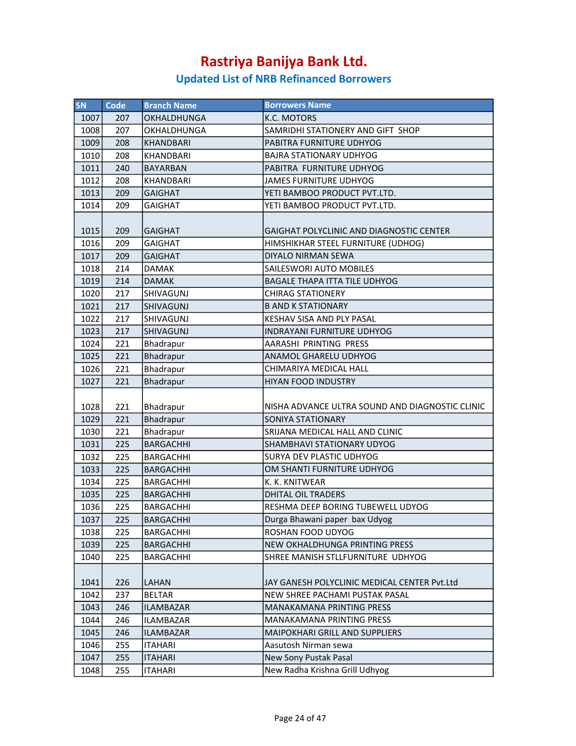# Rastriya Banijya Bank Ltd.

## Updated List of NRB Refinanced Borrowers

| SN | Code | Branch Name | Borrowers Name |
|---|---|---|---|
| 1007 | 207 | OKHALDHUNGA | K.C. MOTORS |
| 1008 | 207 | OKHALDHUNGA | SAMRIDHI STATIONERY AND GIFT SHOP |
| 1009 | 208 | KHANDBARI | PABITRA FURNITURE UDHYOG |
| 1010 | 208 | KHANDBARI | BAJRA STATIONARY UDHYOG |
| 1011 | 240 | BAYARBAN | PABITRA FURNITURE UDHYOG |
| 1012 | 208 | KHANDBARI | JAMES FURNITURE UDHYOG |
| 1013 | 209 | GAIGHAT | YETI BAMBOO PRODUCT PVT.LTD. |
| 1014 | 209 | GAIGHAT | YETI BAMBOO PRODUCT PVT.LTD. |
| 1015 | 209 | GAIGHAT | GAIGHAT POLYCLINIC AND DIAGNOSTIC CENTER |
| 1016 | 209 | GAIGHAT | HIMSHIKHAR STEEL FURNITURE (UDHOG) |
| 1017 | 209 | GAIGHAT | DIYALO NIRMAN SEWA |
| 1018 | 214 | DAMAK | SAILESWORI AUTO MOBILES |
| 1019 | 214 | DAMAK | BAGALE THAPA ITTA TILE UDHYOG |
| 1020 | 217 | SHIVAGUNJ | CHIRAG STATIONERY |
| 1021 | 217 | SHIVAGUNJ | B AND K STATIONARY |
| 1022 | 217 | SHIVAGUNJ | KESHAV SISA AND PLY PASAL |
| 1023 | 217 | SHIVAGUNJ | INDRAYANI FURNITURE UDHYOG |
| 1024 | 221 | Bhadrapur | AARASHI PRINTING PRESS |
| 1025 | 221 | Bhadrapur | ANAMOL GHARELU UDHYOG |
| 1026 | 221 | Bhadrapur | CHIMARIYA MEDICAL HALL |
| 1027 | 221 | Bhadrapur | HIYAN FOOD INDUSTRY |
| 1028 | 221 | Bhadrapur | NISHA ADVANCE ULTRA SOUND AND DIAGNOSTIC CLINIC |
| 1029 | 221 | Bhadrapur | SONIYA STATIONARY |
| 1030 | 221 | Bhadrapur | SRIJANA MEDICAL HALL AND CLINIC |
| 1031 | 225 | BARGACHHI | SHAMBHAVI STATIONARY UDYOG |
| 1032 | 225 | BARGACHHI | SURYA DEV PLASTIC UDHYOG |
| 1033 | 225 | BARGACHHI | OM SHANTI FURNITURE UDHYOG |
| 1034 | 225 | BARGACHHI | K. K. KNITWEAR |
| 1035 | 225 | BARGACHHI | DHITAL OIL TRADERS |
| 1036 | 225 | BARGACHHI | RESHMA DEEP BORING TUBEWELL UDYOG |
| 1037 | 225 | BARGACHHI | Durga Bhawani paper bax Udyog |
| 1038 | 225 | BARGACHHI | ROSHAN FOOD UDYOG |
| 1039 | 225 | BARGACHHI | NEW OKHALDHUNGA PRINTING PRESS |
| 1040 | 225 | BARGACHHI | SHREE MANISH STLLFURNITURE UDHYOG |
| 1041 | 226 | LAHAN | JAY GANESH POLYCLINIC MEDICAL CENTER Pvt.Ltd |
| 1042 | 237 | BELTAR | NEW SHREE PACHAMI PUSTAK PASAL |
| 1043 | 246 | ILAMBAZAR | MANAKAMANA PRINTING PRESS |
| 1044 | 246 | ILAMBAZAR | MANAKAMANA PRINTING PRESS |
| 1045 | 246 | ILAMBAZAR | MAIPOKHARI GRILL AND SUPPLIERS |
| 1046 | 255 | ITAHARI | Aasutosh Nirman sewa |
| 1047 | 255 | ITAHARI | New Sony Pustak Pasal |
| 1048 | 255 | ITAHARI | New Radha Krishna Grill Udhyog |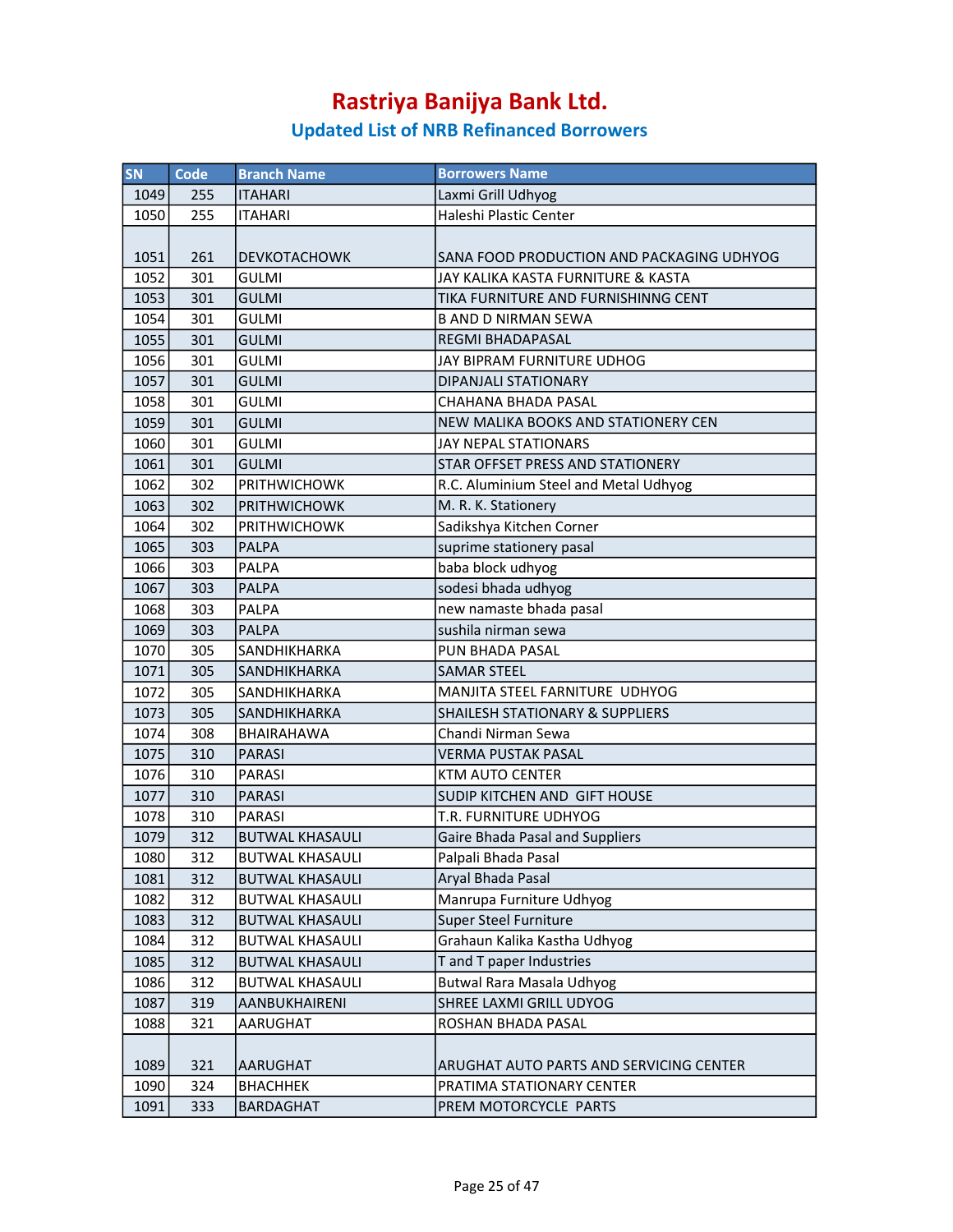# Rastriya Banijya Bank Ltd.

## Updated List of NRB Refinanced Borrowers

| SN | Code | Branch Name | Borrowers Name |
|---|---|---|---|
| 1049 | 255 | ITAHARI | Laxmi Grill Udhyog |
| 1050 | 255 | ITAHARI | Haleshi Plastic Center |
| 1051 | 261 | DEVKOTACHOWK | SANA FOOD PRODUCTION AND PACKAGING UDHYOG |
| 1052 | 301 | GULMI | JAY KALIKA KASTA FURNITURE & KASTA |
| 1053 | 301 | GULMI | TIKA FURNITURE AND FURNISHINNG CENT |
| 1054 | 301 | GULMI | B AND D NIRMAN SEWA |
| 1055 | 301 | GULMI | REGMI BHADAPASAL |
| 1056 | 301 | GULMI | JAY BIPRAM FURNITURE UDHOG |
| 1057 | 301 | GULMI | DIPANJALI STATIONARY |
| 1058 | 301 | GULMI | CHAHANA BHADA PASAL |
| 1059 | 301 | GULMI | NEW MALIKA BOOKS AND STATIONERY CEN |
| 1060 | 301 | GULMI | JAY NEPAL STATIONARS |
| 1061 | 301 | GULMI | STAR OFFSET PRESS AND STATIONERY |
| 1062 | 302 | PRITHWICHOWK | R.C. Aluminium Steel and Metal Udhyog |
| 1063 | 302 | PRITHWICHOWK | M. R. K. Stationery |
| 1064 | 302 | PRITHWICHOWK | Sadikshya Kitchen Corner |
| 1065 | 303 | PALPA | suprime stationery pasal |
| 1066 | 303 | PALPA | baba block udhyog |
| 1067 | 303 | PALPA | sodesi bhada udhyog |
| 1068 | 303 | PALPA | new namaste bhada pasal |
| 1069 | 303 | PALPA | sushila nirman sewa |
| 1070 | 305 | SANDHIKHARKA | PUN BHADA PASAL |
| 1071 | 305 | SANDHIKHARKA | SAMAR STEEL |
| 1072 | 305 | SANDHIKHARKA | MANJITA STEEL FARNITURE UDHYOG |
| 1073 | 305 | SANDHIKHARKA | SHAILESH STATIONARY & SUPPLIERS |
| 1074 | 308 | BHAIRAHAWA | Chandi Nirman Sewa |
| 1075 | 310 | PARASI | VERMA PUSTAK PASAL |
| 1076 | 310 | PARASI | KTM AUTO CENTER |
| 1077 | 310 | PARASI | SUDIP KITCHEN AND GIFT HOUSE |
| 1078 | 310 | PARASI | T.R. FURNITURE UDHYOG |
| 1079 | 312 | BUTWAL KHASAULI | Gaire Bhada Pasal and Suppliers |
| 1080 | 312 | BUTWAL KHASAULI | Palpali Bhada Pasal |
| 1081 | 312 | BUTWAL KHASAULI | Aryal Bhada Pasal |
| 1082 | 312 | BUTWAL KHASAULI | Manrupa Furniture Udhyog |
| 1083 | 312 | BUTWAL KHASAULI | Super Steel Furniture |
| 1084 | 312 | BUTWAL KHASAULI | Grahaun Kalika Kastha Udhyog |
| 1085 | 312 | BUTWAL KHASAULI | T and T paper Industries |
| 1086 | 312 | BUTWAL KHASAULI | Butwal Rara Masala Udhyog |
| 1087 | 319 | AANBUKHAIRENI | SHREE LAXMI GRILL UDYOG |
| 1088 | 321 | AARUGHAT | ROSHAN BHADA PASAL |
| 1089 | 321 | AARUGHAT | ARUGHAT AUTO PARTS AND SERVICING CENTER |
| 1090 | 324 | BHACHHEK | PRATIMA STATIONARY CENTER |
| 1091 | 333 | BARDAGHAT | PREM MOTORCYCLE PARTS |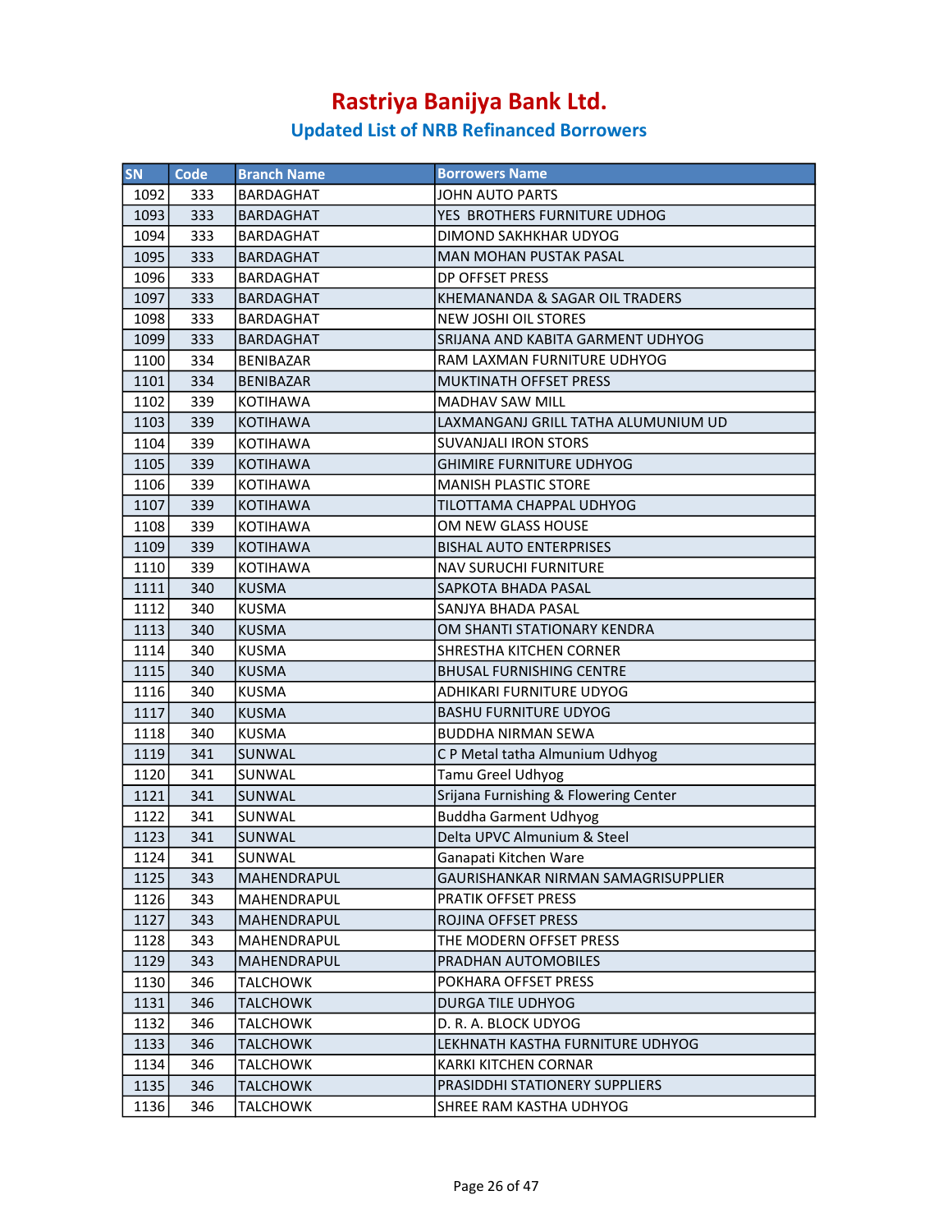# Rastriya Banijya Bank Ltd.

## Updated List of NRB Refinanced Borrowers

| SN | Code | Branch Name | Borrowers Name |
|---|---|---|---|
| 1092 | 333 | BARDAGHAT | JOHN AUTO PARTS |
| 1093 | 333 | BARDAGHAT | YES BROTHERS FURNITURE UDHOG |
| 1094 | 333 | BARDAGHAT | DIMOND SAKHKHAR UDYOG |
| 1095 | 333 | BARDAGHAT | MAN MOHAN PUSTAK PASAL |
| 1096 | 333 | BARDAGHAT | DP OFFSET PRESS |
| 1097 | 333 | BARDAGHAT | KHEMANANDA & SAGAR OIL TRADERS |
| 1098 | 333 | BARDAGHAT | NEW JOSHI OIL STORES |
| 1099 | 333 | BARDAGHAT | SRIJANA AND KABITA GARMENT UDHYOG |
| 1100 | 334 | BENIBAZAR | RAM LAXMAN FURNITURE UDHYOG |
| 1101 | 334 | BENIBAZAR | MUKTINATH OFFSET PRESS |
| 1102 | 339 | KOTIHAWA | MADHAV SAW MILL |
| 1103 | 339 | KOTIHAWA | LAXMANGANJ GRILL TATHA ALUMUNIUM UD |
| 1104 | 339 | KOTIHAWA | SUVANJALI IRON STORS |
| 1105 | 339 | KOTIHAWA | GHIMIRE FURNITURE UDHYOG |
| 1106 | 339 | KOTIHAWA | MANISH PLASTIC STORE |
| 1107 | 339 | KOTIHAWA | TILOTTAMA CHAPPAL UDHYOG |
| 1108 | 339 | KOTIHAWA | OM NEW GLASS HOUSE |
| 1109 | 339 | KOTIHAWA | BISHAL AUTO ENTERPRISES |
| 1110 | 339 | KOTIHAWA | NAV SURUCHI FURNITURE |
| 1111 | 340 | KUSMA | SAPKOTA BHADA PASAL |
| 1112 | 340 | KUSMA | SANJYA BHADA PASAL |
| 1113 | 340 | KUSMA | OM SHANTI STATIONARY KENDRA |
| 1114 | 340 | KUSMA | SHRESTHA KITCHEN CORNER |
| 1115 | 340 | KUSMA | BHUSAL FURNISHING CENTRE |
| 1116 | 340 | KUSMA | ADHIKARI FURNITURE UDYOG |
| 1117 | 340 | KUSMA | BASHU FURNITURE UDYOG |
| 1118 | 340 | KUSMA | BUDDHA NIRMAN SEWA |
| 1119 | 341 | SUNWAL | C P Metal tatha Almunium Udhyog |
| 1120 | 341 | SUNWAL | Tamu Greel Udhyog |
| 1121 | 341 | SUNWAL | Srijana Furnishing & Flowering Center |
| 1122 | 341 | SUNWAL | Buddha Garment Udhyog |
| 1123 | 341 | SUNWAL | Delta UPVC Almunium & Steel |
| 1124 | 341 | SUNWAL | Ganapati Kitchen Ware |
| 1125 | 343 | MAHENDRAPUL | GAURISHANKAR NIRMAN SAMAGRISUPPLIER |
| 1126 | 343 | MAHENDRAPUL | PRATIK OFFSET PRESS |
| 1127 | 343 | MAHENDRAPUL | ROJINA OFFSET PRESS |
| 1128 | 343 | MAHENDRAPUL | THE MODERN OFFSET PRESS |
| 1129 | 343 | MAHENDRAPUL | PRADHAN AUTOMOBILES |
| 1130 | 346 | TALCHOWK | POKHARA OFFSET PRESS |
| 1131 | 346 | TALCHOWK | DURGA TILE UDHYOG |
| 1132 | 346 | TALCHOWK | D. R. A. BLOCK UDYOG |
| 1133 | 346 | TALCHOWK | LEKHNATH KASTHA FURNITURE UDHYOG |
| 1134 | 346 | TALCHOWK | KARKI KITCHEN CORNAR |
| 1135 | 346 | TALCHOWK | PRASIDDHI STATIONERY SUPPLIERS |
| 1136 | 346 | TALCHOWK | SHREE RAM KASTHA UDHYOG |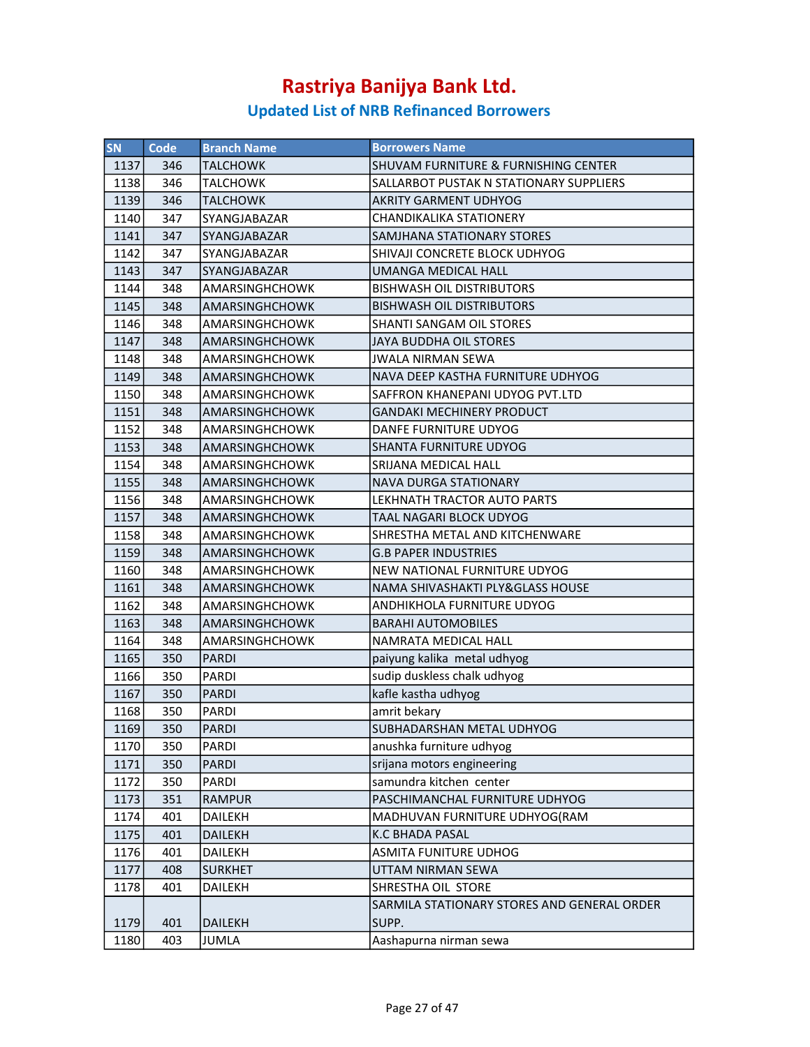# Rastriya Banijya Bank Ltd.

## Updated List of NRB Refinanced Borrowers

| SN | Code | Branch Name | Borrowers Name |
|---|---|---|---|
| 1137 | 346 | TALCHOWK | SHUVAM FURNITURE & FURNISHING CENTER |
| 1138 | 346 | TALCHOWK | SALLARBOT PUSTAK N STATIONARY SUPPLIERS |
| 1139 | 346 | TALCHOWK | AKRITY GARMENT UDHYOG |
| 1140 | 347 | SYANGJABAZAR | CHANDIKALIKA STATIONERY |
| 1141 | 347 | SYANGJABAZAR | SAMJHANA STATIONARY STORES |
| 1142 | 347 | SYANGJABAZAR | SHIVAJI CONCRETE BLOCK UDHYOG |
| 1143 | 347 | SYANGJABAZAR | UMANGA MEDICAL HALL |
| 1144 | 348 | AMARSINGHCHOWK | BISHWASH OIL DISTRIBUTORS |
| 1145 | 348 | AMARSINGHCHOWK | BISHWASH OIL DISTRIBUTORS |
| 1146 | 348 | AMARSINGHCHOWK | SHANTI SANGAM OIL STORES |
| 1147 | 348 | AMARSINGHCHOWK | JAYA BUDDHA OIL STORES |
| 1148 | 348 | AMARSINGHCHOWK | JWALA NIRMAN SEWA |
| 1149 | 348 | AMARSINGHCHOWK | NAVA DEEP KASTHA FURNITURE UDHYOG |
| 1150 | 348 | AMARSINGHCHOWK | SAFFRON KHANEPANI UDYOG PVT.LTD |
| 1151 | 348 | AMARSINGHCHOWK | GANDAKI MECHINERY PRODUCT |
| 1152 | 348 | AMARSINGHCHOWK | DANFE FURNITURE UDYOG |
| 1153 | 348 | AMARSINGHCHOWK | SHANTA FURNITURE UDYOG |
| 1154 | 348 | AMARSINGHCHOWK | SRIJANA MEDICAL HALL |
| 1155 | 348 | AMARSINGHCHOWK | NAVA DURGA STATIONARY |
| 1156 | 348 | AMARSINGHCHOWK | LEKHNATH TRACTOR AUTO PARTS |
| 1157 | 348 | AMARSINGHCHOWK | TAAL NAGARI BLOCK UDYOG |
| 1158 | 348 | AMARSINGHCHOWK | SHRESTHA METAL AND KITCHENWARE |
| 1159 | 348 | AMARSINGHCHOWK | G.B PAPER INDUSTRIES |
| 1160 | 348 | AMARSINGHCHOWK | NEW NATIONAL FURNITURE UDYOG |
| 1161 | 348 | AMARSINGHCHOWK | NAMA SHIVASHAKTI PLY&GLASS HOUSE |
| 1162 | 348 | AMARSINGHCHOWK | ANDHIKHOLA FURNITURE UDYOG |
| 1163 | 348 | AMARSINGHCHOWK | BARAHI AUTOMOBILES |
| 1164 | 348 | AMARSINGHCHOWK | NAMRATA MEDICAL HALL |
| 1165 | 350 | PARDI | paiyung kalika metal udhyog |
| 1166 | 350 | PARDI | sudip duskless chalk udhyog |
| 1167 | 350 | PARDI | kafle kastha udhyog |
| 1168 | 350 | PARDI | amrit bekary |
| 1169 | 350 | PARDI | SUBHADARSHAN METAL UDHYOG |
| 1170 | 350 | PARDI | anushka furniture udhyog |
| 1171 | 350 | PARDI | srijana motors engineering |
| 1172 | 350 | PARDI | samundra kitchen center |
| 1173 | 351 | RAMPUR | PASCHIMANCHAL FURNITURE UDHYOG |
| 1174 | 401 | DAILEKH | MADHUVAN FURNITURE UDHYOG(RAM |
| 1175 | 401 | DAILEKH | K.C BHADA PASAL |
| 1176 | 401 | DAILEKH | ASMITA FUNITURE UDHOG |
| 1177 | 408 | SURKHET | UTTAM NIRMAN SEWA |
| 1178 | 401 | DAILEKH | SHRESTHA OIL STORE |
| 1179 | 401 | DAILEKH | SARMILA STATIONARY STORES AND GENERAL ORDER SUPP. |
| 1180 | 403 | JUMLA | Aashapurna nirman sewa |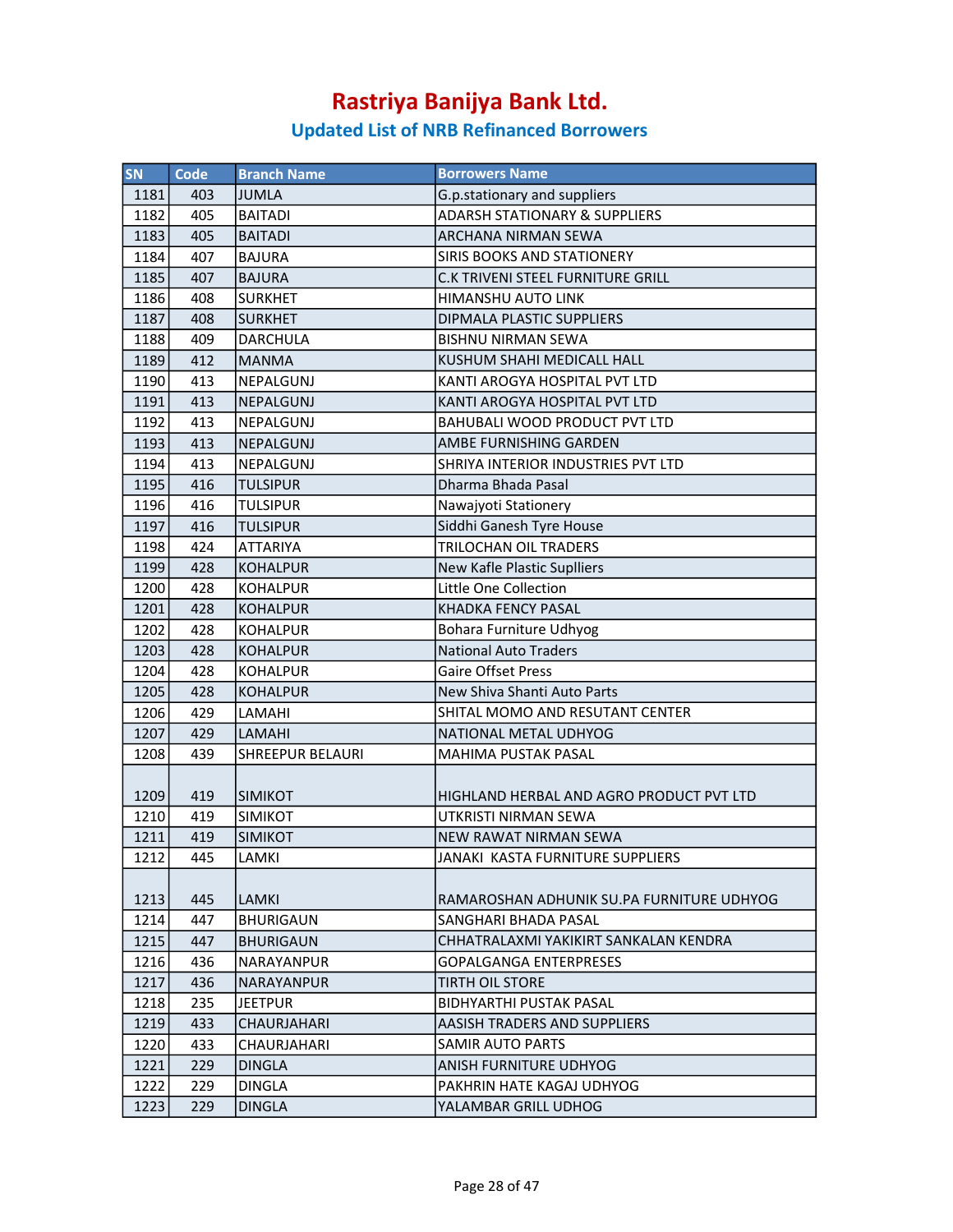# Rastriya Banijya Bank Ltd.

## Updated List of NRB Refinanced Borrowers

| SN | Code | Branch Name | Borrowers Name |
|---|---|---|---|
| 1181 | 403 | JUMLA | G.p.stationary and suppliers |
| 1182 | 405 | BAITADI | ADARSH STATIONARY & SUPPLIERS |
| 1183 | 405 | BAITADI | ARCHANA NIRMAN SEWA |
| 1184 | 407 | BAJURA | SIRIS BOOKS AND STATIONERY |
| 1185 | 407 | BAJURA | C.K TRIVENI STEEL FURNITURE GRILL |
| 1186 | 408 | SURKHET | HIMANSHU AUTO LINK |
| 1187 | 408 | SURKHET | DIPMALA PLASTIC SUPPLIERS |
| 1188 | 409 | DARCHULA | BISHNU NIRMAN SEWA |
| 1189 | 412 | MANMA | KUSHUM SHAHI MEDICALL HALL |
| 1190 | 413 | NEPALGUNJ | KANTI AROGYA HOSPITAL PVT LTD |
| 1191 | 413 | NEPALGUNJ | KANTI AROGYA HOSPITAL PVT LTD |
| 1192 | 413 | NEPALGUNJ | BAHUBALI WOOD PRODUCT PVT LTD |
| 1193 | 413 | NEPALGUNJ | AMBE FURNISHING GARDEN |
| 1194 | 413 | NEPALGUNJ | SHRIYA INTERIOR INDUSTRIES PVT LTD |
| 1195 | 416 | TULSIPUR | Dharma Bhada Pasal |
| 1196 | 416 | TULSIPUR | Nawajyoti Stationery |
| 1197 | 416 | TULSIPUR | Siddhi Ganesh Tyre House |
| 1198 | 424 | ATTARIYA | TRILOCHAN OIL TRADERS |
| 1199 | 428 | KOHALPUR | New Kafle Plastic Suplliers |
| 1200 | 428 | KOHALPUR | Little One Collection |
| 1201 | 428 | KOHALPUR | KHADKA FENCY PASAL |
| 1202 | 428 | KOHALPUR | Bohara Furniture Udhyog |
| 1203 | 428 | KOHALPUR | National Auto Traders |
| 1204 | 428 | KOHALPUR | Gaire Offset Press |
| 1205 | 428 | KOHALPUR | New Shiva Shanti Auto Parts |
| 1206 | 429 | LAMAHI | SHITAL MOMO AND RESUTANT CENTER |
| 1207 | 429 | LAMAHI | NATIONAL METAL UDHYOG |
| 1208 | 439 | SHREEPUR BELAURI | MAHIMA PUSTAK PASAL |
| 1209 | 419 | SIMIKOT | HIGHLAND HERBAL AND AGRO PRODUCT PVT LTD |
| 1210 | 419 | SIMIKOT | UTKRISTI NIRMAN SEWA |
| 1211 | 419 | SIMIKOT | NEW RAWAT NIRMAN SEWA |
| 1212 | 445 | LAMKI | JANAKI KASTA FURNITURE SUPPLIERS |
| 1213 | 445 | LAMKI | RAMAROSHAN ADHUNIK SU.PA FURNITURE UDHYOG |
| 1214 | 447 | BHURIGAUN | SANGHARI BHADA PASAL |
| 1215 | 447 | BHURIGAUN | CHHATRALAXMI YAKIKIRT SANKALAN KENDRA |
| 1216 | 436 | NARAYANPUR | GOPALGANGA ENTERPRESES |
| 1217 | 436 | NARAYANPUR | TIRTH OIL STORE |
| 1218 | 235 | JEETPUR | BIDHYARTHI PUSTAK PASAL |
| 1219 | 433 | CHAURJAHARI | AASISH TRADERS AND SUPPLIERS |
| 1220 | 433 | CHAURJAHARI | SAMIR AUTO PARTS |
| 1221 | 229 | DINGLA | ANISH FURNITURE UDHYOG |
| 1222 | 229 | DINGLA | PAKHRIN HATE KAGAJ UDHYOG |
| 1223 | 229 | DINGLA | YALAMBAR GRILL UDHOG |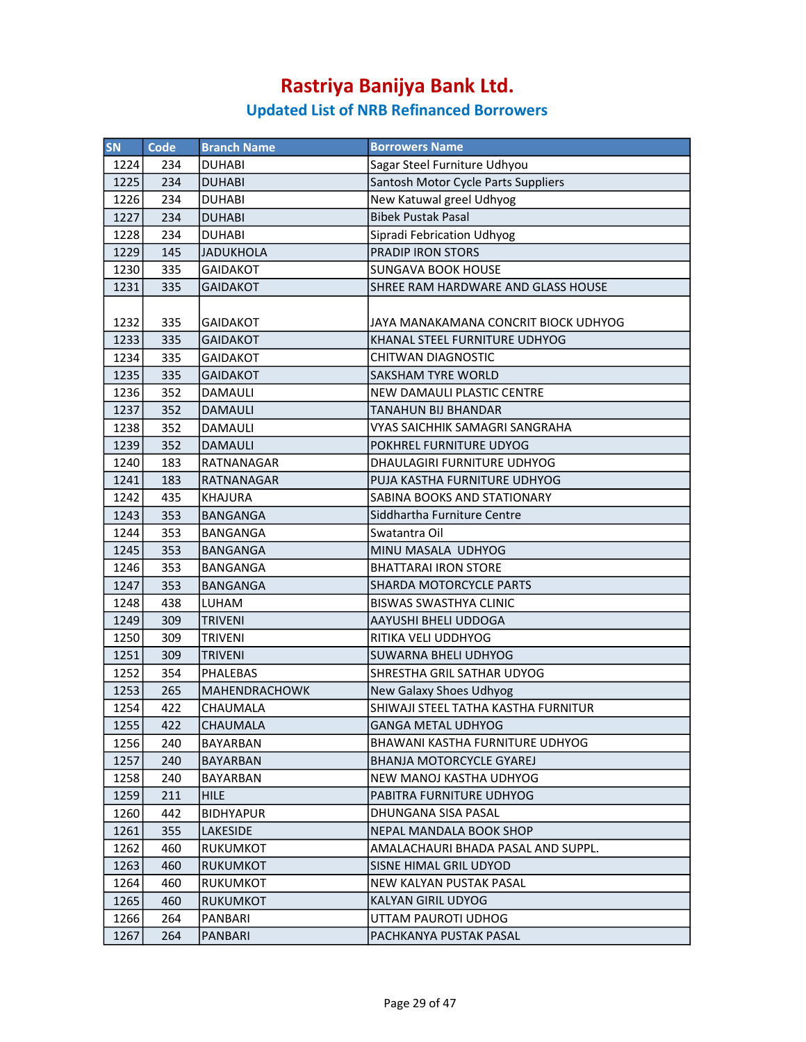# Rastriya Banijya Bank Ltd.

## Updated List of NRB Refinanced Borrowers

| SN | Code | Branch Name | Borrowers Name |
|---|---|---|---|
| 1224 | 234 | DUHABI | Sagar Steel Furniture Udhyou |
| 1225 | 234 | DUHABI | Santosh Motor Cycle Parts Suppliers |
| 1226 | 234 | DUHABI | New Katuwal greel Udhyog |
| 1227 | 234 | DUHABI | Bibek Pustak Pasal |
| 1228 | 234 | DUHABI | Sipradi Febrication Udhyog |
| 1229 | 145 | JADUKHOLA | PRADIP IRON STORS |
| 1230 | 335 | GAIDAKOT | SUNGAVA BOOK HOUSE |
| 1231 | 335 | GAIDAKOT | SHREE RAM HARDWARE AND GLASS HOUSE |
| 1232 | 335 | GAIDAKOT | JAYA MANAKAMANA CONCRIT BIOCK UDHYOG |
| 1233 | 335 | GAIDAKOT | KHANAL STEEL FURNITURE UDHYOG |
| 1234 | 335 | GAIDAKOT | CHITWAN DIAGNOSTIC |
| 1235 | 335 | GAIDAKOT | SAKSHAM TYRE WORLD |
| 1236 | 352 | DAMAULI | NEW DAMAULI PLASTIC CENTRE |
| 1237 | 352 | DAMAULI | TANAHUN BIJ BHANDAR |
| 1238 | 352 | DAMAULI | VYAS SAICHHIK SAMAGRI SANGRAHA |
| 1239 | 352 | DAMAULI | POKHREL FURNITURE UDYOG |
| 1240 | 183 | RATNANAGAR | DHAULAGIRI FURNITURE UDHYOG |
| 1241 | 183 | RATNANAGAR | PUJA KASTHA FURNITURE UDHYOG |
| 1242 | 435 | KHAJURA | SABINA BOOKS AND STATIONARY |
| 1243 | 353 | BANGANGA | Siddhartha Furniture Centre |
| 1244 | 353 | BANGANGA | Swatantra Oil |
| 1245 | 353 | BANGANGA | MINU MASALA UDHYOG |
| 1246 | 353 | BANGANGA | BHATTARAI IRON STORE |
| 1247 | 353 | BANGANGA | SHARDA MOTORCYCLE PARTS |
| 1248 | 438 | LUHAM | BISWAS SWASTHYA CLINIC |
| 1249 | 309 | TRIVENI | AAYUSHI BHELI UDDOGA |
| 1250 | 309 | TRIVENI | RITIKA VELI UDDHYOG |
| 1251 | 309 | TRIVENI | SUWARNA BHELI UDHYOG |
| 1252 | 354 | PHALEBAS | SHRESTHA GRIL SATHAR UDYOG |
| 1253 | 265 | MAHENDRACHOWK | New Galaxy Shoes Udhyog |
| 1254 | 422 | CHAUMALA | SHIWAJI STEEL TATHA KASTHA FURNITUR |
| 1255 | 422 | CHAUMALA | GANGA METAL UDHYOG |
| 1256 | 240 | BAYARBAN | BHAWANI KASTHA FURNITURE UDHYOG |
| 1257 | 240 | BAYARBAN | BHANJA MOTORCYCLE GYAREJ |
| 1258 | 240 | BAYARBAN | NEW MANOJ KASTHA UDHYOG |
| 1259 | 211 | HILE | PABITRA FURNITURE UDHYOG |
| 1260 | 442 | BIDHYAPUR | DHUNGANA SISA PASAL |
| 1261 | 355 | LAKESIDE | NEPAL MANDALA BOOK SHOP |
| 1262 | 460 | RUKUMKOT | AMALACHAURI BHADA PASAL AND SUPPL. |
| 1263 | 460 | RUKUMKOT | SISNE HIMAL GRIL UDYOD |
| 1264 | 460 | RUKUMKOT | NEW KALYAN PUSTAK PASAL |
| 1265 | 460 | RUKUMKOT | KALYAN GIRIL UDYOG |
| 1266 | 264 | PANBARI | UTTAM PAUROTI UDHOG |
| 1267 | 264 | PANBARI | PACHKANYA PUSTAK PASAL |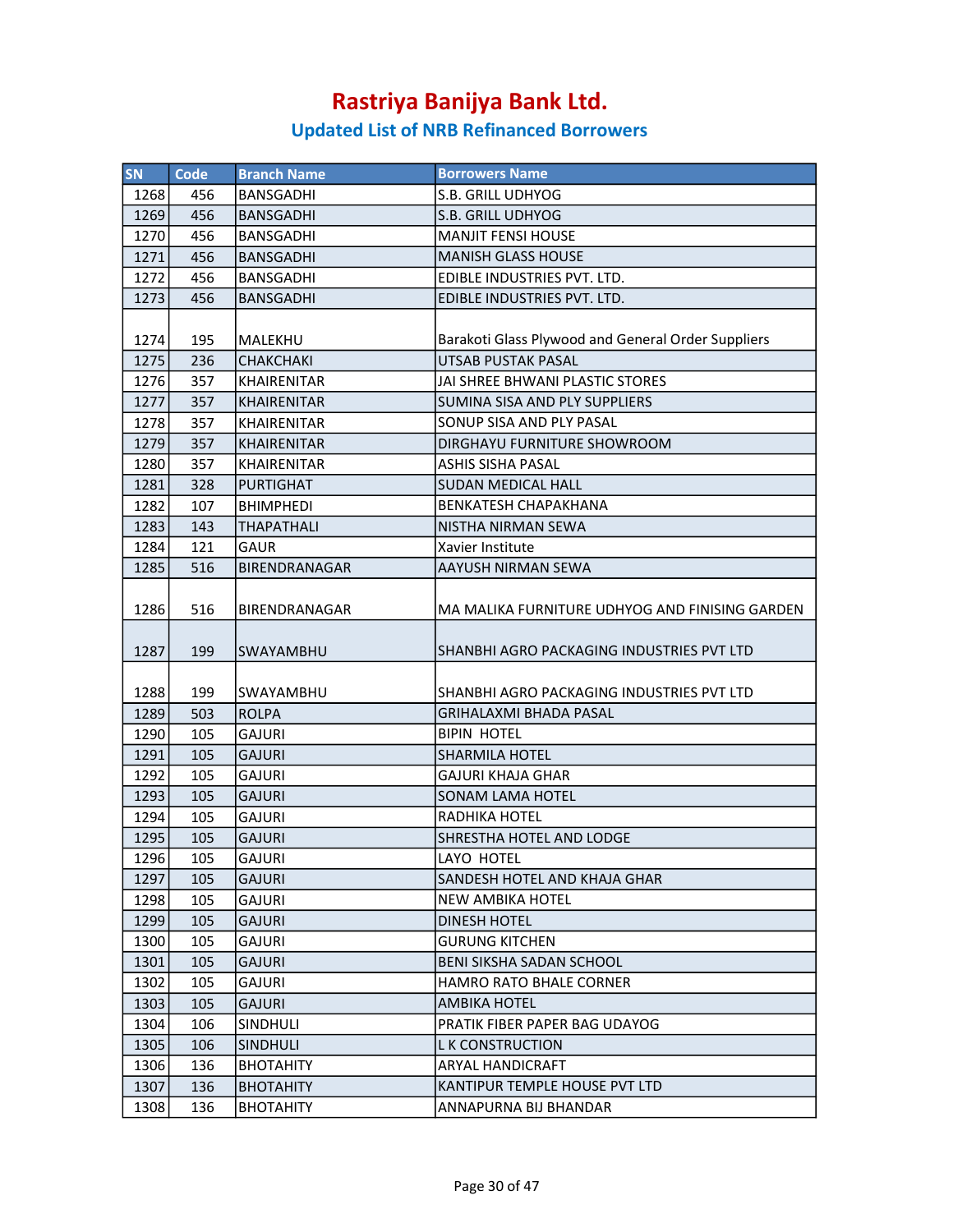# Rastriya Banijya Bank Ltd.

## Updated List of NRB Refinanced Borrowers

| SN | Code | Branch Name | Borrowers Name |
|---|---|---|---|
| 1268 | 456 | BANSGADHI | S.B. GRILL UDHYOG |
| 1269 | 456 | BANSGADHI | S.B. GRILL UDHYOG |
| 1270 | 456 | BANSGADHI | MANJIT FENSI HOUSE |
| 1271 | 456 | BANSGADHI | MANISH GLASS HOUSE |
| 1272 | 456 | BANSGADHI | EDIBLE INDUSTRIES PVT. LTD. |
| 1273 | 456 | BANSGADHI | EDIBLE INDUSTRIES PVT. LTD. |
| 1274 | 195 | MALEKHU | Barakoti Glass Plywood and General Order Suppliers |
| 1275 | 236 | CHAKCHAKI | UTSAB PUSTAK PASAL |
| 1276 | 357 | KHAIRENITAR | JAI SHREE BHWANI PLASTIC STORES |
| 1277 | 357 | KHAIRENITAR | SUMINA SISA AND PLY SUPPLIERS |
| 1278 | 357 | KHAIRENITAR | SONUP SISA AND PLY PASAL |
| 1279 | 357 | KHAIRENITAR | DIRGHAYU FURNITURE SHOWROOM |
| 1280 | 357 | KHAIRENITAR | ASHIS SISHA PASAL |
| 1281 | 328 | PURTIGHAT | SUDAN MEDICAL HALL |
| 1282 | 107 | BHIMPHEDI | BENKATESH CHAPAKHANA |
| 1283 | 143 | THAPATHALI | NISTHA NIRMAN SEWA |
| 1284 | 121 | GAUR | Xavier Institute |
| 1285 | 516 | BIRENDRANAGAR | AAYUSH NIRMAN SEWA |
| 1286 | 516 | BIRENDRANAGAR | MA MALIKA FURNITURE UDHYOG AND FINISING GARDEN |
| 1287 | 199 | SWAYAMBHU | SHANBHI AGRO PACKAGING INDUSTRIES PVT LTD |
| 1288 | 199 | SWAYAMBHU | SHANBHI AGRO PACKAGING INDUSTRIES PVT LTD |
| 1289 | 503 | ROLPA | GRIHALAXMI BHADA PASAL |
| 1290 | 105 | GAJURI | BIPIN HOTEL |
| 1291 | 105 | GAJURI | SHARMILA HOTEL |
| 1292 | 105 | GAJURI | GAJURI KHAJA GHAR |
| 1293 | 105 | GAJURI | SONAM LAMA HOTEL |
| 1294 | 105 | GAJURI | RADHIKA HOTEL |
| 1295 | 105 | GAJURI | SHRESTHA HOTEL AND LODGE |
| 1296 | 105 | GAJURI | LAYO HOTEL |
| 1297 | 105 | GAJURI | SANDESH HOTEL AND KHAJA GHAR |
| 1298 | 105 | GAJURI | NEW AMBIKA HOTEL |
| 1299 | 105 | GAJURI | DINESH HOTEL |
| 1300 | 105 | GAJURI | GURUNG KITCHEN |
| 1301 | 105 | GAJURI | BENI SIKSHA SADAN SCHOOL |
| 1302 | 105 | GAJURI | HAMRO RATO BHALE CORNER |
| 1303 | 105 | GAJURI | AMBIKA HOTEL |
| 1304 | 106 | SINDHULI | PRATIK FIBER PAPER BAG UDAYOG |
| 1305 | 106 | SINDHULI | L K CONSTRUCTION |
| 1306 | 136 | BHOTAHITY | ARYAL HANDICRAFT |
| 1307 | 136 | BHOTAHITY | KANTIPUR TEMPLE HOUSE PVT LTD |
| 1308 | 136 | BHOTAHITY | ANNAPURNA BIJ BHANDAR |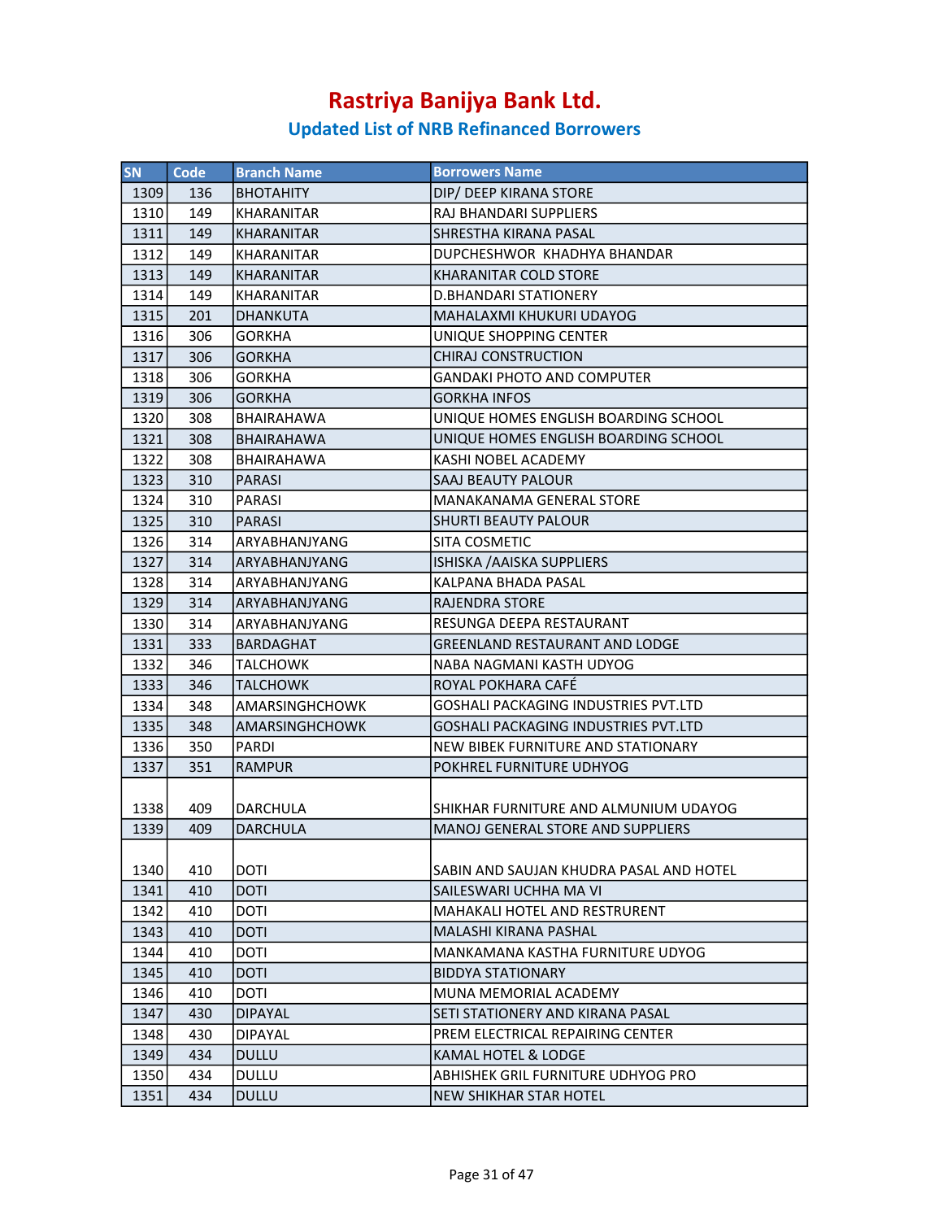# Rastriya Banijya Bank Ltd.

## Updated List of NRB Refinanced Borrowers

| SN | Code | Branch Name | Borrowers Name |
|---|---|---|---|
| 1309 | 136 | BHOTAHITY | DIP/ DEEP KIRANA STORE |
| 1310 | 149 | KHARANITAR | RAJ BHANDARI SUPPLIERS |
| 1311 | 149 | KHARANITAR | SHRESTHA KIRANA PASAL |
| 1312 | 149 | KHARANITAR | DUPCHESHWOR KHADHYA BHANDAR |
| 1313 | 149 | KHARANITAR | KHARANITAR COLD STORE |
| 1314 | 149 | KHARANITAR | D.BHANDARI STATIONERY |
| 1315 | 201 | DHANKUTA | MAHALAXMI KHUKURI UDAYOG |
| 1316 | 306 | GORKHA | UNIQUE SHOPPING CENTER |
| 1317 | 306 | GORKHA | CHIRAJ CONSTRUCTION |
| 1318 | 306 | GORKHA | GANDAKI PHOTO AND COMPUTER |
| 1319 | 306 | GORKHA | GORKHA INFOS |
| 1320 | 308 | BHAIRAHAWA | UNIQUE HOMES ENGLISH BOARDING SCHOOL |
| 1321 | 308 | BHAIRAHAWA | UNIQUE HOMES ENGLISH BOARDING SCHOOL |
| 1322 | 308 | BHAIRAHAWA | KASHI NOBEL ACADEMY |
| 1323 | 310 | PARASI | SAAJ BEAUTY PALOUR |
| 1324 | 310 | PARASI | MANAKANAMA GENERAL STORE |
| 1325 | 310 | PARASI | SHURTI BEAUTY PALOUR |
| 1326 | 314 | ARYABHANJYANG | SITA COSMETIC |
| 1327 | 314 | ARYABHANJYANG | ISHISKA /AAISKA SUPPLIERS |
| 1328 | 314 | ARYABHANJYANG | KALPANA BHADA PASAL |
| 1329 | 314 | ARYABHANJYANG | RAJENDRA STORE |
| 1330 | 314 | ARYABHANJYANG | RESUNGA DEEPA RESTAURANT |
| 1331 | 333 | BARDAGHAT | GREENLAND RESTAURANT AND LODGE |
| 1332 | 346 | TALCHOWK | NABA NAGMANI KASTH UDYOG |
| 1333 | 346 | TALCHOWK | ROYAL POKHARA CAFÉ |
| 1334 | 348 | AMARSINGHCHOWK | GOSHALI PACKAGING INDUSTRIES PVT.LTD |
| 1335 | 348 | AMARSINGHCHOWK | GOSHALI PACKAGING INDUSTRIES PVT.LTD |
| 1336 | 350 | PARDI | NEW BIBEK FURNITURE AND STATIONARY |
| 1337 | 351 | RAMPUR | POKHREL FURNITURE UDHYOG |
| 1338 | 409 | DARCHULA | SHIKHAR FURNITURE AND ALMUNIUM UDAYOG |
| 1339 | 409 | DARCHULA | MANOJ GENERAL STORE AND SUPPLIERS |
| 1340 | 410 | DOTI | SABIN AND SAUJAN KHUDRA PASAL AND HOTEL |
| 1341 | 410 | DOTI | SAILESWARI UCHHA MA VI |
| 1342 | 410 | DOTI | MAHAKALI HOTEL AND RESTRURENT |
| 1343 | 410 | DOTI | MALASHI KIRANA PASHAL |
| 1344 | 410 | DOTI | MANKAMANA KASTHA FURNITURE UDYOG |
| 1345 | 410 | DOTI | BIDDYA STATIONARY |
| 1346 | 410 | DOTI | MUNA MEMORIAL ACADEMY |
| 1347 | 430 | DIPAYAL | SETI STATIONERY AND KIRANA PASAL |
| 1348 | 430 | DIPAYAL | PREM ELECTRICAL REPAIRING CENTER |
| 1349 | 434 | DULLU | KAMAL HOTEL & LODGE |
| 1350 | 434 | DULLU | ABHISHEK GRIL FURNITURE UDHYOG PRO |
| 1351 | 434 | DULLU | NEW SHIKHAR STAR HOTEL |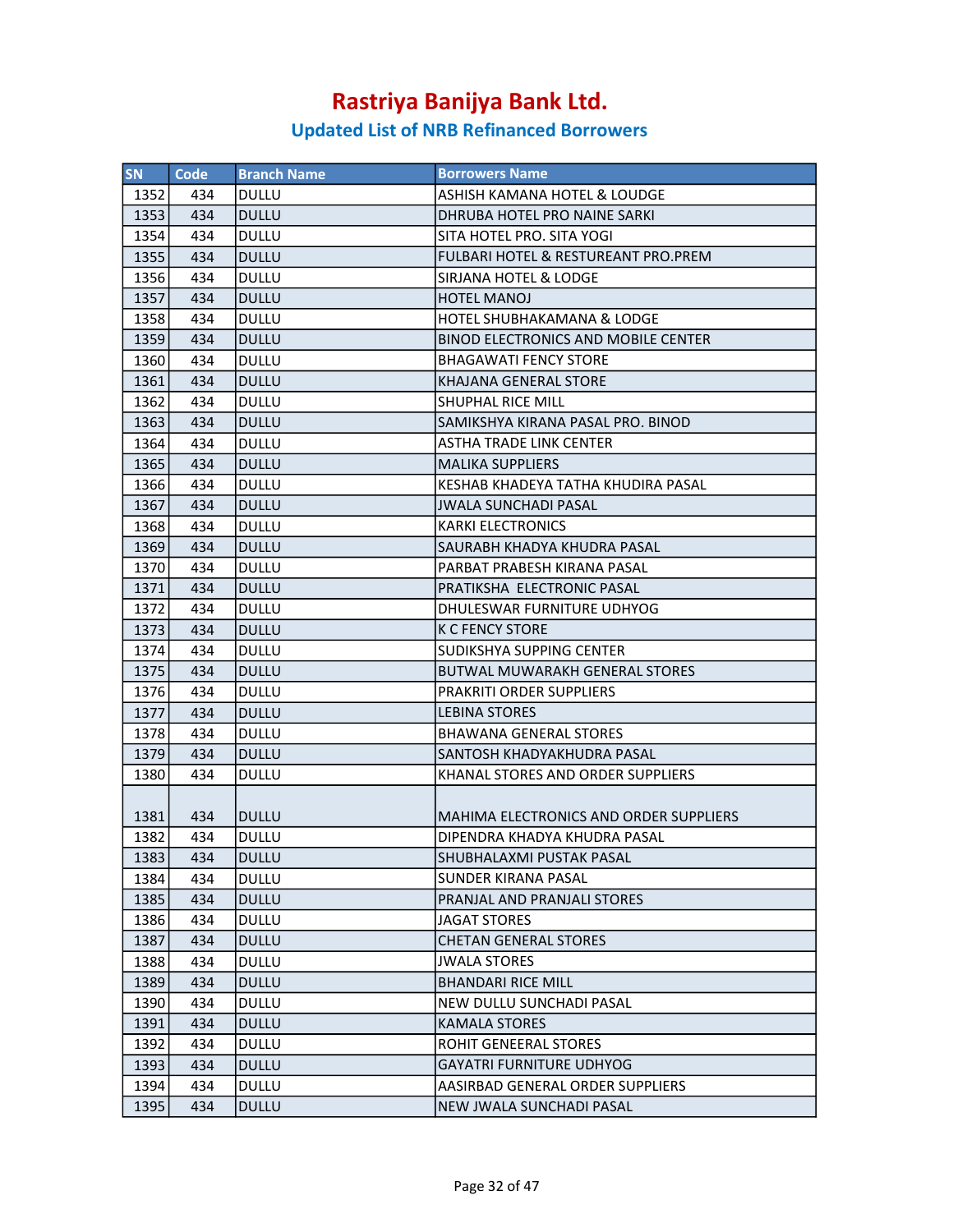# Rastriya Banijya Bank Ltd.

## Updated List of NRB Refinanced Borrowers

| SN | Code | Branch Name | Borrowers Name |
|---|---|---|---|
| 1352 | 434 | DULLU | ASHISH KAMANA HOTEL & LOUDGE |
| 1353 | 434 | DULLU | DHRUBA HOTEL PRO NAINE SARKI |
| 1354 | 434 | DULLU | SITA HOTEL PRO. SITA YOGI |
| 1355 | 434 | DULLU | FULBARI HOTEL & RESTUREANT PRO.PREM |
| 1356 | 434 | DULLU | SIRJANA HOTEL & LODGE |
| 1357 | 434 | DULLU | HOTEL MANOJ |
| 1358 | 434 | DULLU | HOTEL SHUBHAKAMANA & LODGE |
| 1359 | 434 | DULLU | BINOD ELECTRONICS AND MOBILE CENTER |
| 1360 | 434 | DULLU | BHAGAWATI FENCY STORE |
| 1361 | 434 | DULLU | KHAJANA GENERAL STORE |
| 1362 | 434 | DULLU | SHUPHAL RICE MILL |
| 1363 | 434 | DULLU | SAMIKSHYA KIRANA PASAL PRO. BINOD |
| 1364 | 434 | DULLU | ASTHA TRADE LINK CENTER |
| 1365 | 434 | DULLU | MALIKA SUPPLIERS |
| 1366 | 434 | DULLU | KESHAB KHADEYA TATHA KHUDIRA PASAL |
| 1367 | 434 | DULLU | JWALA SUNCHADI PASAL |
| 1368 | 434 | DULLU | KARKI ELECTRONICS |
| 1369 | 434 | DULLU | SAURABH KHADYA KHUDRA PASAL |
| 1370 | 434 | DULLU | PARBAT PRABESH KIRANA PASAL |
| 1371 | 434 | DULLU | PRATIKSHA  ELECTRONIC PASAL |
| 1372 | 434 | DULLU | DHULESWAR FURNITURE UDHYOG |
| 1373 | 434 | DULLU | K C FENCY STORE |
| 1374 | 434 | DULLU | SUDIKSHYA SUPPING CENTER |
| 1375 | 434 | DULLU | BUTWAL MUWARAKH GENERAL STORES |
| 1376 | 434 | DULLU | PRAKRITI ORDER SUPPLIERS |
| 1377 | 434 | DULLU | LEBINA STORES |
| 1378 | 434 | DULLU | BHAWANA GENERAL STORES |
| 1379 | 434 | DULLU | SANTOSH KHADYAKHUDRA PASAL |
| 1380 | 434 | DULLU | KHANAL STORES AND ORDER SUPPLIERS |
| 1381 | 434 | DULLU | MAHIMA ELECTRONICS AND ORDER SUPPLIERS |
| 1382 | 434 | DULLU | DIPENDRA KHADYA KHUDRA PASAL |
| 1383 | 434 | DULLU | SHUBHALAXMI PUSTAK PASAL |
| 1384 | 434 | DULLU | SUNDER KIRANA PASAL |
| 1385 | 434 | DULLU | PRANJAL AND PRANJALI STORES |
| 1386 | 434 | DULLU | JAGAT STORES |
| 1387 | 434 | DULLU | CHETAN GENERAL STORES |
| 1388 | 434 | DULLU | JWALA STORES |
| 1389 | 434 | DULLU | BHANDARI RICE MILL |
| 1390 | 434 | DULLU | NEW DULLU SUNCHADI PASAL |
| 1391 | 434 | DULLU | KAMALA STORES |
| 1392 | 434 | DULLU | ROHIT GENEERAL STORES |
| 1393 | 434 | DULLU | GAYATRI FURNITURE UDHYOG |
| 1394 | 434 | DULLU | AASIRBAD GENERAL ORDER SUPPLIERS |
| 1395 | 434 | DULLU | NEW JWALA SUNCHADI PASAL |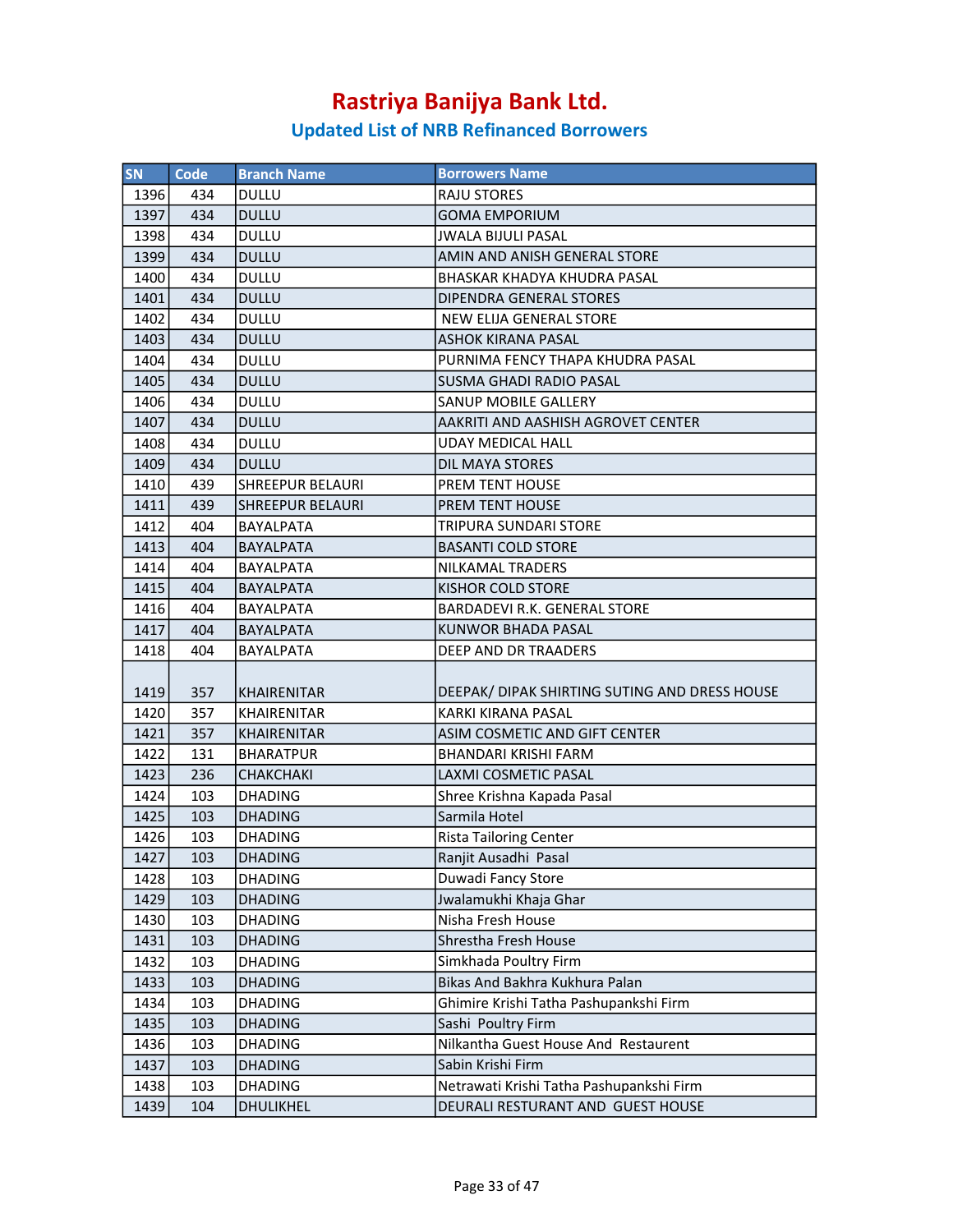# Rastriya Banijya Bank Ltd.

## Updated List of NRB Refinanced Borrowers

| SN | Code | Branch Name | Borrowers Name |
|---|---|---|---|
| 1396 | 434 | DULLU | RAJU STORES |
| 1397 | 434 | DULLU | GOMA EMPORIUM |
| 1398 | 434 | DULLU | JWALA BIJULI PASAL |
| 1399 | 434 | DULLU | AMIN AND ANISH GENERAL STORE |
| 1400 | 434 | DULLU | BHASKAR KHADYA KHUDRA PASAL |
| 1401 | 434 | DULLU | DIPENDRA GENERAL STORES |
| 1402 | 434 | DULLU | NEW ELIJA GENERAL STORE |
| 1403 | 434 | DULLU | ASHOK KIRANA PASAL |
| 1404 | 434 | DULLU | PURNIMA FENCY THAPA KHUDRA PASAL |
| 1405 | 434 | DULLU | SUSMA GHADI RADIO PASAL |
| 1406 | 434 | DULLU | SANUP MOBILE GALLERY |
| 1407 | 434 | DULLU | AAKRITI AND AASHISH AGROVET CENTER |
| 1408 | 434 | DULLU | UDAY MEDICAL HALL |
| 1409 | 434 | DULLU | DIL MAYA STORES |
| 1410 | 439 | SHREEPUR BELAURI | PREM TENT HOUSE |
| 1411 | 439 | SHREEPUR BELAURI | PREM TENT HOUSE |
| 1412 | 404 | BAYALPATA | TRIPURA SUNDARI STORE |
| 1413 | 404 | BAYALPATA | BASANTI COLD STORE |
| 1414 | 404 | BAYALPATA | NILKAMAL TRADERS |
| 1415 | 404 | BAYALPATA | KISHOR COLD STORE |
| 1416 | 404 | BAYALPATA | BARDADEVI R.K. GENERAL STORE |
| 1417 | 404 | BAYALPATA | KUNWOR BHADA PASAL |
| 1418 | 404 | BAYALPATA | DEEP AND DR TRAADERS |
| 1419 | 357 | KHAIRENITAR | DEEPAK/ DIPAK SHIRTING SUTING AND DRESS HOUSE |
| 1420 | 357 | KHAIRENITAR | KARKI KIRANA PASAL |
| 1421 | 357 | KHAIRENITAR | ASIM COSMETIC AND GIFT CENTER |
| 1422 | 131 | BHARATPUR | BHANDARI KRISHI FARM |
| 1423 | 236 | CHAKCHAKI | LAXMI COSMETIC PASAL |
| 1424 | 103 | DHADING | Shree Krishna Kapada Pasal |
| 1425 | 103 | DHADING | Sarmila Hotel |
| 1426 | 103 | DHADING | Rista Tailoring Center |
| 1427 | 103 | DHADING | Ranjit Ausadhi Pasal |
| 1428 | 103 | DHADING | Duwadi Fancy Store |
| 1429 | 103 | DHADING | Jwalamukhi Khaja Ghar |
| 1430 | 103 | DHADING | Nisha Fresh House |
| 1431 | 103 | DHADING | Shrestha Fresh House |
| 1432 | 103 | DHADING | Simkhada Poultry Firm |
| 1433 | 103 | DHADING | Bikas And Bakhra Kukhura Palan |
| 1434 | 103 | DHADING | Ghimire Krishi Tatha Pashupankshi Firm |
| 1435 | 103 | DHADING | Sashi Poultry Firm |
| 1436 | 103 | DHADING | Nilkantha Guest House And Restaurent |
| 1437 | 103 | DHADING | Sabin Krishi Firm |
| 1438 | 103 | DHADING | Netrawati Krishi Tatha Pashupankshi Firm |
| 1439 | 104 | DHULIKHEL | DEURALI RESTURANT AND GUEST HOUSE |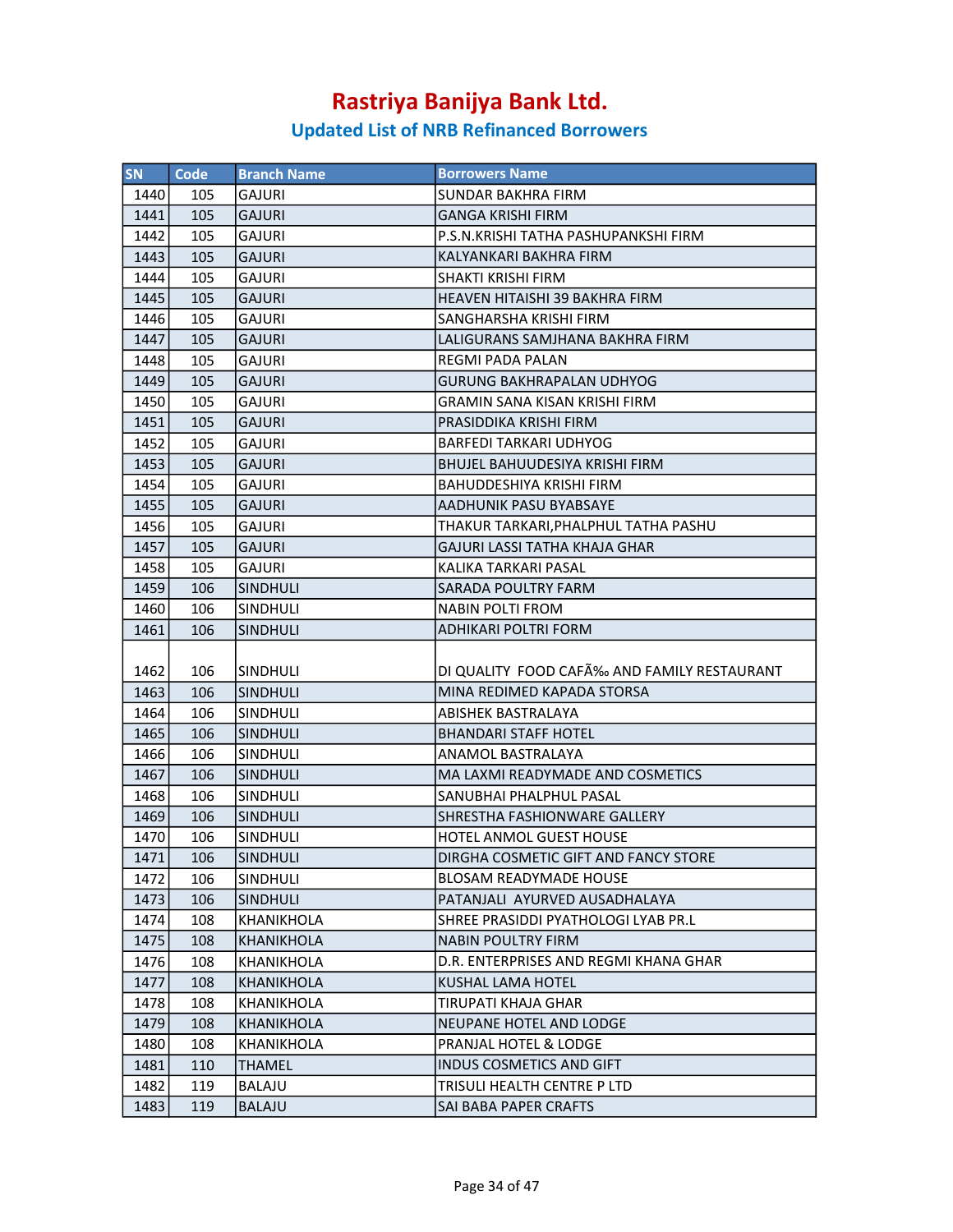# Rastriya Banijya Bank Ltd.

## Updated List of NRB Refinanced Borrowers

| SN | Code | Branch Name | Borrowers Name |
|---|---|---|---|
| 1440 | 105 | GAJURI | SUNDAR BAKHRA FIRM |
| 1441 | 105 | GAJURI | GANGA KRISHI FIRM |
| 1442 | 105 | GAJURI | P.S.N.KRISHI TATHA PASHUPANKSHI FIRM |
| 1443 | 105 | GAJURI | KALYANKARI BAKHRA FIRM |
| 1444 | 105 | GAJURI | SHAKTI KRISHI FIRM |
| 1445 | 105 | GAJURI | HEAVEN HITAISHI 39 BAKHRA FIRM |
| 1446 | 105 | GAJURI | SANGHARSHA KRISHI FIRM |
| 1447 | 105 | GAJURI | LALIGURANS SAMJHANA BAKHRA FIRM |
| 1448 | 105 | GAJURI | REGMI PADA PALAN |
| 1449 | 105 | GAJURI | GURUNG BAKHRAPALAN UDHYOG |
| 1450 | 105 | GAJURI | GRAMIN SANA KISAN KRISHI FIRM |
| 1451 | 105 | GAJURI | PRASIDDIKA KRISHI FIRM |
| 1452 | 105 | GAJURI | BARFEDI TARKARI UDHYOG |
| 1453 | 105 | GAJURI | BHUJEL BAHUUDESIYA KRISHI FIRM |
| 1454 | 105 | GAJURI | BAHUDDESHIYA KRISHI FIRM |
| 1455 | 105 | GAJURI | AADHUNIK PASU BYABSAYE |
| 1456 | 105 | GAJURI | THAKUR TARKARI,PHALPHUL TATHA PASHU |
| 1457 | 105 | GAJURI | GAJURI LASSI TATHA KHAJA GHAR |
| 1458 | 105 | GAJURI | KALIKA TARKARI PASAL |
| 1459 | 106 | SINDHULI | SARADA POULTRY FARM |
| 1460 | 106 | SINDHULI | NABIN POLTI FROM |
| 1461 | 106 | SINDHULI | ADHIKARI POLTRI FORM |
| 1462 | 106 | SINDHULI | DI QUALITY FOOD CAFÃ‰ AND FAMILY RESTAURANT |
| 1463 | 106 | SINDHULI | MINA REDIMED KAPADA STORSA |
| 1464 | 106 | SINDHULI | ABISHEK BASTRALAYA |
| 1465 | 106 | SINDHULI | BHANDARI STAFF HOTEL |
| 1466 | 106 | SINDHULI | ANAMOL BASTRALAYA |
| 1467 | 106 | SINDHULI | MA LAXMI READYMADE AND COSMETICS |
| 1468 | 106 | SINDHULI | SANUBHAI PHALPHUL PASAL |
| 1469 | 106 | SINDHULI | SHRESTHA FASHIONWARE GALLERY |
| 1470 | 106 | SINDHULI | HOTEL ANMOL GUEST HOUSE |
| 1471 | 106 | SINDHULI | DIRGHA COSMETIC GIFT AND FANCY STORE |
| 1472 | 106 | SINDHULI | BLOSAM READYMADE HOUSE |
| 1473 | 106 | SINDHULI | PATANJALI AYURVED AUSADHALAYA |
| 1474 | 108 | KHANIKHOLA | SHREE PRASIDDI PYATHOLOGI LYAB PR.L |
| 1475 | 108 | KHANIKHOLA | NABIN POULTRY FIRM |
| 1476 | 108 | KHANIKHOLA | D.R. ENTERPRISES AND REGMI KHANA GHAR |
| 1477 | 108 | KHANIKHOLA | KUSHAL LAMA HOTEL |
| 1478 | 108 | KHANIKHOLA | TIRUPATI KHAJA GHAR |
| 1479 | 108 | KHANIKHOLA | NEUPANE HOTEL AND LODGE |
| 1480 | 108 | KHANIKHOLA | PRANJAL HOTEL & LODGE |
| 1481 | 110 | THAMEL | INDUS COSMETICS AND GIFT |
| 1482 | 119 | BALAJU | TRISULI HEALTH CENTRE P LTD |
| 1483 | 119 | BALAJU | SAI BABA PAPER CRAFTS |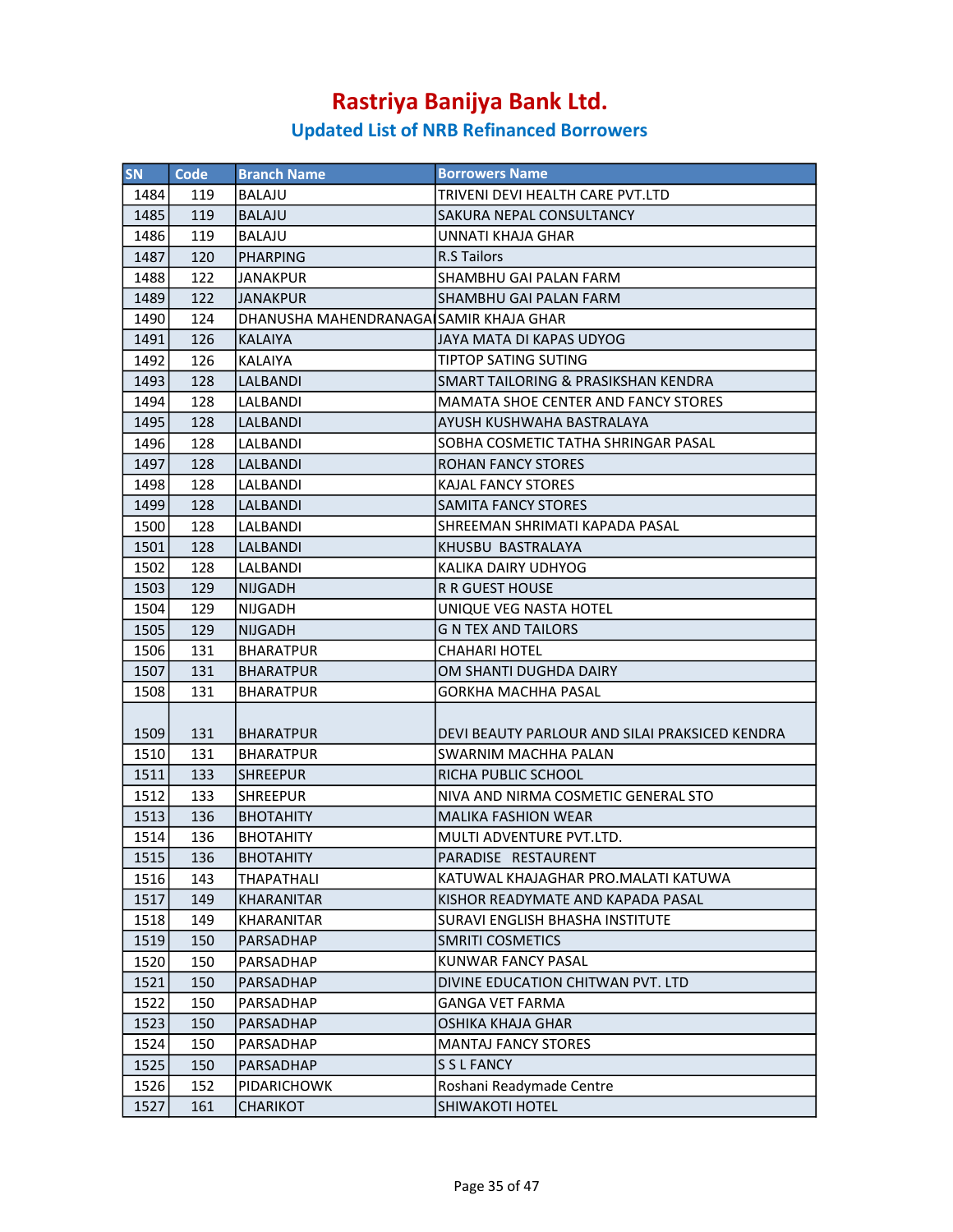# Rastriya Banijya Bank Ltd.

## Updated List of NRB Refinanced Borrowers

| SN | Code | Branch Name | Borrowers Name |
|---|---|---|---|
| 1484 | 119 | BALAJU | TRIVENI DEVI HEALTH CARE PVT.LTD |
| 1485 | 119 | BALAJU | SAKURA NEPAL CONSULTANCY |
| 1486 | 119 | BALAJU | UNNATI KHAJA GHAR |
| 1487 | 120 | PHARPING | R.S Tailors |
| 1488 | 122 | JANAKPUR | SHAMBHU GAI PALAN FARM |
| 1489 | 122 | JANAKPUR | SHAMBHU GAI PALAN FARM |
| 1490 | 124 | DHANUSHA MAHENDRANAGA | SAMIR KHAJA GHAR |
| 1491 | 126 | KALAIYA | JAYA MATA DI KAPAS UDYOG |
| 1492 | 126 | KALAIYA | TIPTOP SATING SUTING |
| 1493 | 128 | LALBANDI | SMART TAILORING & PRASIKSHAN KENDRA |
| 1494 | 128 | LALBANDI | MAMATA SHOE CENTER AND FANCY STORES |
| 1495 | 128 | LALBANDI | AYUSH KUSHWAHA BASTRALAYA |
| 1496 | 128 | LALBANDI | SOBHA COSMETIC TATHA SHRINGAR PASAL |
| 1497 | 128 | LALBANDI | ROHAN FANCY STORES |
| 1498 | 128 | LALBANDI | KAJAL FANCY STORES |
| 1499 | 128 | LALBANDI | SAMITA FANCY STORES |
| 1500 | 128 | LALBANDI | SHREEMAN SHRIMATI KAPADA PASAL |
| 1501 | 128 | LALBANDI | KHUSBU BASTRALAYA |
| 1502 | 128 | LALBANDI | KALIKA DAIRY UDHYOG |
| 1503 | 129 | NIJGADH | R R GUEST HOUSE |
| 1504 | 129 | NIJGADH | UNIQUE VEG NASTA HOTEL |
| 1505 | 129 | NIJGADH | G N TEX AND TAILORS |
| 1506 | 131 | BHARATPUR | CHAHARI HOTEL |
| 1507 | 131 | BHARATPUR | OM SHANTI DUGHDA DAIRY |
| 1508 | 131 | BHARATPUR | GORKHA MACHHA PASAL |
| 1509 | 131 | BHARATPUR | DEVI BEAUTY PARLOUR AND SILAI PRAKSICED KENDRA |
| 1510 | 131 | BHARATPUR | SWARNIM MACHHA PALAN |
| 1511 | 133 | SHREEPUR | RICHA PUBLIC SCHOOL |
| 1512 | 133 | SHREEPUR | NIVA AND NIRMA COSMETIC GENERAL STO |
| 1513 | 136 | BHOTAHITY | MALIKA FASHION WEAR |
| 1514 | 136 | BHOTAHITY | MULTI ADVENTURE PVT.LTD. |
| 1515 | 136 | BHOTAHITY | PARADISE RESTAURENT |
| 1516 | 143 | THAPATHALI | KATUWAL KHAJAGHAR PRO.MALATI KATUWA |
| 1517 | 149 | KHARANITAR | KISHOR READYMATE AND KAPADA PASAL |
| 1518 | 149 | KHARANITAR | SURAVI ENGLISH BHASHA INSTITUTE |
| 1519 | 150 | PARSADHAP | SMRITI COSMETICS |
| 1520 | 150 | PARSADHAP | KUNWAR FANCY PASAL |
| 1521 | 150 | PARSADHAP | DIVINE EDUCATION CHITWAN PVT. LTD |
| 1522 | 150 | PARSADHAP | GANGA VET FARMA |
| 1523 | 150 | PARSADHAP | OSHIKA KHAJA GHAR |
| 1524 | 150 | PARSADHAP | MANTAJ FANCY STORES |
| 1525 | 150 | PARSADHAP | S S L FANCY |
| 1526 | 152 | PIDARICHOWK | Roshani Readymade Centre |
| 1527 | 161 | CHARIKOT | SHIWAKOTI HOTEL |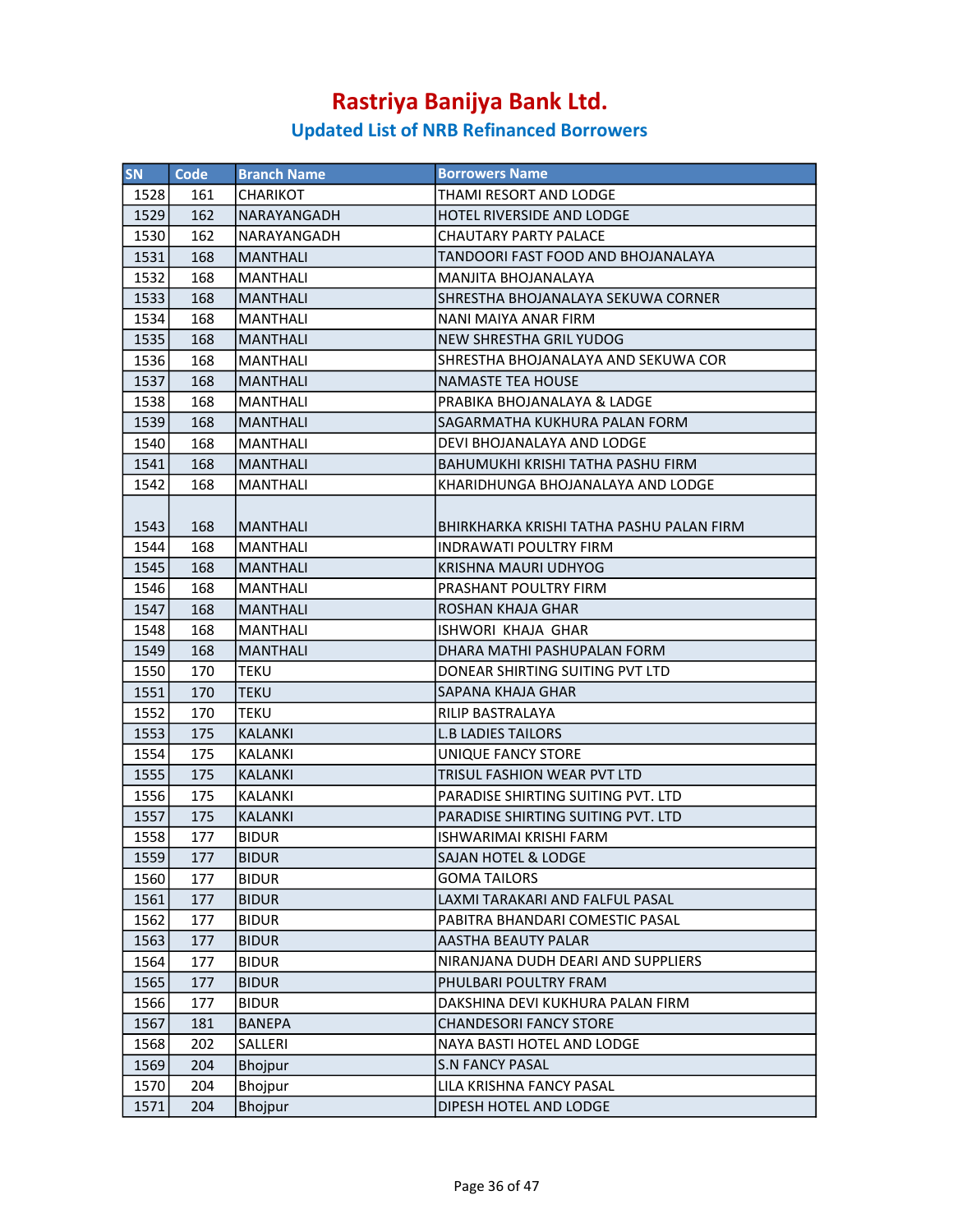# Rastriya Banijya Bank Ltd.

## Updated List of NRB Refinanced Borrowers

| SN | Code | Branch Name | Borrowers Name |
|---|---|---|---|
| 1528 | 161 | CHARIKOT | THAMI RESORT AND LODGE |
| 1529 | 162 | NARAYANGADH | HOTEL RIVERSIDE AND LODGE |
| 1530 | 162 | NARAYANGADH | CHAUTARY PARTY PALACE |
| 1531 | 168 | MANTHALI | TANDOORI FAST FOOD AND BHOJANALAYA |
| 1532 | 168 | MANTHALI | MANJITA BHOJANALAYA |
| 1533 | 168 | MANTHALI | SHRESTHA BHOJANALAYA SEKUWA CORNER |
| 1534 | 168 | MANTHALI | NANI MAIYA ANAR FIRM |
| 1535 | 168 | MANTHALI | NEW SHRESTHA GRIL YUDOG |
| 1536 | 168 | MANTHALI | SHRESTHA BHOJANALAYA AND SEKUWA COR |
| 1537 | 168 | MANTHALI | NAMASTE TEA HOUSE |
| 1538 | 168 | MANTHALI | PRABIKA BHOJANALAYA & LADGE |
| 1539 | 168 | MANTHALI | SAGARMATHA KUKHURA PALAN FORM |
| 1540 | 168 | MANTHALI | DEVI BHOJANALAYA AND LODGE |
| 1541 | 168 | MANTHALI | BAHUMUKHI KRISHI TATHA PASHU FIRM |
| 1542 | 168 | MANTHALI | KHARIDHUNGA BHOJANALAYA AND LODGE |
| 1543 | 168 | MANTHALI | BHIRKHARKA KRISHI TATHA PASHU PALAN FIRM |
| 1544 | 168 | MANTHALI | INDRAWATI POULTRY FIRM |
| 1545 | 168 | MANTHALI | KRISHNA MAURI UDHYOG |
| 1546 | 168 | MANTHALI | PRASHANT POULTRY FIRM |
| 1547 | 168 | MANTHALI | ROSHAN KHAJA GHAR |
| 1548 | 168 | MANTHALI | ISHWORI KHAJA GHAR |
| 1549 | 168 | MANTHALI | DHARA MATHI PASHUPALAN FORM |
| 1550 | 170 | TEKU | DONEAR SHIRTING SUITING PVT LTD |
| 1551 | 170 | TEKU | SAPANA KHAJA GHAR |
| 1552 | 170 | TEKU | RILIP BASTRALAYA |
| 1553 | 175 | KALANKI | L.B LADIES TAILORS |
| 1554 | 175 | KALANKI | UNIQUE FANCY STORE |
| 1555 | 175 | KALANKI | TRISUL FASHION WEAR PVT LTD |
| 1556 | 175 | KALANKI | PARADISE SHIRTING SUITING PVT. LTD |
| 1557 | 175 | KALANKI | PARADISE SHIRTING SUITING PVT. LTD |
| 1558 | 177 | BIDUR | ISHWARIMAI KRISHI FARM |
| 1559 | 177 | BIDUR | SAJAN HOTEL & LODGE |
| 1560 | 177 | BIDUR | GOMA TAILORS |
| 1561 | 177 | BIDUR | LAXMI TARAKARI AND FALFUL PASAL |
| 1562 | 177 | BIDUR | PABITRA BHANDARI COMESTIC PASAL |
| 1563 | 177 | BIDUR | AASTHA BEAUTY PALAR |
| 1564 | 177 | BIDUR | NIRANJANA DUDH DEARI AND SUPPLIERS |
| 1565 | 177 | BIDUR | PHULBARI POULTRY FRAM |
| 1566 | 177 | BIDUR | DAKSHINA DEVI KUKHURA PALAN FIRM |
| 1567 | 181 | BANEPA | CHANDESORI FANCY STORE |
| 1568 | 202 | SALLERI | NAYA BASTI HOTEL AND LODGE |
| 1569 | 204 | Bhojpur | S.N FANCY PASAL |
| 1570 | 204 | Bhojpur | LILA KRISHNA FANCY PASAL |
| 1571 | 204 | Bhojpur | DIPESH HOTEL AND LODGE |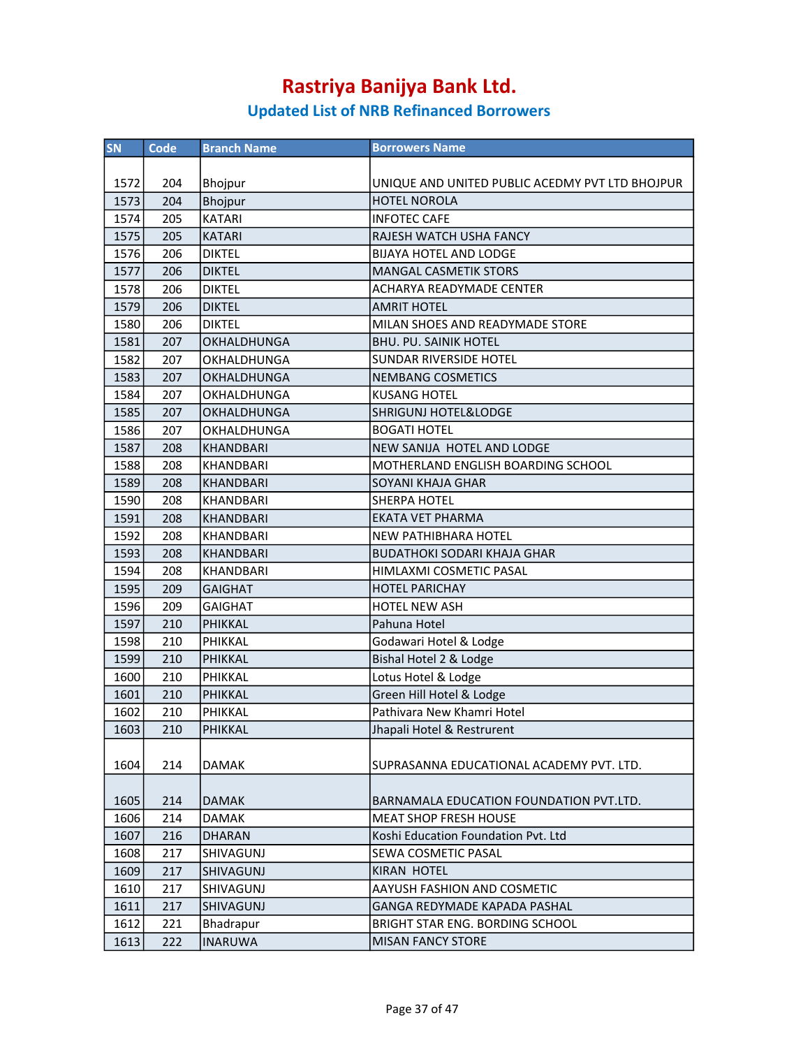# Rastriya Banijya Bank Ltd.

## Updated List of NRB Refinanced Borrowers

| SN | Code | Branch Name | Borrowers Name |
|---|---|---|---|
| 1572 | 204 | Bhojpur | UNIQUE AND UNITED PUBLIC ACEDMY PVT LTD BHOJPUR |
| 1573 | 204 | Bhojpur | HOTEL NOROLA |
| 1574 | 205 | KATARI | INFOTEC CAFE |
| 1575 | 205 | KATARI | RAJESH WATCH USHA FANCY |
| 1576 | 206 | DIKTEL | BIJAYA HOTEL AND LODGE |
| 1577 | 206 | DIKTEL | MANGAL CASMETIK STORS |
| 1578 | 206 | DIKTEL | ACHARYA READYMADE CENTER |
| 1579 | 206 | DIKTEL | AMRIT HOTEL |
| 1580 | 206 | DIKTEL | MILAN SHOES AND READYMADE STORE |
| 1581 | 207 | OKHALDHUNGA | BHU. PU. SAINIK HOTEL |
| 1582 | 207 | OKHALDHUNGA | SUNDAR RIVERSIDE HOTEL |
| 1583 | 207 | OKHALDHUNGA | NEMBANG COSMETICS |
| 1584 | 207 | OKHALDHUNGA | KUSANG HOTEL |
| 1585 | 207 | OKHALDHUNGA | SHRIGUNJ HOTEL&LODGE |
| 1586 | 207 | OKHALDHUNGA | BOGATI HOTEL |
| 1587 | 208 | KHANDBARI | NEW SANIJA  HOTEL AND LODGE |
| 1588 | 208 | KHANDBARI | MOTHERLAND ENGLISH BOARDING SCHOOL |
| 1589 | 208 | KHANDBARI | SOYANI KHAJA GHAR |
| 1590 | 208 | KHANDBARI | SHERPA HOTEL |
| 1591 | 208 | KHANDBARI | EKATA VET PHARMA |
| 1592 | 208 | KHANDBARI | NEW PATHIBHARA HOTEL |
| 1593 | 208 | KHANDBARI | BUDATHOKI SODARI KHAJA GHAR |
| 1594 | 208 | KHANDBARI | HIMLAXMI COSMETIC PASAL |
| 1595 | 209 | GAIGHAT | HOTEL PARICHAY |
| 1596 | 209 | GAIGHAT | HOTEL NEW ASH |
| 1597 | 210 | PHIKKAL | Pahuna Hotel |
| 1598 | 210 | PHIKKAL | Godawari Hotel & Lodge |
| 1599 | 210 | PHIKKAL | Bishal Hotel 2 & Lodge |
| 1600 | 210 | PHIKKAL | Lotus Hotel & Lodge |
| 1601 | 210 | PHIKKAL | Green Hill Hotel & Lodge |
| 1602 | 210 | PHIKKAL | Pathivara New Khamri Hotel |
| 1603 | 210 | PHIKKAL | Jhapali Hotel & Restrurent |
| 1604 | 214 | DAMAK | SUPRASANNA EDUCATIONAL ACADEMY PVT. LTD. |
| 1605 | 214 | DAMAK | BARNAMALA EDUCATION FOUNDATION PVT.LTD. |
| 1606 | 214 | DAMAK | MEAT SHOP FRESH HOUSE |
| 1607 | 216 | DHARAN | Koshi Education Foundation Pvt. Ltd |
| 1608 | 217 | SHIVAGUNJ | SEWA COSMETIC PASAL |
| 1609 | 217 | SHIVAGUNJ | KIRAN  HOTEL |
| 1610 | 217 | SHIVAGUNJ | AAYUSH FASHION AND COSMETIC |
| 1611 | 217 | SHIVAGUNJ | GANGA REDYMADE KAPADA PASHAL |
| 1612 | 221 | Bhadrapur | BRIGHT STAR ENG. BORDING SCHOOL |
| 1613 | 222 | INARUWA | MISAN FANCY STORE |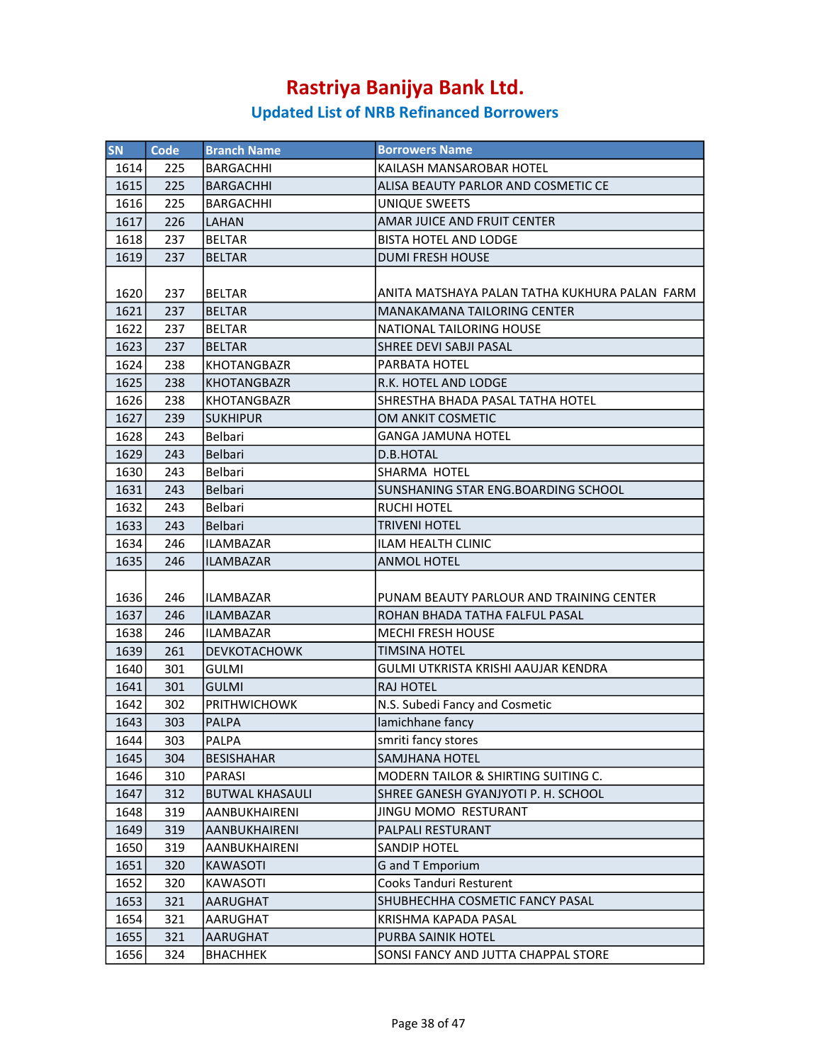# Rastriya Banijya Bank Ltd.

## Updated List of NRB Refinanced Borrowers

| SN | Code | Branch Name | Borrowers Name |
|---|---|---|---|
| 1614 | 225 | BARGACHHI | KAILASH MANSAROBAR HOTEL |
| 1615 | 225 | BARGACHHI | ALISA BEAUTY PARLOR AND COSMETIC CE |
| 1616 | 225 | BARGACHHI | UNIQUE SWEETS |
| 1617 | 226 | LAHAN | AMAR JUICE AND FRUIT CENTER |
| 1618 | 237 | BELTAR | BISTA HOTEL AND LODGE |
| 1619 | 237 | BELTAR | DUMI FRESH HOUSE |
| 1620 | 237 | BELTAR | ANITA MATSHAYA PALAN TATHA KUKHURA PALAN FARM |
| 1621 | 237 | BELTAR | MANAKAMANA TAILORING CENTER |
| 1622 | 237 | BELTAR | NATIONAL TAILORING HOUSE |
| 1623 | 237 | BELTAR | SHREE DEVI SABJI PASAL |
| 1624 | 238 | KHOTANGBAZR | PARBATA HOTEL |
| 1625 | 238 | KHOTANGBAZR | R.K. HOTEL AND LODGE |
| 1626 | 238 | KHOTANGBAZR | SHRESTHA BHADA PASAL TATHA HOTEL |
| 1627 | 239 | SUKHIPUR | OM ANKIT COSMETIC |
| 1628 | 243 | Belbari | GANGA JAMUNA HOTEL |
| 1629 | 243 | Belbari | D.B.HOTAL |
| 1630 | 243 | Belbari | SHARMA HOTEL |
| 1631 | 243 | Belbari | SUNSHANING STAR ENG.BOARDING SCHOOL |
| 1632 | 243 | Belbari | RUCHI HOTEL |
| 1633 | 243 | Belbari | TRIVENI HOTEL |
| 1634 | 246 | ILAMBAZAR | ILAM HEALTH CLINIC |
| 1635 | 246 | ILAMBAZAR | ANMOL HOTEL |
| 1636 | 246 | ILAMBAZAR | PUNAM BEAUTY PARLOUR AND TRAINING CENTER |
| 1637 | 246 | ILAMBAZAR | ROHAN BHADA TATHA FALFUL PASAL |
| 1638 | 246 | ILAMBAZAR | MECHI FRESH HOUSE |
| 1639 | 261 | DEVKOTACHOWK | TIMSINA HOTEL |
| 1640 | 301 | GULMI | GULMI UTKRISTA KRISHI AAUJAR KENDRA |
| 1641 | 301 | GULMI | RAJ HOTEL |
| 1642 | 302 | PRITHWICHOWK | N.S. Subedi Fancy and Cosmetic |
| 1643 | 303 | PALPA | lamichhane fancy |
| 1644 | 303 | PALPA | smriti fancy stores |
| 1645 | 304 | BESISHAHAR | SAMJHANA HOTEL |
| 1646 | 310 | PARASI | MODERN TAILOR & SHIRTING SUITING C. |
| 1647 | 312 | BUTWAL KHASAULI | SHREE GANESH GYANJYOTI P. H. SCHOOL |
| 1648 | 319 | AANBUKHAIRENI | JINGU MOMO RESTURANT |
| 1649 | 319 | AANBUKHAIRENI | PALPALI RESTURANT |
| 1650 | 319 | AANBUKHAIRENI | SANDIP HOTEL |
| 1651 | 320 | KAWASOTI | G and T Emporium |
| 1652 | 320 | KAWASOTI | Cooks Tanduri Resturent |
| 1653 | 321 | AARUGHAT | SHUBHECHHA COSMETIC FANCY PASAL |
| 1654 | 321 | AARUGHAT | KRISHMA KAPADA PASAL |
| 1655 | 321 | AARUGHAT | PURBA SAINIK HOTEL |
| 1656 | 324 | BHACHHEK | SONSI FANCY AND JUTTA CHAPPAL STORE |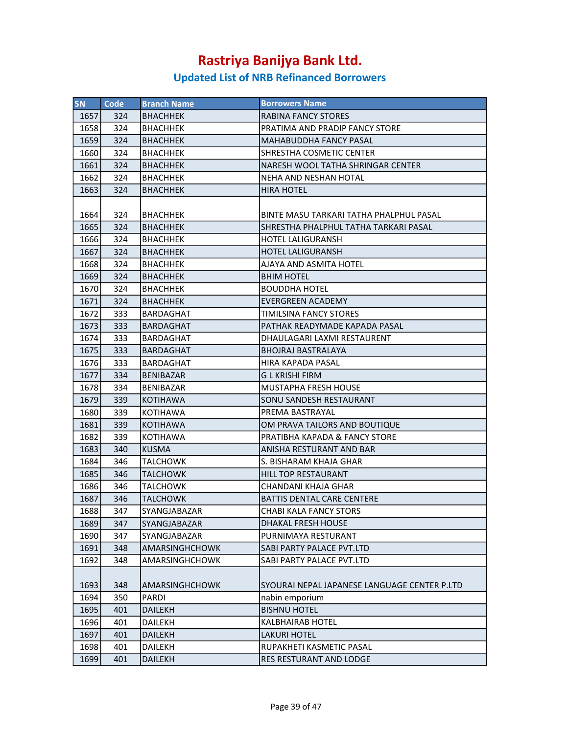# Rastriya Banijya Bank Ltd.

## Updated List of NRB Refinanced Borrowers

| SN | Code | Branch Name | Borrowers Name |
|---|---|---|---|
| 1657 | 324 | BHACHHEK | RABINA FANCY STORES |
| 1658 | 324 | BHACHHEK | PRATIMA AND PRADIP FANCY STORE |
| 1659 | 324 | BHACHHEK | MAHABUDDHA FANCY PASAL |
| 1660 | 324 | BHACHHEK | SHRESTHA COSMETIC CENTER |
| 1661 | 324 | BHACHHEK | NARESH WOOL TATHA SHRINGAR CENTER |
| 1662 | 324 | BHACHHEK | NEHA AND NESHAN HOTAL |
| 1663 | 324 | BHACHHEK | HIRA HOTEL |
| 1664 | 324 | BHACHHEK | BINTE MASU TARKARI TATHA PHALPHUL PASAL |
| 1665 | 324 | BHACHHEK | SHRESTHA PHALPHUL TATHA TARKARI PASAL |
| 1666 | 324 | BHACHHEK | HOTEL LALIGURANSH |
| 1667 | 324 | BHACHHEK | HOTEL LALIGURANSH |
| 1668 | 324 | BHACHHEK | AJAYA AND ASMITA HOTEL |
| 1669 | 324 | BHACHHEK | BHIM HOTEL |
| 1670 | 324 | BHACHHEK | BOUDDHA HOTEL |
| 1671 | 324 | BHACHHEK | EVERGREEN ACADEMY |
| 1672 | 333 | BARDAGHAT | TIMILSINA FANCY STORES |
| 1673 | 333 | BARDAGHAT | PATHAK READYMADE KAPADA PASAL |
| 1674 | 333 | BARDAGHAT | DHAULAGARI LAXMI RESTAURENT |
| 1675 | 333 | BARDAGHAT | BHOJRAJ BASTRALAYA |
| 1676 | 333 | BARDAGHAT | HIRA KAPADA PASAL |
| 1677 | 334 | BENIBAZAR | G L KRISHI FIRM |
| 1678 | 334 | BENIBAZAR | MUSTAPHA FRESH HOUSE |
| 1679 | 339 | KOTIHAWA | SONU SANDESH RESTAURANT |
| 1680 | 339 | KOTIHAWA | PREMA BASTRAYAL |
| 1681 | 339 | KOTIHAWA | OM PRAVA TAILORS AND BOUTIQUE |
| 1682 | 339 | KOTIHAWA | PRATIBHA KAPADA & FANCY STORE |
| 1683 | 340 | KUSMA | ANISHA RESTURANT AND BAR |
| 1684 | 346 | TALCHOWK | S. BISHARAM KHAJA GHAR |
| 1685 | 346 | TALCHOWK | HILL TOP RESTAURANT |
| 1686 | 346 | TALCHOWK | CHANDANI KHAJA GHAR |
| 1687 | 346 | TALCHOWK | BATTIS DENTAL CARE CENTERE |
| 1688 | 347 | SYANGJABAZAR | CHABI KALA FANCY STORS |
| 1689 | 347 | SYANGJABAZAR | DHAKAL FRESH HOUSE |
| 1690 | 347 | SYANGJABAZAR | PURNIMAYA RESTURANT |
| 1691 | 348 | AMARSINGHCHOWK | SABI PARTY PALACE PVT.LTD |
| 1692 | 348 | AMARSINGHCHOWK | SABI PARTY PALACE PVT.LTD |
| 1693 | 348 | AMARSINGHCHOWK | SYOURAI NEPAL JAPANESE LANGUAGE CENTER P.LTD |
| 1694 | 350 | PARDI | nabin emporium |
| 1695 | 401 | DAILEKH | BISHNU HOTEL |
| 1696 | 401 | DAILEKH | KALBHAIRAB HOTEL |
| 1697 | 401 | DAILEKH | LAKURI HOTEL |
| 1698 | 401 | DAILEKH | RUPAKHETI KASMETIC PASAL |
| 1699 | 401 | DAILEKH | RES RESTURANT AND LODGE |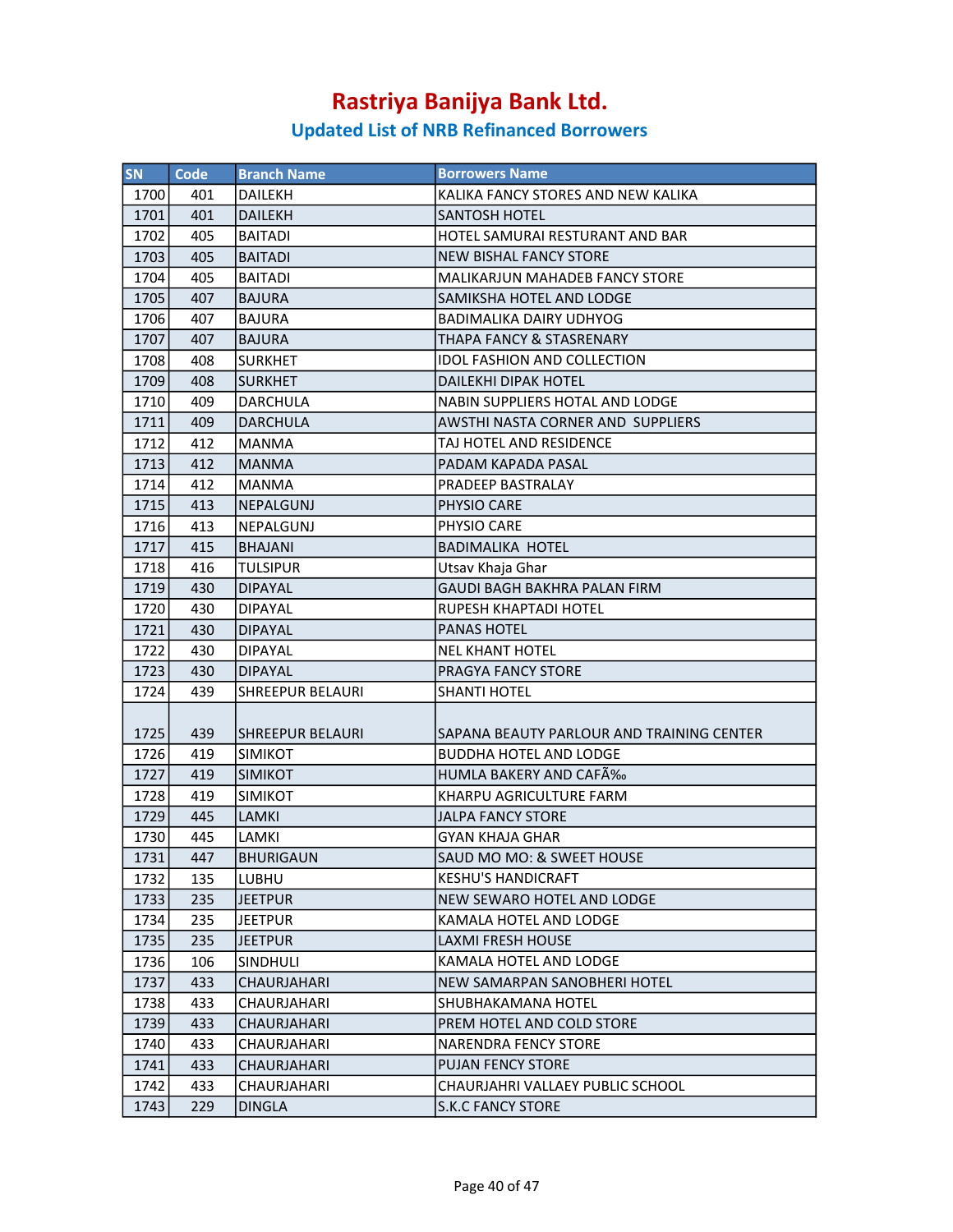# Rastriya Banijya Bank Ltd.

## Updated List of NRB Refinanced Borrowers

| SN | Code | Branch Name | Borrowers Name |
|---|---|---|---|
| 1700 | 401 | DAILEKH | KALIKA FANCY STORES AND NEW KALIKA |
| 1701 | 401 | DAILEKH | SANTOSH HOTEL |
| 1702 | 405 | BAITADI | HOTEL SAMURAI RESTURANT AND BAR |
| 1703 | 405 | BAITADI | NEW BISHAL FANCY STORE |
| 1704 | 405 | BAITADI | MALIKARJUN MAHADEB FANCY STORE |
| 1705 | 407 | BAJURA | SAMIKSHA HOTEL AND LODGE |
| 1706 | 407 | BAJURA | BADIMALIKA DAIRY UDHYOG |
| 1707 | 407 | BAJURA | THAPA FANCY & STASRENARY |
| 1708 | 408 | SURKHET | IDOL FASHION AND COLLECTION |
| 1709 | 408 | SURKHET | DAILEKHI DIPAK HOTEL |
| 1710 | 409 | DARCHULA | NABIN SUPPLIERS HOTAL AND LODGE |
| 1711 | 409 | DARCHULA | AWSTHI NASTA CORNER AND SUPPLIERS |
| 1712 | 412 | MANMA | TAJ HOTEL AND RESIDENCE |
| 1713 | 412 | MANMA | PADAM KAPADA PASAL |
| 1714 | 412 | MANMA | PRADEEP BASTRALAY |
| 1715 | 413 | NEPALGUNJ | PHYSIO CARE |
| 1716 | 413 | NEPALGUNJ | PHYSIO CARE |
| 1717 | 415 | BHAJANI | BADIMALIKA HOTEL |
| 1718 | 416 | TULSIPUR | Utsav Khaja Ghar |
| 1719 | 430 | DIPAYAL | GAUDI BAGH BAKHRA PALAN FIRM |
| 1720 | 430 | DIPAYAL | RUPESH KHAPTADI HOTEL |
| 1721 | 430 | DIPAYAL | PANAS HOTEL |
| 1722 | 430 | DIPAYAL | NEL KHANT HOTEL |
| 1723 | 430 | DIPAYAL | PRAGYA FANCY STORE |
| 1724 | 439 | SHREEPUR BELAURI | SHANTI HOTEL |
| 1725 | 439 | SHREEPUR BELAURI | SAPANA BEAUTY PARLOUR AND TRAINING CENTER |
| 1726 | 419 | SIMIKOT | BUDDHA HOTEL AND LODGE |
| 1727 | 419 | SIMIKOT | HUMLA BAKERY AND CAFÃ‰ |
| 1728 | 419 | SIMIKOT | KHARPU AGRICULTURE FARM |
| 1729 | 445 | LAMKI | JALPA FANCY STORE |
| 1730 | 445 | LAMKI | GYAN KHAJA GHAR |
| 1731 | 447 | BHURIGAUN | SAUD MO MO: & SWEET HOUSE |
| 1732 | 135 | LUBHU | KESHU'S HANDICRAFT |
| 1733 | 235 | JEETPUR | NEW SEWARO HOTEL AND LODGE |
| 1734 | 235 | JEETPUR | KAMALA HOTEL AND LODGE |
| 1735 | 235 | JEETPUR | LAXMI FRESH HOUSE |
| 1736 | 106 | SINDHULI | KAMALA HOTEL AND LODGE |
| 1737 | 433 | CHAURJAHARI | NEW SAMARPAN SANOBHERI HOTEL |
| 1738 | 433 | CHAURJAHARI | SHUBHAKAMANA HOTEL |
| 1739 | 433 | CHAURJAHARI | PREM HOTEL AND COLD STORE |
| 1740 | 433 | CHAURJAHARI | NARENDRA FENCY STORE |
| 1741 | 433 | CHAURJAHARI | PUJAN FENCY STORE |
| 1742 | 433 | CHAURJAHARI | CHAURJAHRI VALLAEY PUBLIC SCHOOL |
| 1743 | 229 | DINGLA | S.K.C FANCY STORE |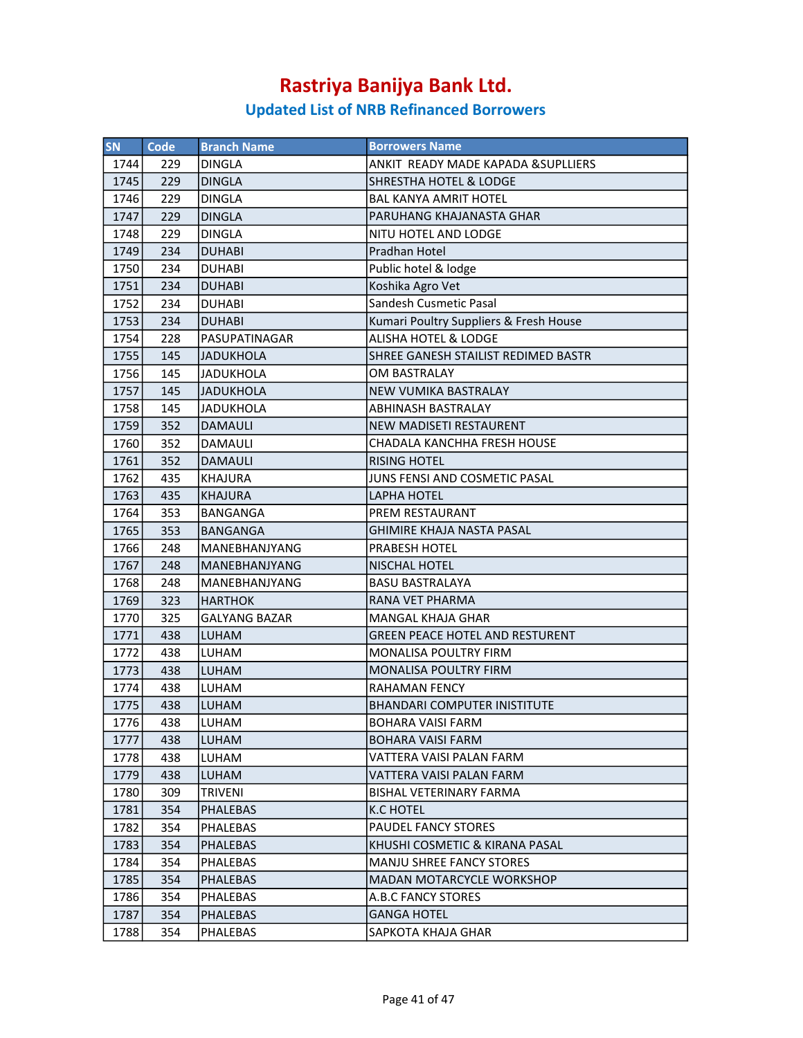# Rastriya Banijya Bank Ltd.

## Updated List of NRB Refinanced Borrowers

| SN | Code | Branch Name | Borrowers Name |
|---|---|---|---|
| 1744 | 229 | DINGLA | ANKIT  READY MADE KAPADA &SUPLLIERS |
| 1745 | 229 | DINGLA | SHRESTHA HOTEL & LODGE |
| 1746 | 229 | DINGLA | BAL KANYA AMRIT HOTEL |
| 1747 | 229 | DINGLA | PARUHANG KHAJANASTA GHAR |
| 1748 | 229 | DINGLA | NITU HOTEL AND LODGE |
| 1749 | 234 | DUHABI | Pradhan Hotel |
| 1750 | 234 | DUHABI | Public hotel & lodge |
| 1751 | 234 | DUHABI | Koshika Agro Vet |
| 1752 | 234 | DUHABI | Sandesh Cusmetic Pasal |
| 1753 | 234 | DUHABI | Kumari Poultry Suppliers & Fresh House |
| 1754 | 228 | PASUPATINAGAR | ALISHA HOTEL & LODGE |
| 1755 | 145 | JADUKHOLA | SHREE GANESH STAILIST REDIMED BASTR |
| 1756 | 145 | JADUKHOLA | OM BASTRALAY |
| 1757 | 145 | JADUKHOLA | NEW VUMIKA BASTRALAY |
| 1758 | 145 | JADUKHOLA | ABHINASH BASTRALAY |
| 1759 | 352 | DAMAULI | NEW MADISETI RESTAURENT |
| 1760 | 352 | DAMAULI | CHADALA KANCHHA FRESH HOUSE |
| 1761 | 352 | DAMAULI | RISING HOTEL |
| 1762 | 435 | KHAJURA | JUNS FENSI AND COSMETIC PASAL |
| 1763 | 435 | KHAJURA | LAPHA HOTEL |
| 1764 | 353 | BANGANGA | PREM RESTAURANT |
| 1765 | 353 | BANGANGA | GHIMIRE KHAJA NASTA PASAL |
| 1766 | 248 | MANEBHANJYANG | PRABESH HOTEL |
| 1767 | 248 | MANEBHANJYANG | NISCHAL HOTEL |
| 1768 | 248 | MANEBHANJYANG | BASU BASTRALAYA |
| 1769 | 323 | HARTHOK | RANA VET PHARMA |
| 1770 | 325 | GALYANG BAZAR | MANGAL KHAJA GHAR |
| 1771 | 438 | LUHAM | GREEN PEACE HOTEL AND RESTURENT |
| 1772 | 438 | LUHAM | MONALISA POULTRY FIRM |
| 1773 | 438 | LUHAM | MONALISA POULTRY FIRM |
| 1774 | 438 | LUHAM | RAHAMAN FENCY |
| 1775 | 438 | LUHAM | BHANDARI COMPUTER INISTITUTE |
| 1776 | 438 | LUHAM | BOHARA VAISI FARM |
| 1777 | 438 | LUHAM | BOHARA VAISI FARM |
| 1778 | 438 | LUHAM | VATTERA VAISI PALAN FARM |
| 1779 | 438 | LUHAM | VATTERA VAISI PALAN FARM |
| 1780 | 309 | TRIVENI | BISHAL VETERINARY FARMA |
| 1781 | 354 | PHALEBAS | K.C HOTEL |
| 1782 | 354 | PHALEBAS | PAUDEL FANCY STORES |
| 1783 | 354 | PHALEBAS | KHUSHI COSMETIC & KIRANA PASAL |
| 1784 | 354 | PHALEBAS | MANJU SHREE FANCY STORES |
| 1785 | 354 | PHALEBAS | MADAN MOTARCYCLE WORKSHOP |
| 1786 | 354 | PHALEBAS | A.B.C FANCY STORES |
| 1787 | 354 | PHALEBAS | GANGA HOTEL |
| 1788 | 354 | PHALEBAS | SAPKOTA KHAJA GHAR |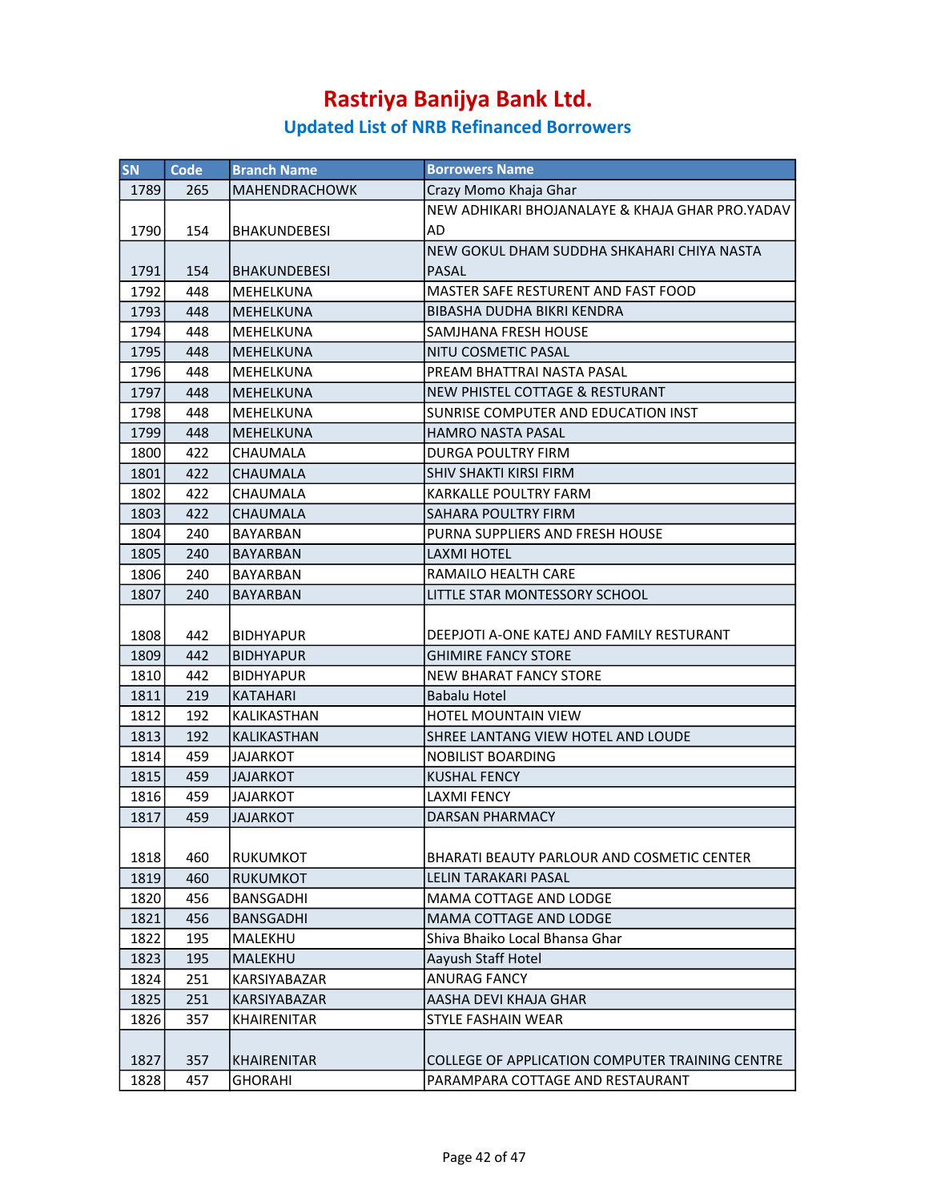# Rastriya Banijya Bank Ltd.

## Updated List of NRB Refinanced Borrowers

| SN | Code | Branch Name | Borrowers Name |
|---|---|---|---|
| 1789 | 265 | MAHENDRACHOWK | Crazy Momo Khaja Ghar |
| 1790 | 154 | BHAKUNDEBESI | NEW ADHIKARI BHOJANALAYE & KHAJA GHAR PRO.YADAV AD |
| 1791 | 154 | BHAKUNDEBESI | NEW GOKUL DHAM SUDDHA SHKAHARI CHIYA NASTA PASAL |
| 1792 | 448 | MEHELKUNA | MASTER SAFE RESTURENT AND FAST FOOD |
| 1793 | 448 | MEHELKUNA | BIBASHA DUDHA BIKRI KENDRA |
| 1794 | 448 | MEHELKUNA | SAMJHANA FRESH HOUSE |
| 1795 | 448 | MEHELKUNA | NITU COSMETIC PASAL |
| 1796 | 448 | MEHELKUNA | PREAM BHATTRAI NASTA PASAL |
| 1797 | 448 | MEHELKUNA | NEW PHISTEL COTTAGE & RESTURANT |
| 1798 | 448 | MEHELKUNA | SUNRISE COMPUTER AND EDUCATION INST |
| 1799 | 448 | MEHELKUNA | HAMRO NASTA PASAL |
| 1800 | 422 | CHAUMALA | DURGA POULTRY FIRM |
| 1801 | 422 | CHAUMALA | SHIV SHAKTI KIRSI FIRM |
| 1802 | 422 | CHAUMALA | KARKALLE POULTRY FARM |
| 1803 | 422 | CHAUMALA | SAHARA POULTRY FIRM |
| 1804 | 240 | BAYARBAN | PURNA SUPPLIERS AND FRESH HOUSE |
| 1805 | 240 | BAYARBAN | LAXMI HOTEL |
| 1806 | 240 | BAYARBAN | RAMAILO HEALTH CARE |
| 1807 | 240 | BAYARBAN | LITTLE STAR MONTESSORY SCHOOL |
| 1808 | 442 | BIDHYAPUR | DEEPJOTI A-ONE KATEJ AND FAMILY RESTURANT |
| 1809 | 442 | BIDHYAPUR | GHIMIRE FANCY STORE |
| 1810 | 442 | BIDHYAPUR | NEW BHARAT FANCY STORE |
| 1811 | 219 | KATAHARI | Babalu Hotel |
| 1812 | 192 | KALIKASTHAN | HOTEL MOUNTAIN VIEW |
| 1813 | 192 | KALIKASTHAN | SHREE LANTANG VIEW HOTEL AND LOUDE |
| 1814 | 459 | JAJARKOT | NOBILIST BOARDING |
| 1815 | 459 | JAJARKOT | KUSHAL FENCY |
| 1816 | 459 | JAJARKOT | LAXMI FENCY |
| 1817 | 459 | JAJARKOT | DARSAN PHARMACY |
| 1818 | 460 | RUKUMKOT | BHARATI BEAUTY PARLOUR AND COSMETIC CENTER |
| 1819 | 460 | RUKUMKOT | LELIN TARAKARI PASAL |
| 1820 | 456 | BANSGADHI | MAMA COTTAGE AND LODGE |
| 1821 | 456 | BANSGADHI | MAMA COTTAGE AND LODGE |
| 1822 | 195 | MALEKHU | Shiva Bhaiko Local Bhansa Ghar |
| 1823 | 195 | MALEKHU | Aayush Staff Hotel |
| 1824 | 251 | KARSIYABAZAR | ANURAG FANCY |
| 1825 | 251 | KARSIYABAZAR | AASHA DEVI KHAJA GHAR |
| 1826 | 357 | KHAIRENITAR | STYLE FASHAIN WEAR |
| 1827 | 357 | KHAIRENITAR | COLLEGE OF APPLICATION COMPUTER TRAINING CENTRE |
| 1828 | 457 | GHORAHI | PARAMPARA COTTAGE AND RESTAURANT |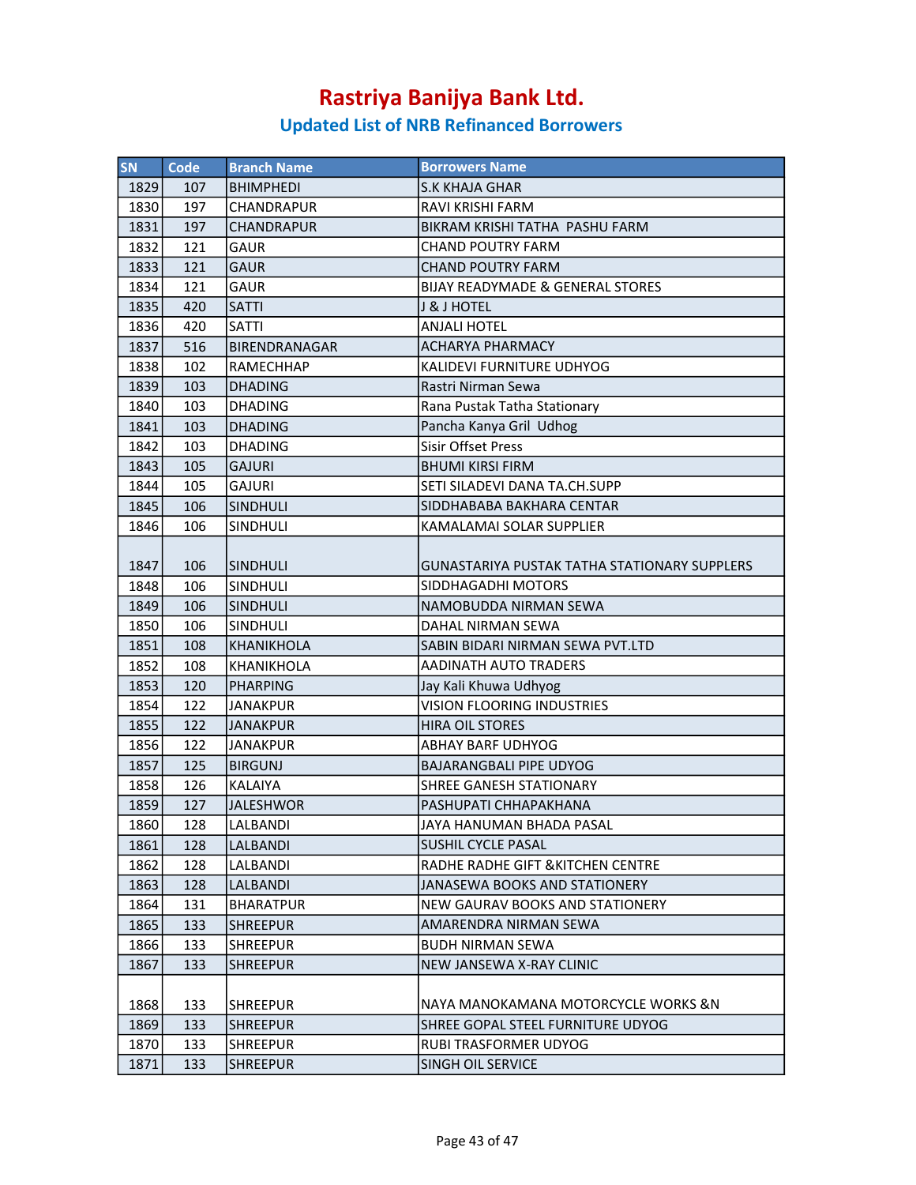# Rastriya Banijya Bank Ltd.

## Updated List of NRB Refinanced Borrowers

| SN | Code | Branch Name | Borrowers Name |
|---|---|---|---|
| 1829 | 107 | BHIMPHEDI | S.K KHAJA GHAR |
| 1830 | 197 | CHANDRAPUR | RAVI KRISHI FARM |
| 1831 | 197 | CHANDRAPUR | BIKRAM KRISHI TATHA PASHU FARM |
| 1832 | 121 | GAUR | CHAND POUTRY FARM |
| 1833 | 121 | GAUR | CHAND POUTRY FARM |
| 1834 | 121 | GAUR | BIJAY READYMADE & GENERAL STORES |
| 1835 | 420 | SATTI | J & J HOTEL |
| 1836 | 420 | SATTI | ANJALI HOTEL |
| 1837 | 516 | BIRENDRANAGAR | ACHARYA PHARMACY |
| 1838 | 102 | RAMECHHAP | KALIDEVI FURNITURE UDHYOG |
| 1839 | 103 | DHADING | Rastri Nirman Sewa |
| 1840 | 103 | DHADING | Rana Pustak Tatha Stationary |
| 1841 | 103 | DHADING | Pancha Kanya Gril Udhog |
| 1842 | 103 | DHADING | Sisir Offset Press |
| 1843 | 105 | GAJURI | BHUMI KIRSI FIRM |
| 1844 | 105 | GAJURI | SETI SILADEVI DANA TA.CH.SUPP |
| 1845 | 106 | SINDHULI | SIDDHABABA BAKHARA CENTAR |
| 1846 | 106 | SINDHULI | KAMALAMAI SOLAR SUPPLIER |
| 1847 | 106 | SINDHULI | GUNASTARIYA PUSTAK TATHA STATIONARY SUPPLERS |
| 1848 | 106 | SINDHULI | SIDDHAGADHI MOTORS |
| 1849 | 106 | SINDHULI | NAMOBUDDA NIRMAN SEWA |
| 1850 | 106 | SINDHULI | DAHAL NIRMAN SEWA |
| 1851 | 108 | KHANIKHOLA | SABIN BIDARI NIRMAN SEWA PVT.LTD |
| 1852 | 108 | KHANIKHOLA | AADINATH AUTO TRADERS |
| 1853 | 120 | PHARPING | Jay Kali Khuwa Udhyog |
| 1854 | 122 | JANAKPUR | VISION FLOORING INDUSTRIES |
| 1855 | 122 | JANAKPUR | HIRA OIL STORES |
| 1856 | 122 | JANAKPUR | ABHAY BARF UDHYOG |
| 1857 | 125 | BIRGUNJ | BAJARANGBALI PIPE UDYOG |
| 1858 | 126 | KALAIYA | SHREE GANESH STATIONARY |
| 1859 | 127 | JALESHWOR | PASHUPATI CHHAPAKHANA |
| 1860 | 128 | LALBANDI | JAYA HANUMAN BHADA PASAL |
| 1861 | 128 | LALBANDI | SUSHIL CYCLE PASAL |
| 1862 | 128 | LALBANDI | RADHE RADHE GIFT &KITCHEN CENTRE |
| 1863 | 128 | LALBANDI | JANASEWA BOOKS AND STATIONERY |
| 1864 | 131 | BHARATPUR | NEW GAURAV BOOKS AND STATIONERY |
| 1865 | 133 | SHREEPUR | AMARENDRA NIRMAN SEWA |
| 1866 | 133 | SHREEPUR | BUDH NIRMAN SEWA |
| 1867 | 133 | SHREEPUR | NEW JANSEWA X-RAY CLINIC |
| 1868 | 133 | SHREEPUR | NAYA MANOKAMANA MOTORCYCLE WORKS &N |
| 1869 | 133 | SHREEPUR | SHREE GOPAL STEEL FURNITURE UDYOG |
| 1870 | 133 | SHREEPUR | RUBI TRASFORMER UDYOG |
| 1871 | 133 | SHREEPUR | SINGH OIL SERVICE |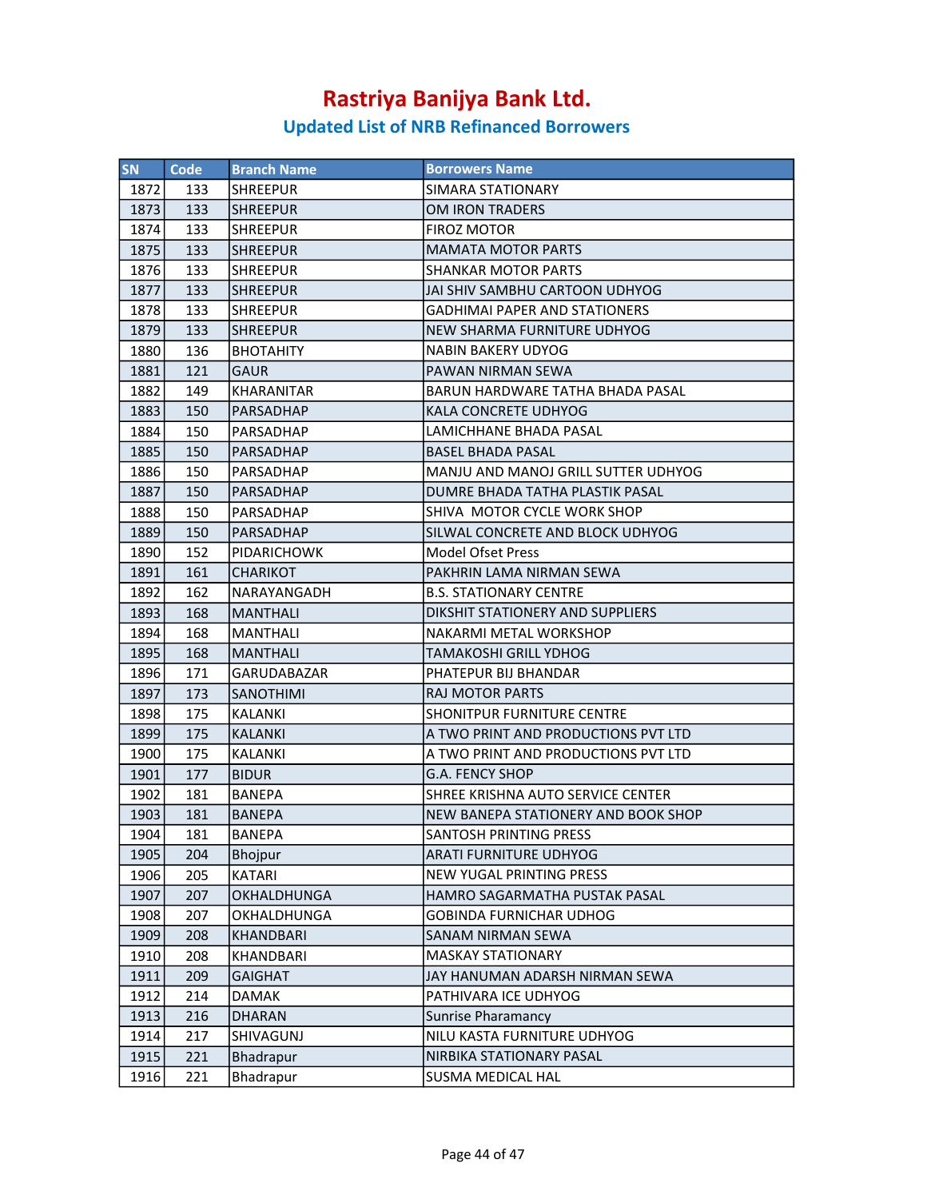# Rastriya Banijya Bank Ltd.

## Updated List of NRB Refinanced Borrowers

| SN | Code | Branch Name | Borrowers Name |
|---|---|---|---|
| 1872 | 133 | SHREEPUR | SIMARA STATIONARY |
| 1873 | 133 | SHREEPUR | OM IRON TRADERS |
| 1874 | 133 | SHREEPUR | FIROZ MOTOR |
| 1875 | 133 | SHREEPUR | MAMATA MOTOR PARTS |
| 1876 | 133 | SHREEPUR | SHANKAR MOTOR PARTS |
| 1877 | 133 | SHREEPUR | JAI SHIV SAMBHU CARTOON UDHYOG |
| 1878 | 133 | SHREEPUR | GADHIMAI PAPER AND STATIONERS |
| 1879 | 133 | SHREEPUR | NEW SHARMA FURNITURE UDHYOG |
| 1880 | 136 | BHOTAHITY | NABIN BAKERY UDYOG |
| 1881 | 121 | GAUR | PAWAN NIRMAN SEWA |
| 1882 | 149 | KHARANITAR | BARUN HARDWARE TATHA BHADA PASAL |
| 1883 | 150 | PARSADHAP | KALA CONCRETE UDHYOG |
| 1884 | 150 | PARSADHAP | LAMICHHANE BHADA PASAL |
| 1885 | 150 | PARSADHAP | BASEL BHADA PASAL |
| 1886 | 150 | PARSADHAP | MANJU AND MANOJ GRILL SUTTER UDHYOG |
| 1887 | 150 | PARSADHAP | DUMRE BHADA TATHA PLASTIK PASAL |
| 1888 | 150 | PARSADHAP | SHIVA  MOTOR CYCLE WORK SHOP |
| 1889 | 150 | PARSADHAP | SILWAL CONCRETE AND BLOCK UDHYOG |
| 1890 | 152 | PIDARICHOWK | Model Ofset Press |
| 1891 | 161 | CHARIKOT | PAKHRIN LAMA NIRMAN SEWA |
| 1892 | 162 | NARAYANGADH | B.S. STATIONARY CENTRE |
| 1893 | 168 | MANTHALI | DIKSHIT STATIONERY AND SUPPLIERS |
| 1894 | 168 | MANTHALI | NAKARMI METAL WORKSHOP |
| 1895 | 168 | MANTHALI | TAMAKOSHI GRILL YDHOG |
| 1896 | 171 | GARUDABAZAR | PHATEPUR BIJ BHANDAR |
| 1897 | 173 | SANOTHIMI | RAJ MOTOR PARTS |
| 1898 | 175 | KALANKI | SHONITPUR FURNITURE CENTRE |
| 1899 | 175 | KALANKI | A TWO PRINT AND PRODUCTIONS PVT LTD |
| 1900 | 175 | KALANKI | A TWO PRINT AND PRODUCTIONS PVT LTD |
| 1901 | 177 | BIDUR | G.A. FENCY SHOP |
| 1902 | 181 | BANEPA | SHREE KRISHNA AUTO SERVICE CENTER |
| 1903 | 181 | BANEPA | NEW BANEPA STATIONERY AND BOOK SHOP |
| 1904 | 181 | BANEPA | SANTOSH PRINTING PRESS |
| 1905 | 204 | Bhojpur | ARATI FURNITURE UDHYOG |
| 1906 | 205 | KATARI | NEW YUGAL PRINTING PRESS |
| 1907 | 207 | OKHALDHUNGA | HAMRO SAGARMATHA PUSTAK PASAL |
| 1908 | 207 | OKHALDHUNGA | GOBINDA FURNICHAR UDHOG |
| 1909 | 208 | KHANDBARI | SANAM NIRMAN SEWA |
| 1910 | 208 | KHANDBARI | MASKAY STATIONARY |
| 1911 | 209 | GAIGHAT | JAY HANUMAN ADARSH NIRMAN SEWA |
| 1912 | 214 | DAMAK | PATHIVARA ICE UDHYOG |
| 1913 | 216 | DHARAN | Sunrise Pharamancy |
| 1914 | 217 | SHIVAGUNJ | NILU KASTA FURNITURE UDHYOG |
| 1915 | 221 | Bhadrapur | NIRBIKA STATIONARY PASAL |
| 1916 | 221 | Bhadrapur | SUSMA MEDICAL HAL |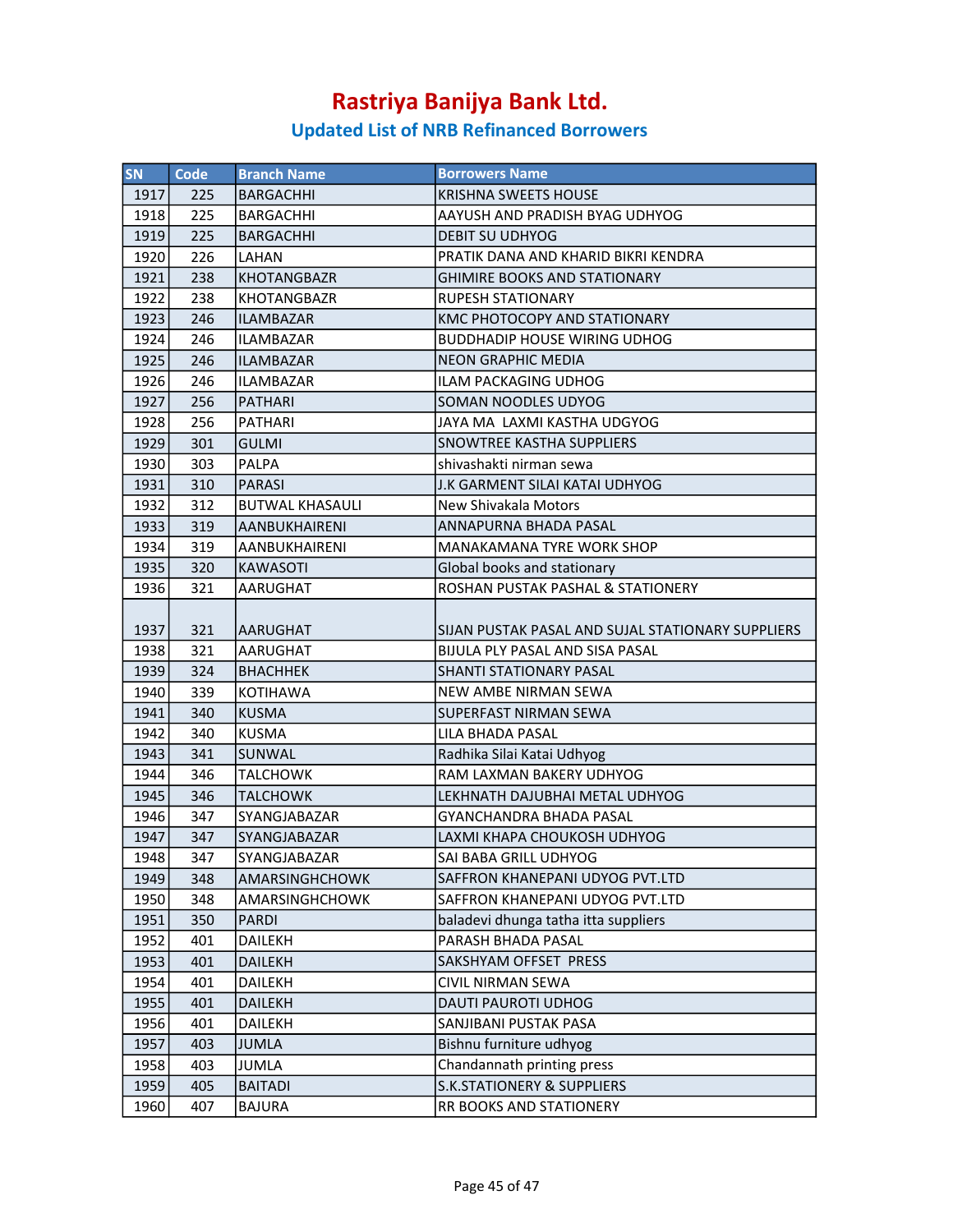# Rastriya Banijya Bank Ltd.

## Updated List of NRB Refinanced Borrowers

| SN | Code | Branch Name | Borrowers Name |
|---|---|---|---|
| 1917 | 225 | BARGACHHI | KRISHNA SWEETS HOUSE |
| 1918 | 225 | BARGACHHI | AAYUSH AND PRADISH BYAG UDHYOG |
| 1919 | 225 | BARGACHHI | DEBIT SU UDHYOG |
| 1920 | 226 | LAHAN | PRATIK DANA AND KHARID BIKRI KENDRA |
| 1921 | 238 | KHOTANGBAZR | GHIMIRE BOOKS AND STATIONARY |
| 1922 | 238 | KHOTANGBAZR | RUPESH STATIONARY |
| 1923 | 246 | ILAMBAZAR | KMC PHOTOCOPY AND STATIONARY |
| 1924 | 246 | ILAMBAZAR | BUDDHADIP HOUSE WIRING UDHOG |
| 1925 | 246 | ILAMBAZAR | NEON GRAPHIC MEDIA |
| 1926 | 246 | ILAMBAZAR | ILAM PACKAGING UDHOG |
| 1927 | 256 | PATHARI | SOMAN NOODLES UDYOG |
| 1928 | 256 | PATHARI | JAYA MA  LAXMI KASTHA UDGYOG |
| 1929 | 301 | GULMI | SNOWTREE KASTHA SUPPLIERS |
| 1930 | 303 | PALPA | shivashakti nirman sewa |
| 1931 | 310 | PARASI | J.K GARMENT SILAI KATAI UDHYOG |
| 1932 | 312 | BUTWAL KHASAULI | New Shivakala Motors |
| 1933 | 319 | AANBUKHAIRENI | ANNAPURNA BHADA PASAL |
| 1934 | 319 | AANBUKHAIRENI | MANAKAMANA TYRE WORK SHOP |
| 1935 | 320 | KAWASOTI | Global books and stationary |
| 1936 | 321 | AARUGHAT | ROSHAN PUSTAK PASHAL & STATIONERY |
| 1937 | 321 | AARUGHAT | SIJAN PUSTAK PASAL AND SUJAL STATIONARY SUPPLIERS |
| 1938 | 321 | AARUGHAT | BIJULA PLY PASAL AND SISA PASAL |
| 1939 | 324 | BHACHHEK | SHANTI STATIONARY PASAL |
| 1940 | 339 | KOTIHAWA | NEW AMBE NIRMAN SEWA |
| 1941 | 340 | KUSMA | SUPERFAST NIRMAN SEWA |
| 1942 | 340 | KUSMA | LILA BHADA PASAL |
| 1943 | 341 | SUNWAL | Radhika Silai Katai Udhyog |
| 1944 | 346 | TALCHOWK | RAM LAXMAN BAKERY UDHYOG |
| 1945 | 346 | TALCHOWK | LEKHNATH DAJUBHAI METAL UDHYOG |
| 1946 | 347 | SYANGJABAZAR | GYANCHANDRA BHADA PASAL |
| 1947 | 347 | SYANGJABAZAR | LAXMI KHAPA CHOUKOSH UDHYOG |
| 1948 | 347 | SYANGJABAZAR | SAI BABA GRILL UDHYOG |
| 1949 | 348 | AMARSINGHCHOWK | SAFFRON KHANEPANI UDYOG PVT.LTD |
| 1950 | 348 | AMARSINGHCHOWK | SAFFRON KHANEPANI UDYOG PVT.LTD |
| 1951 | 350 | PARDI | baladevi dhunga tatha itta suppliers |
| 1952 | 401 | DAILEKH | PARASH BHADA PASAL |
| 1953 | 401 | DAILEKH | SAKSHYAM OFFSET  PRESS |
| 1954 | 401 | DAILEKH | CIVIL NIRMAN SEWA |
| 1955 | 401 | DAILEKH | DAUTI PAUROTI UDHOG |
| 1956 | 401 | DAILEKH | SANJIBANI PUSTAK PASA |
| 1957 | 403 | JUMLA | Bishnu furniture udhyog |
| 1958 | 403 | JUMLA | Chandannath printing press |
| 1959 | 405 | BAITADI | S.K.STATIONERY & SUPPLIERS |
| 1960 | 407 | BAJURA | RR BOOKS AND STATIONERY |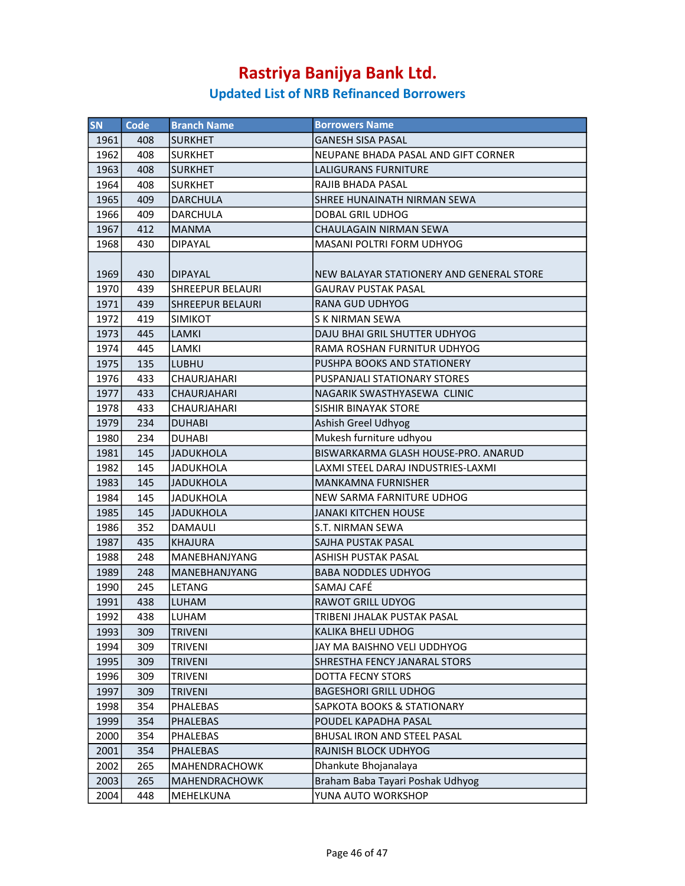# Rastriya Banijya Bank Ltd.

## Updated List of NRB Refinanced Borrowers

| SN | Code | Branch Name | Borrowers Name |
|---|---|---|---|
| 1961 | 408 | SURKHET | GANESH SISA PASAL |
| 1962 | 408 | SURKHET | NEUPANE BHADA PASAL AND GIFT CORNER |
| 1963 | 408 | SURKHET | LALIGURANS FURNITURE |
| 1964 | 408 | SURKHET | RAJIB BHADA PASAL |
| 1965 | 409 | DARCHULA | SHREE HUNAINATH NIRMAN SEWA |
| 1966 | 409 | DARCHULA | DOBAL GRIL UDHOG |
| 1967 | 412 | MANMA | CHAULAGAIN NIRMAN SEWA |
| 1968 | 430 | DIPAYAL | MASANI POLTRI FORM UDHYOG |
| 1969 | 430 | DIPAYAL | NEW BALAYAR STATIONERY AND GENERAL STORE |
| 1970 | 439 | SHREEPUR BELAURI | GAURAV PUSTAK PASAL |
| 1971 | 439 | SHREEPUR BELAURI | RANA GUD UDHYOG |
| 1972 | 419 | SIMIKOT | S K NIRMAN SEWA |
| 1973 | 445 | LAMKI | DAJU BHAI GRIL SHUTTER UDHYOG |
| 1974 | 445 | LAMKI | RAMA ROSHAN FURNITUR UDHYOG |
| 1975 | 135 | LUBHU | PUSHPA BOOKS AND STATIONERY |
| 1976 | 433 | CHAURJAHARI | PUSPANJALI STATIONARY STORES |
| 1977 | 433 | CHAURJAHARI | NAGARIK SWASTHYASEWA CLINIC |
| 1978 | 433 | CHAURJAHARI | SISHIR BINAYAK STORE |
| 1979 | 234 | DUHABI | Ashish Greel Udhyog |
| 1980 | 234 | DUHABI | Mukesh furniture udhyou |
| 1981 | 145 | JADUKHOLA | BISWARKARMA GLASH HOUSE-PRO. ANARUD |
| 1982 | 145 | JADUKHOLA | LAXMI STEEL DARAJ INDUSTRIES-LAXMI |
| 1983 | 145 | JADUKHOLA | MANKAMNA FURNISHER |
| 1984 | 145 | JADUKHOLA | NEW SARMA FARNITURE UDHOG |
| 1985 | 145 | JADUKHOLA | JANAKI KITCHEN HOUSE |
| 1986 | 352 | DAMAULI | S.T. NIRMAN SEWA |
| 1987 | 435 | KHAJURA | SAJHA PUSTAK PASAL |
| 1988 | 248 | MANEBHANJYANG | ASHISH PUSTAK PASAL |
| 1989 | 248 | MANEBHANJYANG | BABA NODDLES UDHYOG |
| 1990 | 245 | LETANG | SAMAJ CAFÉ |
| 1991 | 438 | LUHAM | RAWOT GRILL UDYOG |
| 1992 | 438 | LUHAM | TRIBENI JHALAK PUSTAK PASAL |
| 1993 | 309 | TRIVENI | KALIKA BHELI UDHOG |
| 1994 | 309 | TRIVENI | JAY MA BAISHNO VELI UDDHYOG |
| 1995 | 309 | TRIVENI | SHRESTHA FENCY JANARAL STORS |
| 1996 | 309 | TRIVENI | DOTTA FECNY STORS |
| 1997 | 309 | TRIVENI | BAGESHORI GRILL UDHOG |
| 1998 | 354 | PHALEBAS | SAPKOTA BOOKS & STATIONARY |
| 1999 | 354 | PHALEBAS | POUDEL KAPADHA PASAL |
| 2000 | 354 | PHALEBAS | BHUSAL IRON AND STEEL PASAL |
| 2001 | 354 | PHALEBAS | RAJNISH BLOCK UDHYOG |
| 2002 | 265 | MAHENDRACHOWK | Dhankute Bhojanalaya |
| 2003 | 265 | MAHENDRACHOWK | Braham Baba Tayari Poshak Udhyog |
| 2004 | 448 | MEHELKUNA | YUNA AUTO WORKSHOP |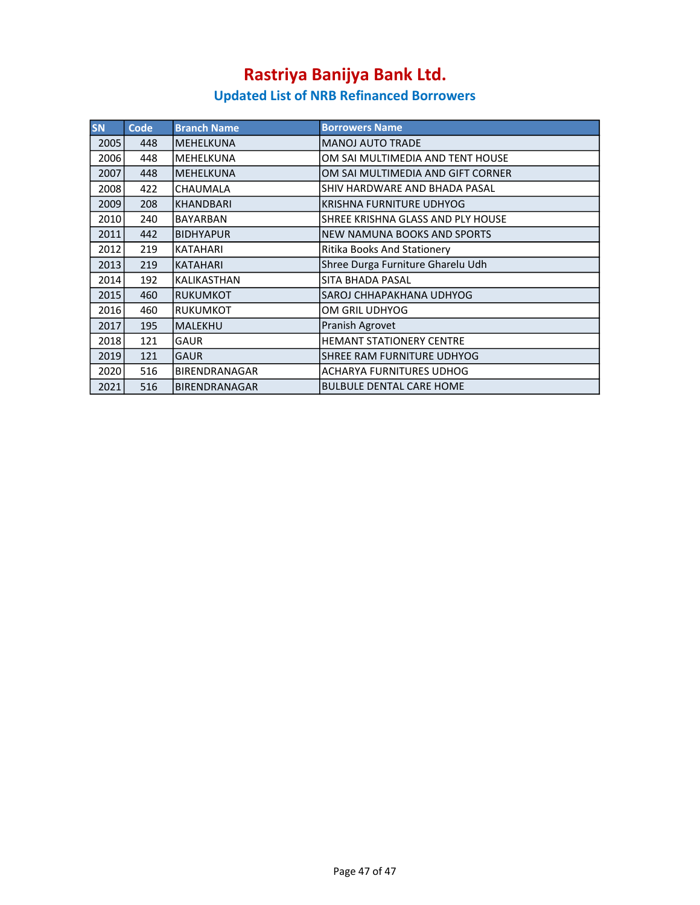# Rastriya Banijya Bank Ltd.

## Updated List of NRB Refinanced Borrowers

| SN | Code | Branch Name | Borrowers Name |
|---|---|---|---|
| 2005 | 448 | MEHELKUNA | MANOJ AUTO TRADE |
| 2006 | 448 | MEHELKUNA | OM SAI MULTIMEDIA AND TENT HOUSE |
| 2007 | 448 | MEHELKUNA | OM SAI MULTIMEDIA AND GIFT CORNER |
| 2008 | 422 | CHAUMALA | SHIV HARDWARE AND BHADA PASAL |
| 2009 | 208 | KHANDBARI | KRISHNA FURNITURE UDHYOG |
| 2010 | 240 | BAYARBAN | SHREE KRISHNA GLASS AND PLY HOUSE |
| 2011 | 442 | BIDHYAPUR | NEW NAMUNA BOOKS AND SPORTS |
| 2012 | 219 | KATAHARI | Ritika Books And Stationery |
| 2013 | 219 | KATAHARI | Shree Durga Furniture Gharelu Udh |
| 2014 | 192 | KALIKASTHAN | SITA BHADA PASAL |
| 2015 | 460 | RUKUMKOT | SAROJ CHHAPAKHANA UDHYOG |
| 2016 | 460 | RUKUMKOT | OM GRIL UDHYOG |
| 2017 | 195 | MALEKHU | Pranish Agrovet |
| 2018 | 121 | GAUR | HEMANT STATIONERY CENTRE |
| 2019 | 121 | GAUR | SHREE RAM FURNITURE UDHYOG |
| 2020 | 516 | BIRENDRANAGAR | ACHARYA FURNITURES UDHOG |
| 2021 | 516 | BIRENDRANAGAR | BULBULE DENTAL CARE HOME |